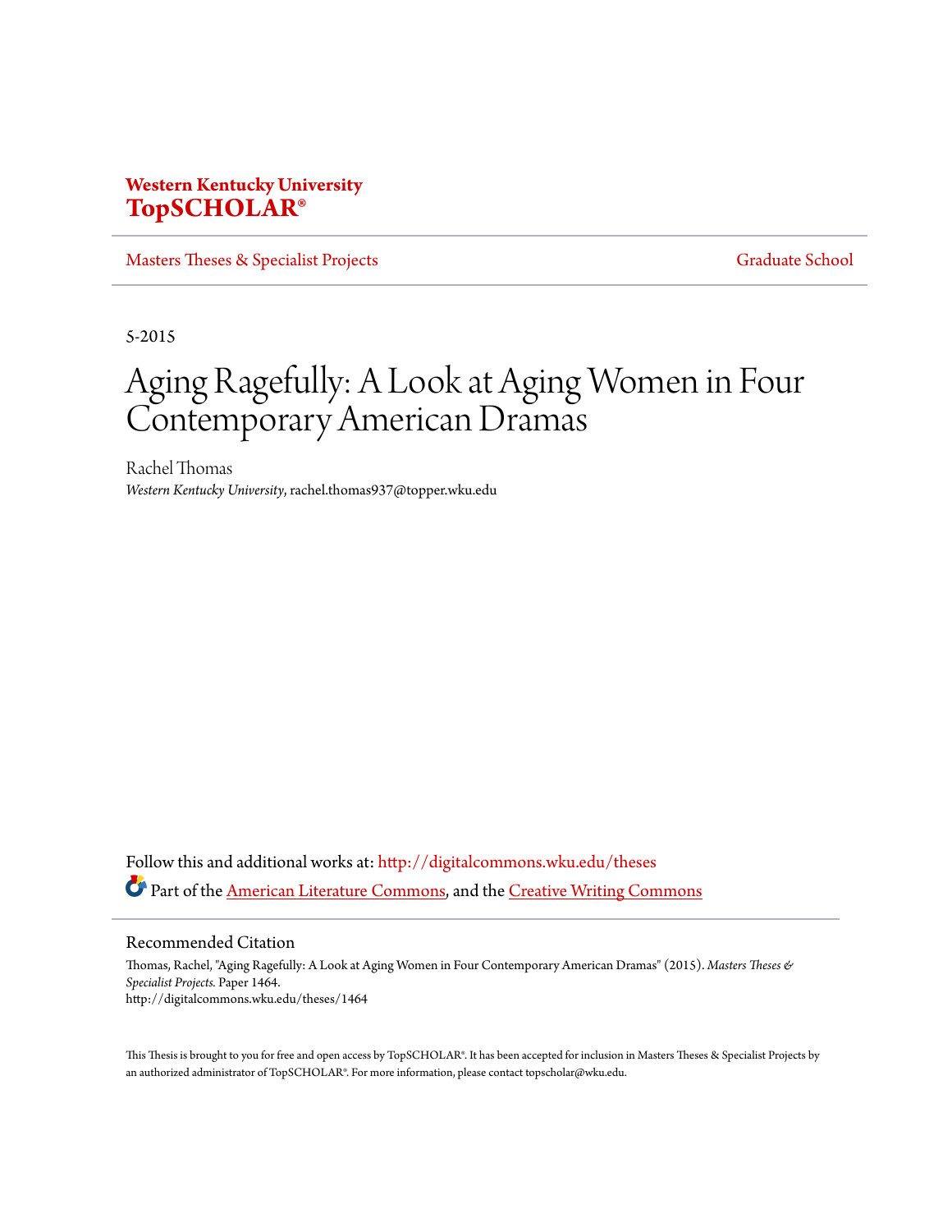**Western Kentucky University**
**TopSCHOLAR®**

Masters Theses & Specialist Projects | Graduate School

5-2015

# Aging Ragefully: A Look at Aging Women in Four Contemporary American Dramas

Rachel Thomas
*Western Kentucky University*, rachel.thomas937@topper.wku.edu

Follow this and additional works at: http://digitalcommons.wku.edu/theses

Part of the American Literature Commons, and the Creative Writing Commons

## Recommended Citation

Thomas, Rachel, "Aging Ragefully: A Look at Aging Women in Four Contemporary American Dramas" (2015). *Masters Theses & Specialist Projects.* Paper 1464.
http://digitalcommons.wku.edu/theses/1464

This Thesis is brought to you for free and open access by TopSCHOLAR®. It has been accepted for inclusion in Masters Theses & Specialist Projects by an authorized administrator of TopSCHOLAR®. For more information, please contact topscholar@wku.edu.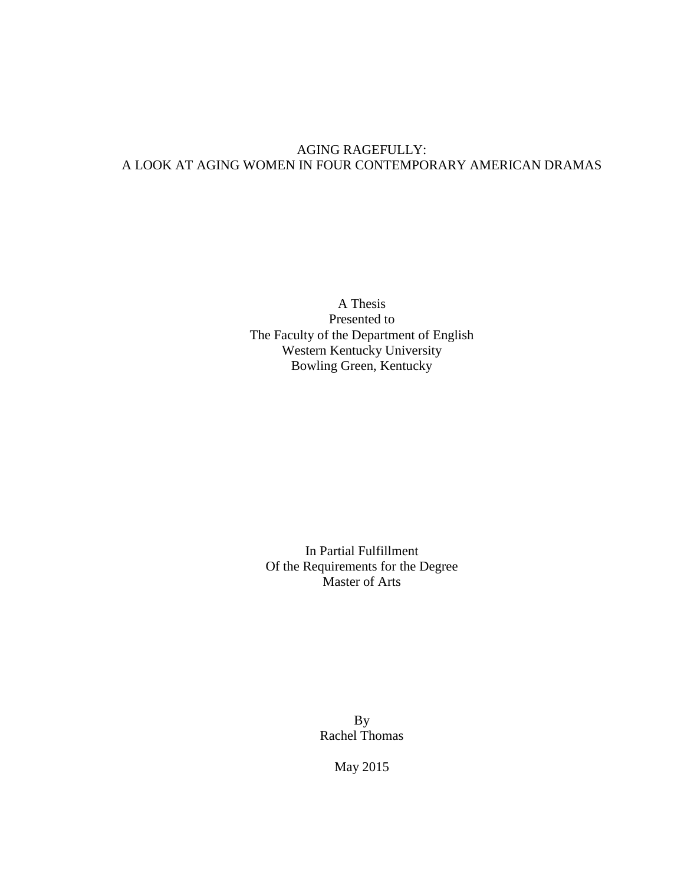# AGING RAGEFULLY:
# A LOOK AT AGING WOMEN IN FOUR CONTEMPORARY AMERICAN DRAMAS

A Thesis
Presented to
The Faculty of the Department of English
Western Kentucky University
Bowling Green, Kentucky

In Partial Fulfillment
Of the Requirements for the Degree
Master of Arts

By
Rachel Thomas

May 2015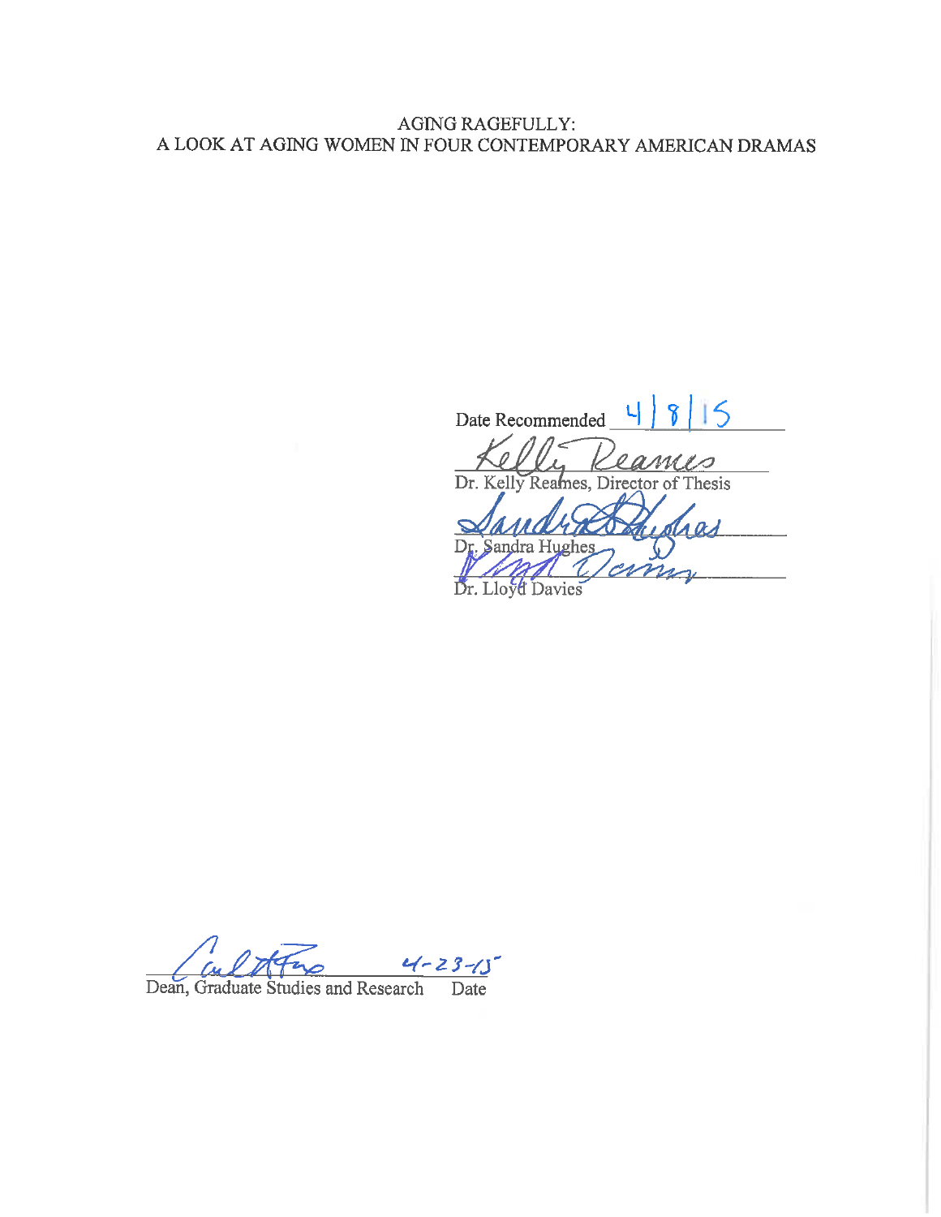AGING RAGEFULLY:
A LOOK AT AGING WOMEN IN FOUR CONTEMPORARY AMERICAN DRAMAS

Date Recommended 4/8/15

Dr. Kelly Reames, Director of Thesis

Dr. Sandra Hughes

Dr. Lloyd Davies

Dean, Graduate Studies and Research    Date 4-23-15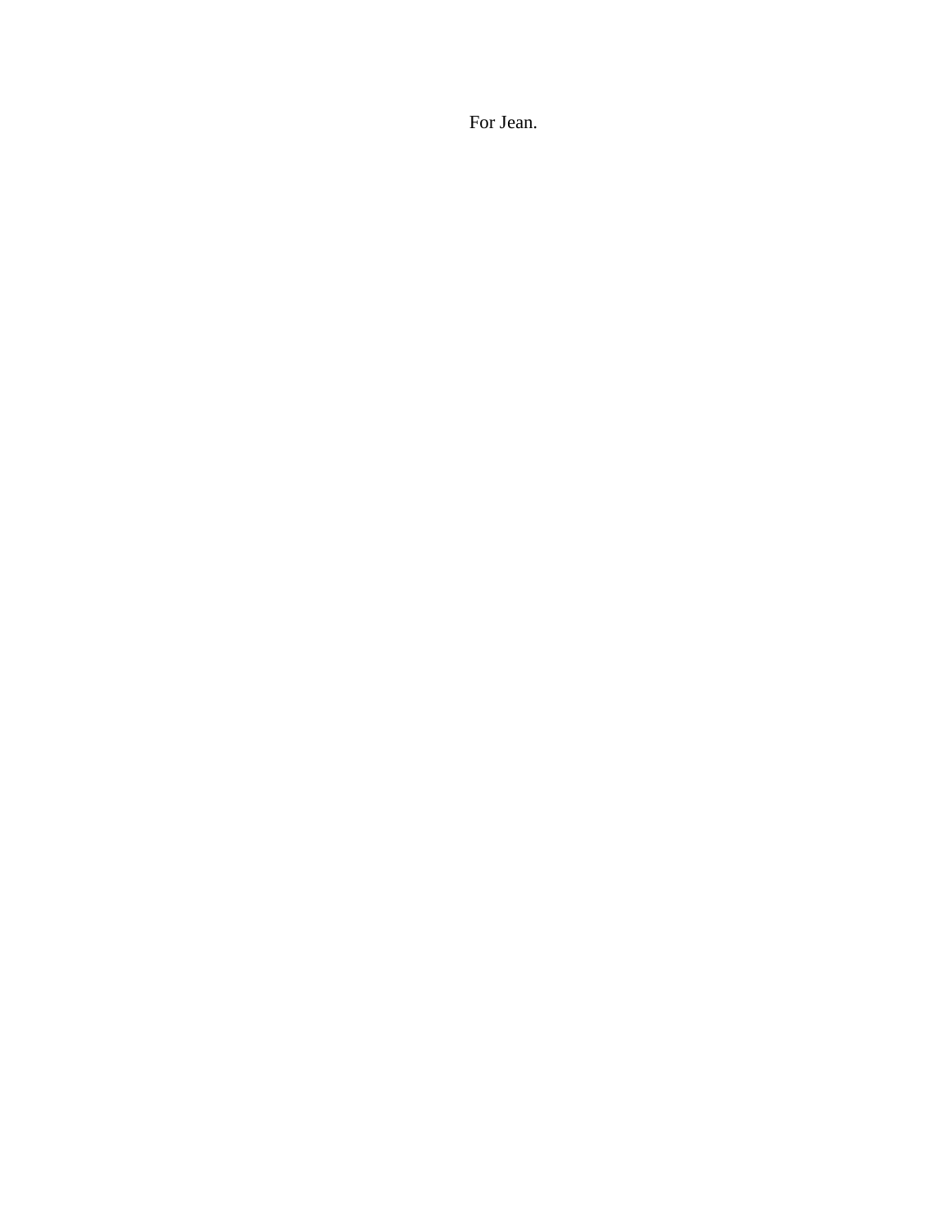For Jean.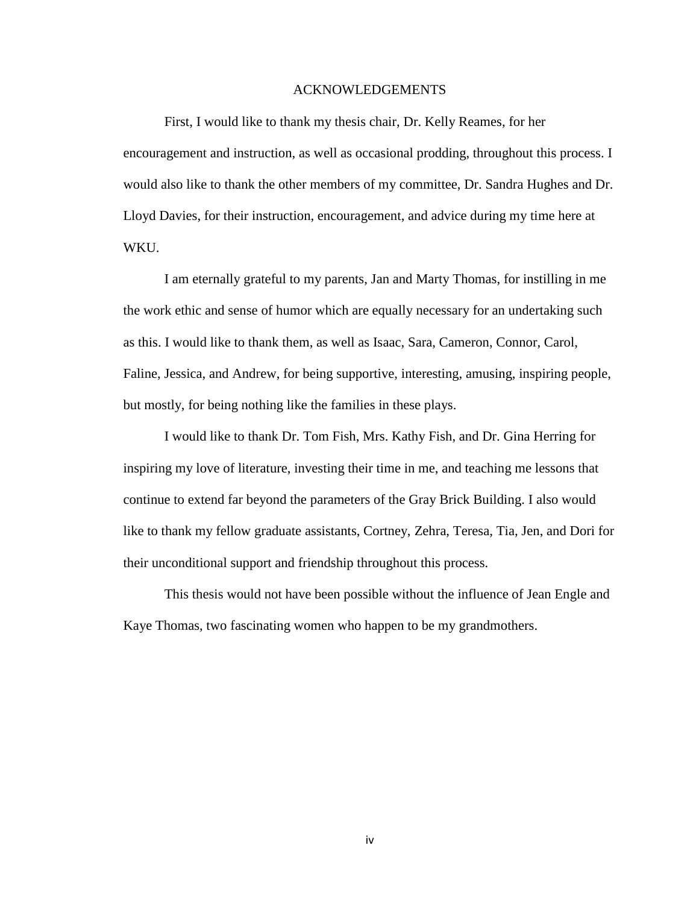# ACKNOWLEDGEMENTS

First, I would like to thank my thesis chair, Dr. Kelly Reames, for her encouragement and instruction, as well as occasional prodding, throughout this process. I would also like to thank the other members of my committee, Dr. Sandra Hughes and Dr. Lloyd Davies, for their instruction, encouragement, and advice during my time here at WKU.

I am eternally grateful to my parents, Jan and Marty Thomas, for instilling in me the work ethic and sense of humor which are equally necessary for an undertaking such as this. I would like to thank them, as well as Isaac, Sara, Cameron, Connor, Carol, Faline, Jessica, and Andrew, for being supportive, interesting, amusing, inspiring people, but mostly, for being nothing like the families in these plays.

I would like to thank Dr. Tom Fish, Mrs. Kathy Fish, and Dr. Gina Herring for inspiring my love of literature, investing their time in me, and teaching me lessons that continue to extend far beyond the parameters of the Gray Brick Building. I also would like to thank my fellow graduate assistants, Cortney, Zehra, Teresa, Tia, Jen, and Dori for their unconditional support and friendship throughout this process.

This thesis would not have been possible without the influence of Jean Engle and Kaye Thomas, two fascinating women who happen to be my grandmothers.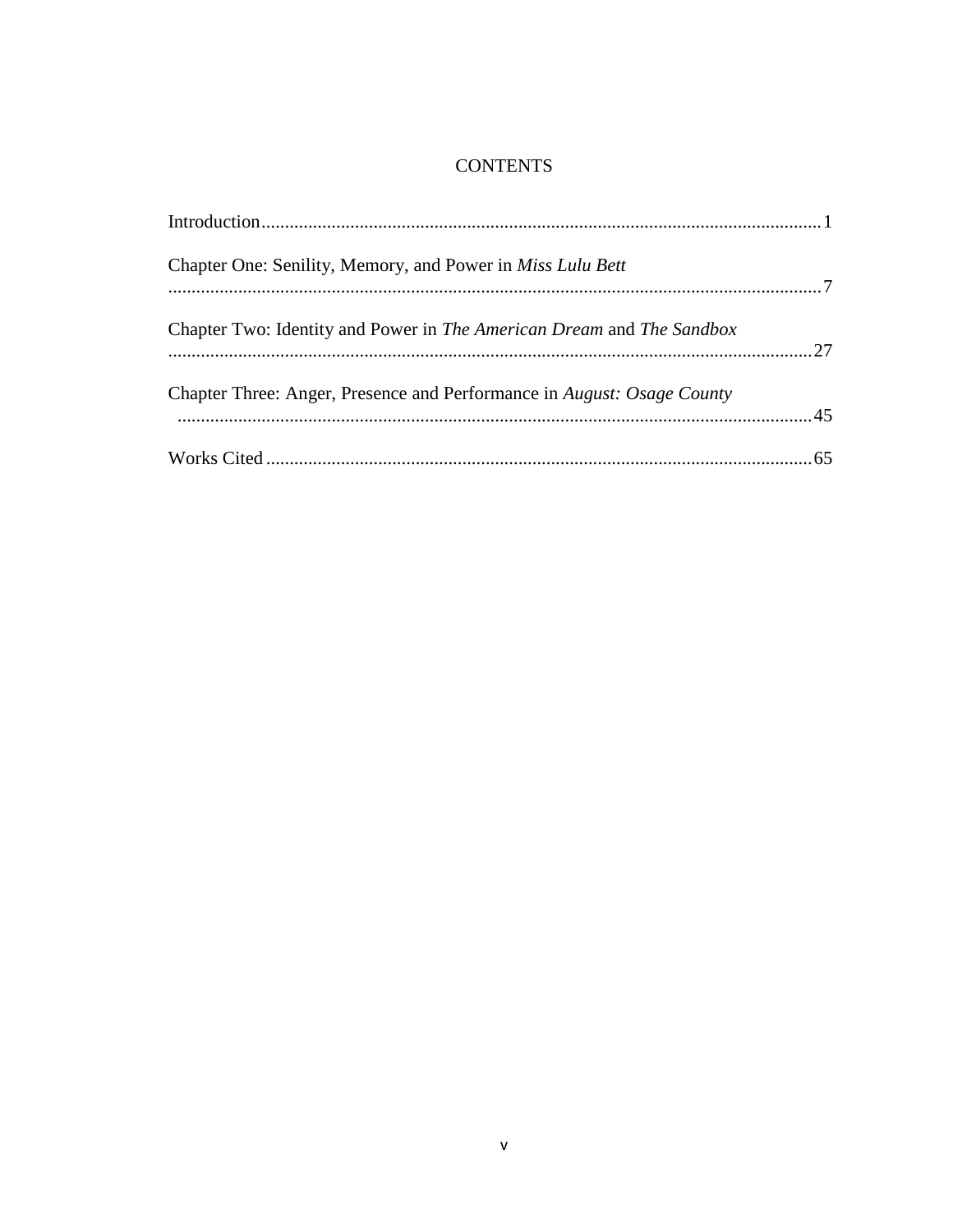# CONTENTS

Introduction........................................................................................................................1

Chapter One: Senility, Memory, and Power in *Miss Lulu Bett* ..........................................................................................................................................7

Chapter Two: Identity and Power in *The American Dream* and *The Sandbox* ..........................................................................................................................................27

Chapter Three: Anger, Presence and Performance in *August: Osage County* ..........................................................................................................................................45

Works Cited .....................................................................................................................65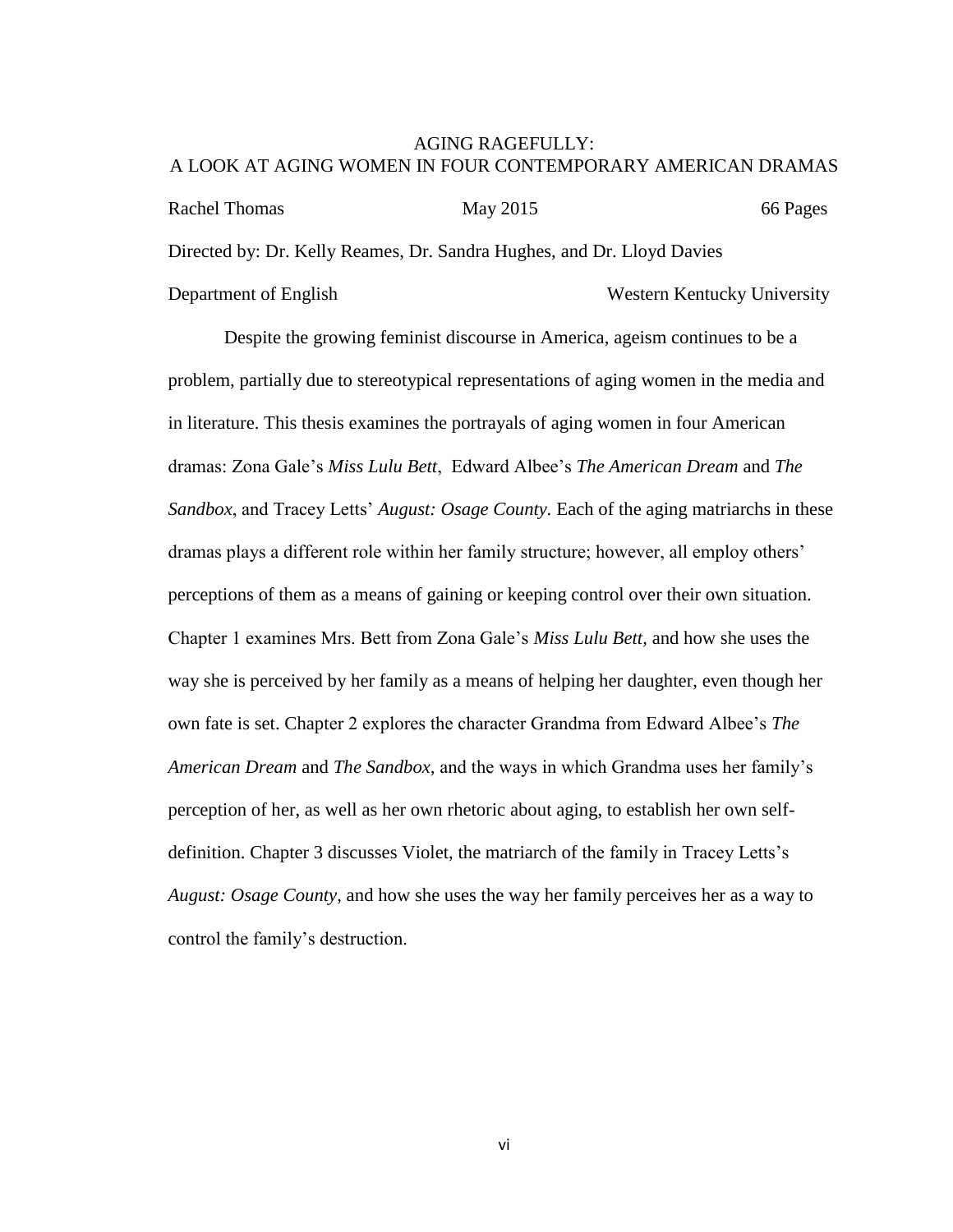# AGING RAGEFULLY:
# A LOOK AT AGING WOMEN IN FOUR CONTEMPORARY AMERICAN DRAMAS

Rachel Thomas May 2015 66 Pages

Directed by: Dr. Kelly Reames, Dr. Sandra Hughes, and Dr. Lloyd Davies

Department of English Western Kentucky University

Despite the growing feminist discourse in America, ageism continues to be a problem, partially due to stereotypical representations of aging women in the media and in literature. This thesis examines the portrayals of aging women in four American dramas: Zona Gale's *Miss Lulu Bett*, Edward Albee's *The American Dream* and *The Sandbox*, and Tracey Letts' *August: Osage County*. Each of the aging matriarchs in these dramas plays a different role within her family structure; however, all employ others' perceptions of them as a means of gaining or keeping control over their own situation. Chapter 1 examines Mrs. Bett from Zona Gale's *Miss Lulu Bett,* and how she uses the way she is perceived by her family as a means of helping her daughter, even though her own fate is set. Chapter 2 explores the character Grandma from Edward Albee's *The American Dream* and *The Sandbox,* and the ways in which Grandma uses her family's perception of her, as well as her own rhetoric about aging, to establish her own self-definition. Chapter 3 discusses Violet, the matriarch of the family in Tracey Letts's *August: Osage County*, and how she uses the way her family perceives her as a way to control the family's destruction.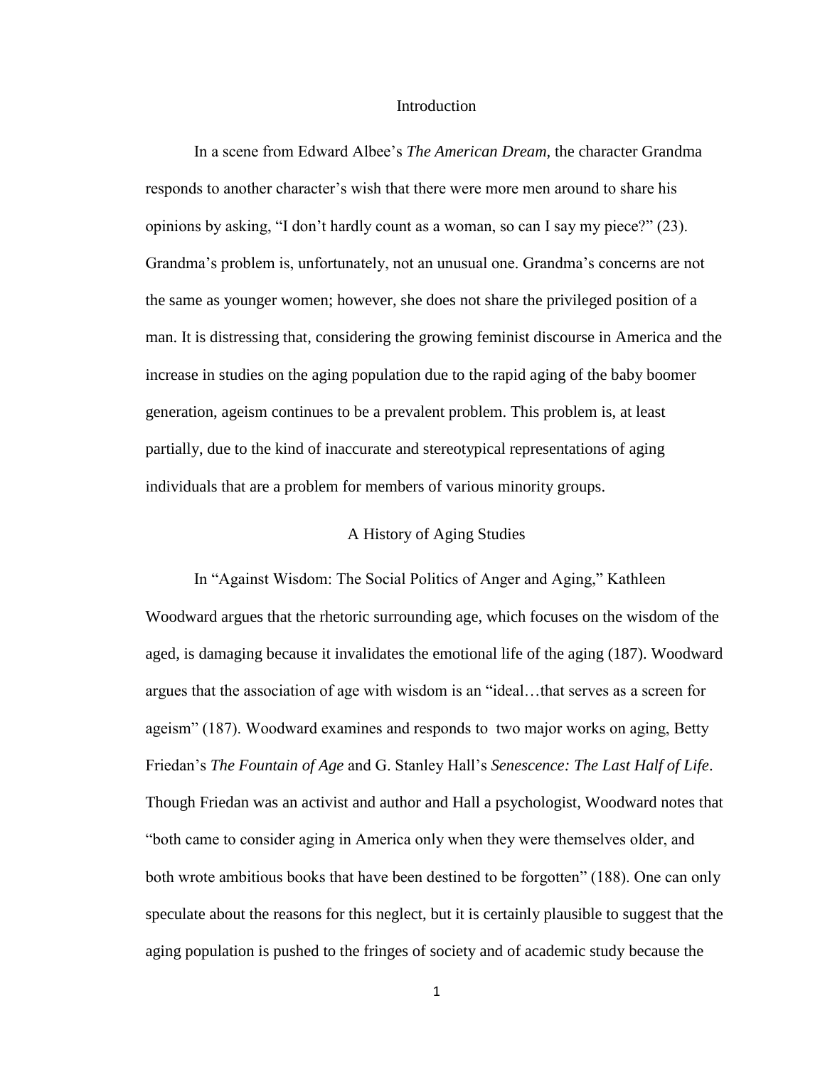## Introduction

In a scene from Edward Albee's *The American Dream,* the character Grandma responds to another character's wish that there were more men around to share his opinions by asking, "I don't hardly count as a woman, so can I say my piece?" (23). Grandma's problem is, unfortunately, not an unusual one. Grandma's concerns are not the same as younger women; however, she does not share the privileged position of a man. It is distressing that, considering the growing feminist discourse in America and the increase in studies on the aging population due to the rapid aging of the baby boomer generation, ageism continues to be a prevalent problem. This problem is, at least partially, due to the kind of inaccurate and stereotypical representations of aging individuals that are a problem for members of various minority groups.

## A History of Aging Studies

In "Against Wisdom: The Social Politics of Anger and Aging," Kathleen Woodward argues that the rhetoric surrounding age, which focuses on the wisdom of the aged, is damaging because it invalidates the emotional life of the aging (187). Woodward argues that the association of age with wisdom is an "ideal…that serves as a screen for ageism" (187). Woodward examines and responds to two major works on aging, Betty Friedan's *The Fountain of Age* and G. Stanley Hall's *Senescence: The Last Half of Life*. Though Friedan was an activist and author and Hall a psychologist, Woodward notes that "both came to consider aging in America only when they were themselves older, and both wrote ambitious books that have been destined to be forgotten" (188). One can only speculate about the reasons for this neglect, but it is certainly plausible to suggest that the aging population is pushed to the fringes of society and of academic study because the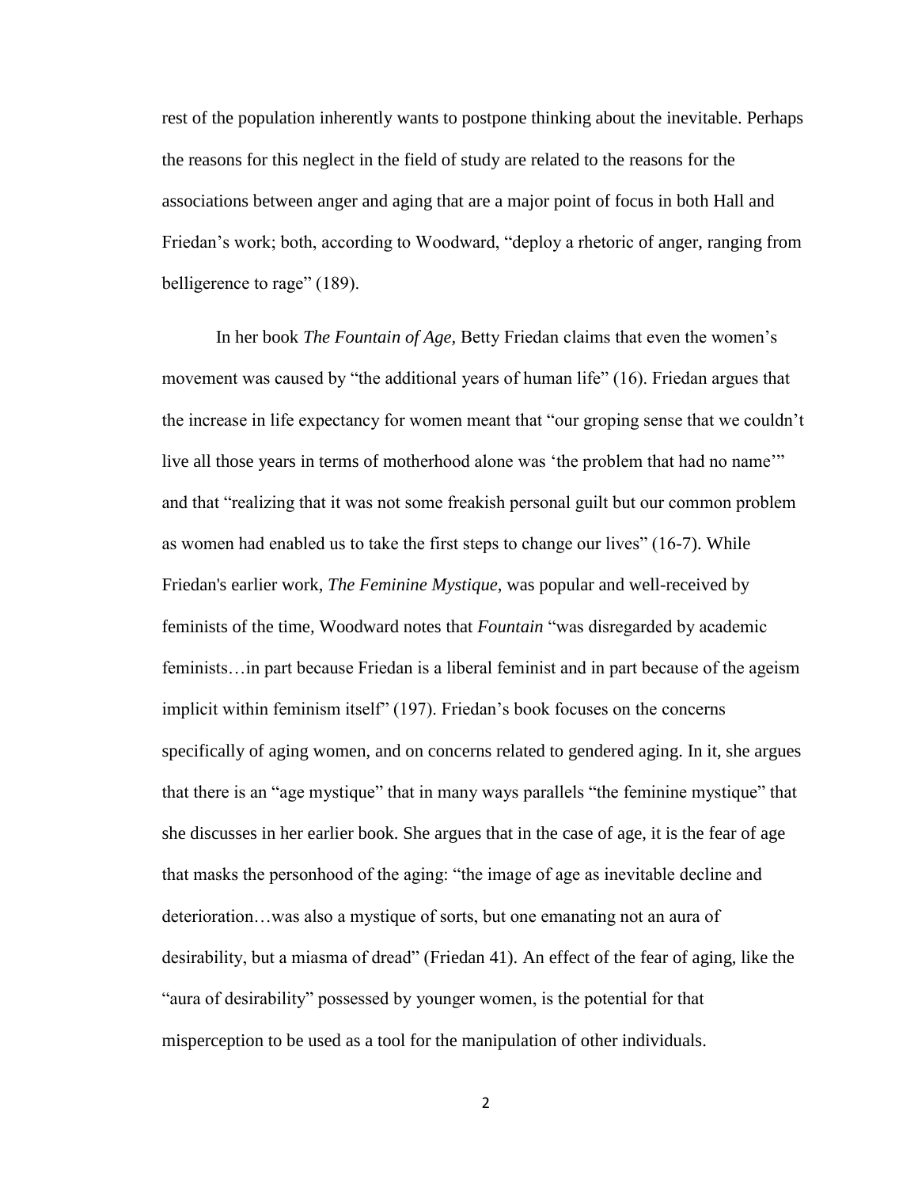rest of the population inherently wants to postpone thinking about the inevitable. Perhaps the reasons for this neglect in the field of study are related to the reasons for the associations between anger and aging that are a major point of focus in both Hall and Friedan's work; both, according to Woodward, "deploy a rhetoric of anger, ranging from belligerence to rage" (189).

In her book *The Fountain of Age,* Betty Friedan claims that even the women's movement was caused by "the additional years of human life" (16). Friedan argues that the increase in life expectancy for women meant that "our groping sense that we couldn't live all those years in terms of motherhood alone was 'the problem that had no name'" and that "realizing that it was not some freakish personal guilt but our common problem as women had enabled us to take the first steps to change our lives" (16-7). While Friedan's earlier work, *The Feminine Mystique*, was popular and well-received by feminists of the time, Woodward notes that *Fountain* "was disregarded by academic feminists…in part because Friedan is a liberal feminist and in part because of the ageism implicit within feminism itself" (197). Friedan's book focuses on the concerns specifically of aging women, and on concerns related to gendered aging. In it, she argues that there is an "age mystique" that in many ways parallels "the feminine mystique" that she discusses in her earlier book. She argues that in the case of age, it is the fear of age that masks the personhood of the aging: "the image of age as inevitable decline and deterioration…was also a mystique of sorts, but one emanating not an aura of desirability, but a miasma of dread" (Friedan 41). An effect of the fear of aging, like the "aura of desirability" possessed by younger women, is the potential for that misperception to be used as a tool for the manipulation of other individuals.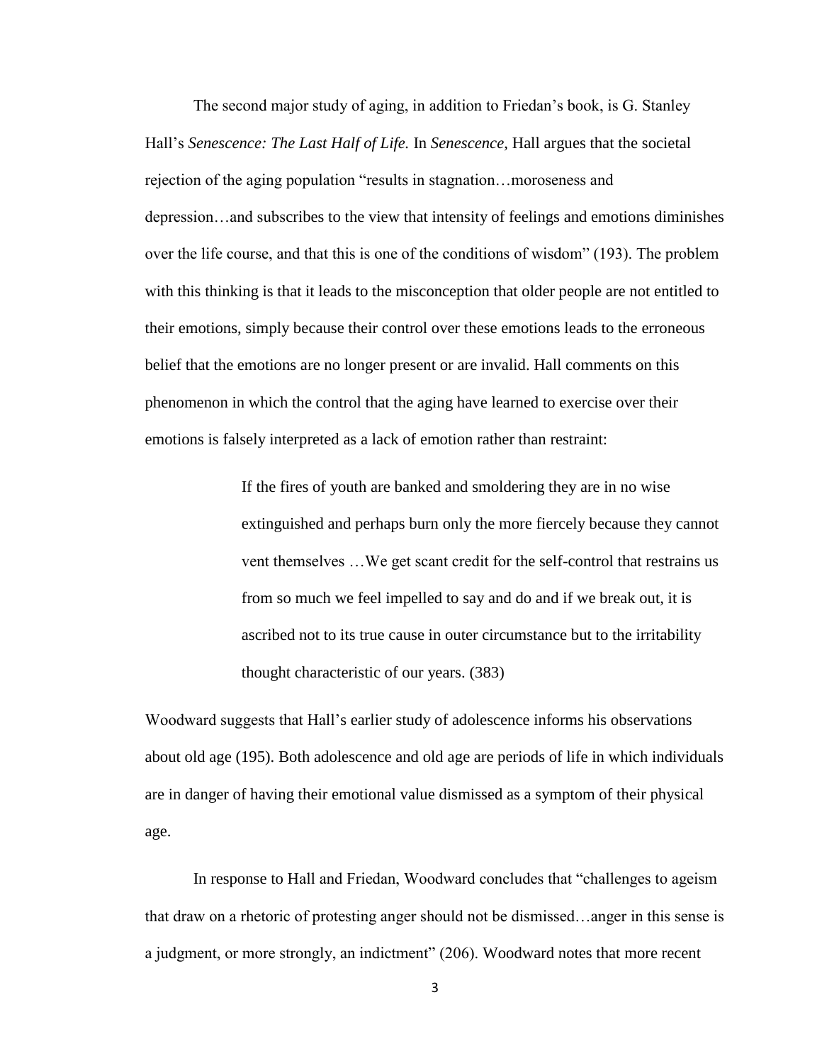The second major study of aging, in addition to Friedan's book, is G. Stanley Hall's *Senescence: The Last Half of Life.* In *Senescence,* Hall argues that the societal rejection of the aging population "results in stagnation…moroseness and depression…and subscribes to the view that intensity of feelings and emotions diminishes over the life course, and that this is one of the conditions of wisdom" (193). The problem with this thinking is that it leads to the misconception that older people are not entitled to their emotions, simply because their control over these emotions leads to the erroneous belief that the emotions are no longer present or are invalid. Hall comments on this phenomenon in which the control that the aging have learned to exercise over their emotions is falsely interpreted as a lack of emotion rather than restraint:

> If the fires of youth are banked and smoldering they are in no wise extinguished and perhaps burn only the more fiercely because they cannot vent themselves …We get scant credit for the self-control that restrains us from so much we feel impelled to say and do and if we break out, it is ascribed not to its true cause in outer circumstance but to the irritability thought characteristic of our years. (383)

Woodward suggests that Hall's earlier study of adolescence informs his observations about old age (195). Both adolescence and old age are periods of life in which individuals are in danger of having their emotional value dismissed as a symptom of their physical age.

In response to Hall and Friedan, Woodward concludes that "challenges to ageism that draw on a rhetoric of protesting anger should not be dismissed…anger in this sense is a judgment, or more strongly, an indictment" (206). Woodward notes that more recent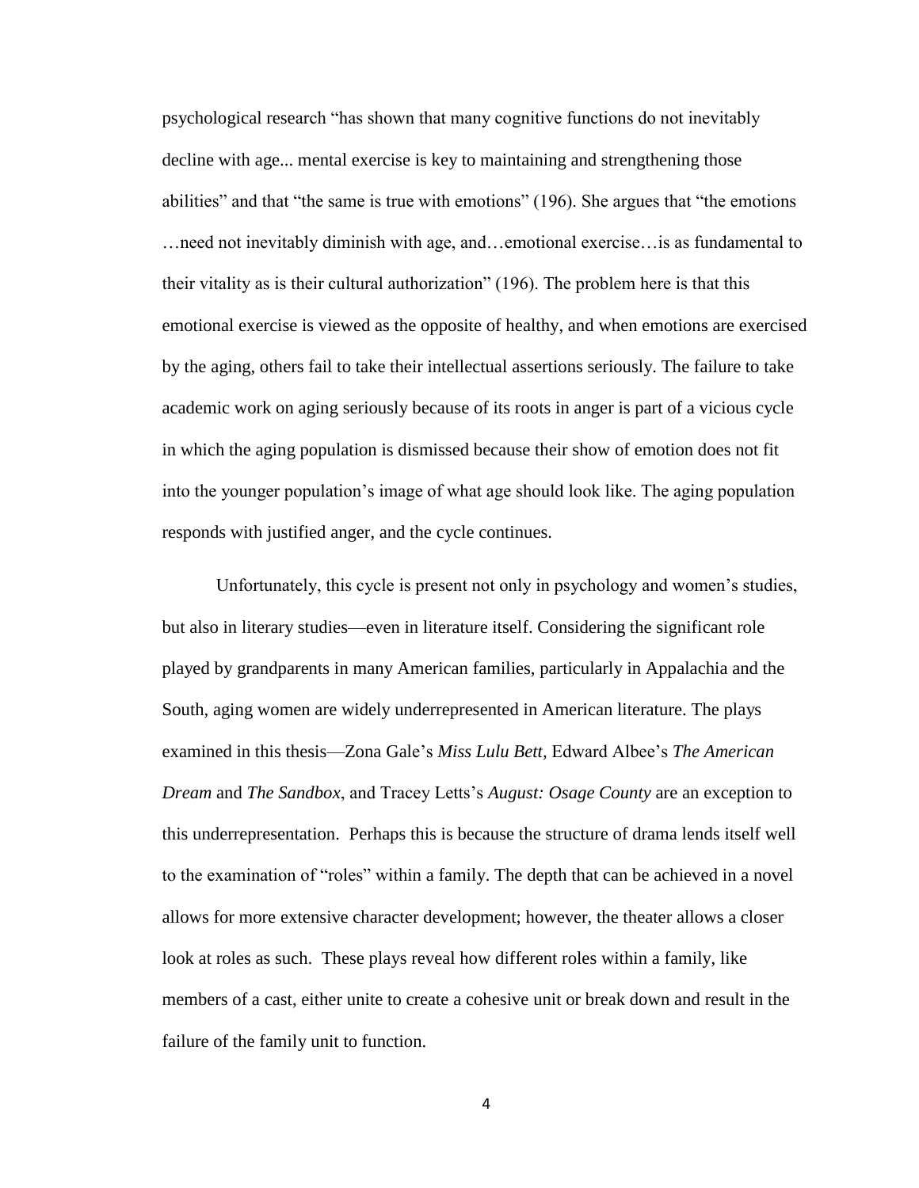psychological research "has shown that many cognitive functions do not inevitably decline with age... mental exercise is key to maintaining and strengthening those abilities" and that "the same is true with emotions" (196). She argues that "the emotions …need not inevitably diminish with age, and…emotional exercise…is as fundamental to their vitality as is their cultural authorization" (196). The problem here is that this emotional exercise is viewed as the opposite of healthy, and when emotions are exercised by the aging, others fail to take their intellectual assertions seriously. The failure to take academic work on aging seriously because of its roots in anger is part of a vicious cycle in which the aging population is dismissed because their show of emotion does not fit into the younger population's image of what age should look like. The aging population responds with justified anger, and the cycle continues.

Unfortunately, this cycle is present not only in psychology and women's studies, but also in literary studies—even in literature itself. Considering the significant role played by grandparents in many American families, particularly in Appalachia and the South, aging women are widely underrepresented in American literature. The plays examined in this thesis—Zona Gale's *Miss Lulu Bett,* Edward Albee's *The American Dream* and *The Sandbox*, and Tracey Letts's *August: Osage County* are an exception to this underrepresentation. Perhaps this is because the structure of drama lends itself well to the examination of "roles" within a family. The depth that can be achieved in a novel allows for more extensive character development; however, the theater allows a closer look at roles as such. These plays reveal how different roles within a family, like members of a cast, either unite to create a cohesive unit or break down and result in the failure of the family unit to function.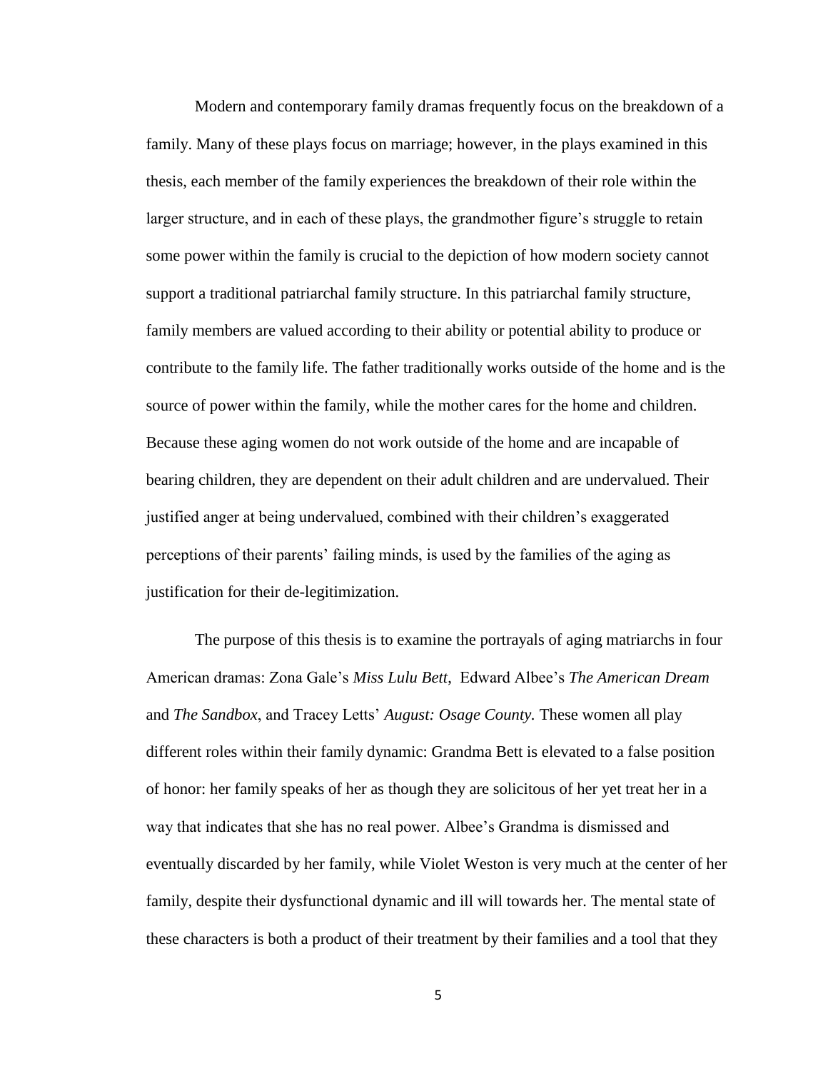Modern and contemporary family dramas frequently focus on the breakdown of a family. Many of these plays focus on marriage; however, in the plays examined in this thesis, each member of the family experiences the breakdown of their role within the larger structure, and in each of these plays, the grandmother figure's struggle to retain some power within the family is crucial to the depiction of how modern society cannot support a traditional patriarchal family structure. In this patriarchal family structure, family members are valued according to their ability or potential ability to produce or contribute to the family life. The father traditionally works outside of the home and is the source of power within the family, while the mother cares for the home and children. Because these aging women do not work outside of the home and are incapable of bearing children, they are dependent on their adult children and are undervalued. Their justified anger at being undervalued, combined with their children's exaggerated perceptions of their parents' failing minds, is used by the families of the aging as justification for their de-legitimization.

The purpose of this thesis is to examine the portrayals of aging matriarchs in four American dramas: Zona Gale's *Miss Lulu Bett*, Edward Albee's *The American Dream* and *The Sandbox*, and Tracey Letts' *August: Osage County.* These women all play different roles within their family dynamic: Grandma Bett is elevated to a false position of honor: her family speaks of her as though they are solicitous of her yet treat her in a way that indicates that she has no real power. Albee's Grandma is dismissed and eventually discarded by her family, while Violet Weston is very much at the center of her family, despite their dysfunctional dynamic and ill will towards her. The mental state of these characters is both a product of their treatment by their families and a tool that they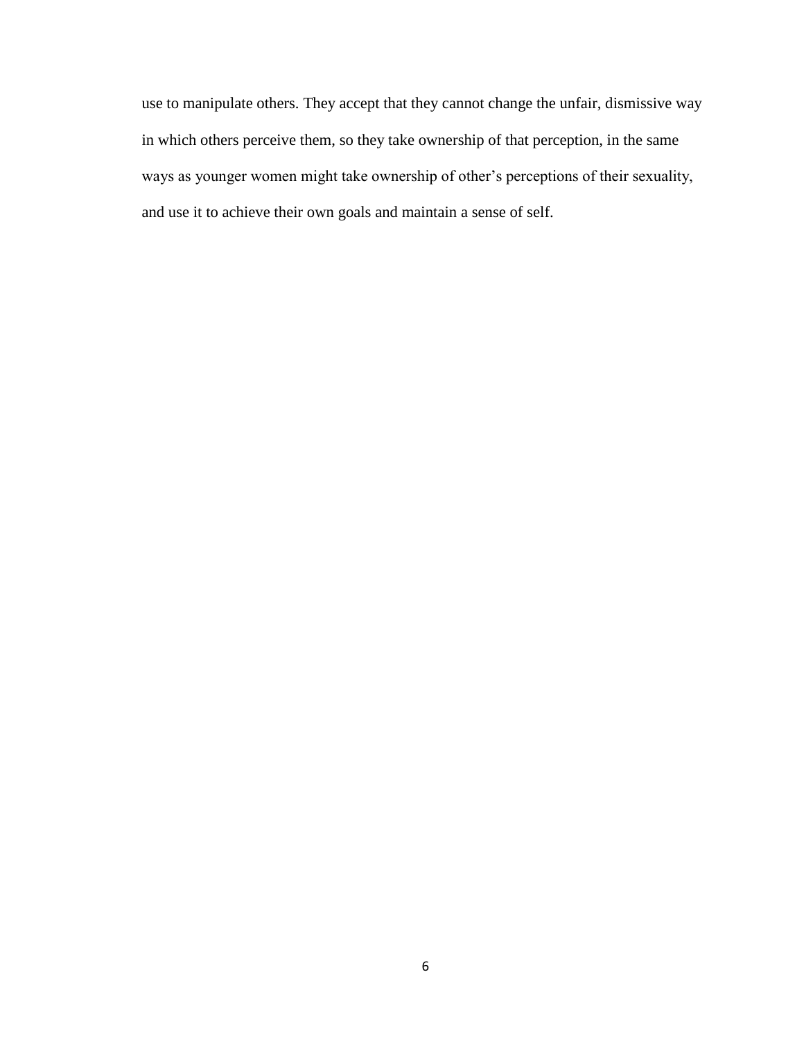use to manipulate others. They accept that they cannot change the unfair, dismissive way in which others perceive them, so they take ownership of that perception, in the same ways as younger women might take ownership of other's perceptions of their sexuality, and use it to achieve their own goals and maintain a sense of self.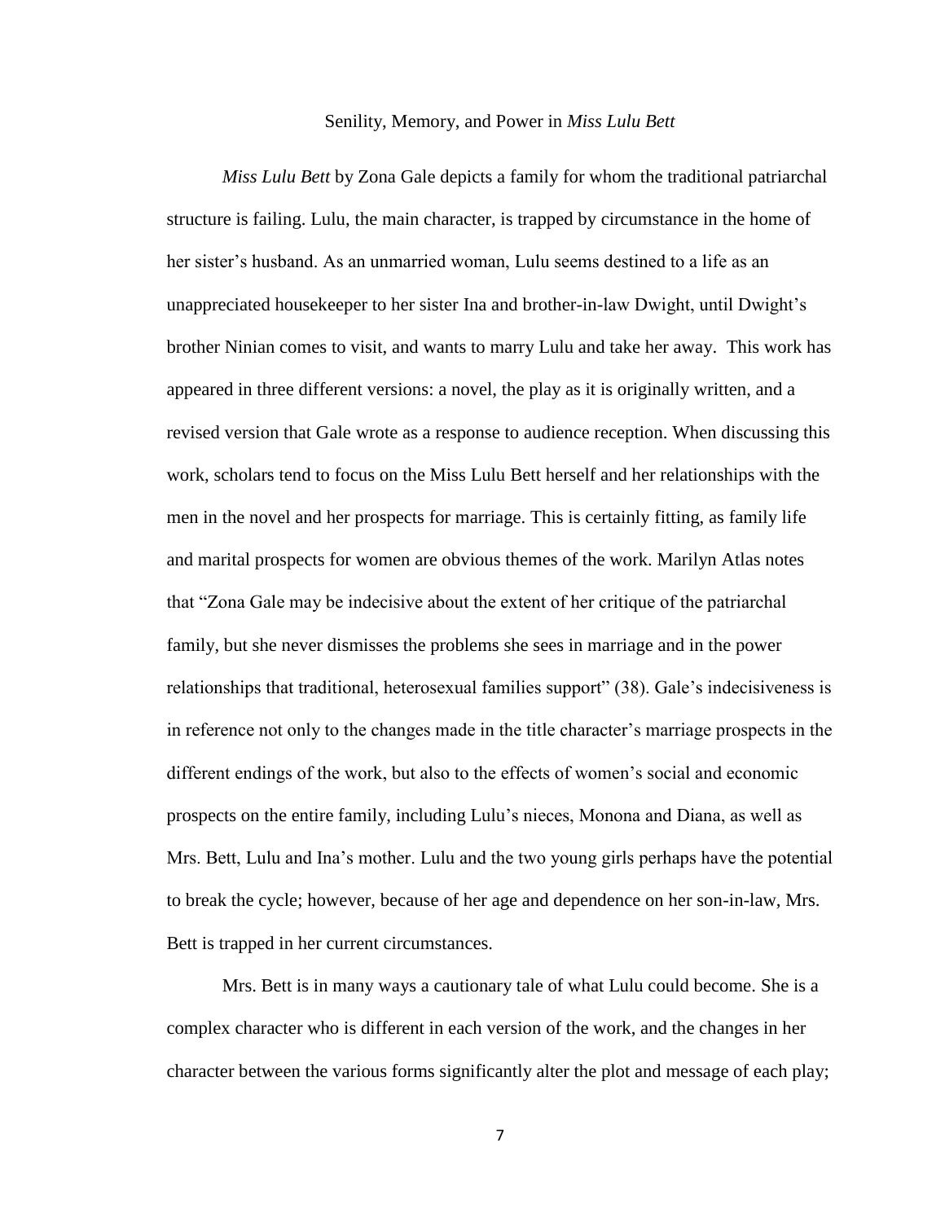## Senility, Memory, and Power in *Miss Lulu Bett*

*Miss Lulu Bett* by Zona Gale depicts a family for whom the traditional patriarchal structure is failing. Lulu, the main character, is trapped by circumstance in the home of her sister's husband. As an unmarried woman, Lulu seems destined to a life as an unappreciated housekeeper to her sister Ina and brother-in-law Dwight, until Dwight's brother Ninian comes to visit, and wants to marry Lulu and take her away. This work has appeared in three different versions: a novel, the play as it is originally written, and a revised version that Gale wrote as a response to audience reception. When discussing this work, scholars tend to focus on the Miss Lulu Bett herself and her relationships with the men in the novel and her prospects for marriage. This is certainly fitting, as family life and marital prospects for women are obvious themes of the work. Marilyn Atlas notes that "Zona Gale may be indecisive about the extent of her critique of the patriarchal family, but she never dismisses the problems she sees in marriage and in the power relationships that traditional, heterosexual families support" (38). Gale's indecisiveness is in reference not only to the changes made in the title character's marriage prospects in the different endings of the work, but also to the effects of women's social and economic prospects on the entire family, including Lulu's nieces, Monona and Diana, as well as Mrs. Bett, Lulu and Ina's mother. Lulu and the two young girls perhaps have the potential to break the cycle; however, because of her age and dependence on her son-in-law, Mrs. Bett is trapped in her current circumstances.

Mrs. Bett is in many ways a cautionary tale of what Lulu could become. She is a complex character who is different in each version of the work, and the changes in her character between the various forms significantly alter the plot and message of each play;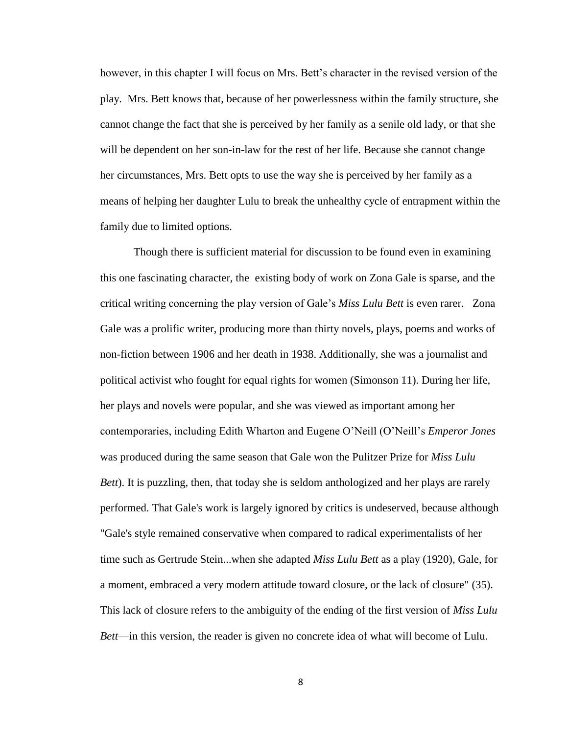however, in this chapter I will focus on Mrs. Bett's character in the revised version of the play. Mrs. Bett knows that, because of her powerlessness within the family structure, she cannot change the fact that she is perceived by her family as a senile old lady, or that she will be dependent on her son-in-law for the rest of her life. Because she cannot change her circumstances, Mrs. Bett opts to use the way she is perceived by her family as a means of helping her daughter Lulu to break the unhealthy cycle of entrapment within the family due to limited options.

Though there is sufficient material for discussion to be found even in examining this one fascinating character, the existing body of work on Zona Gale is sparse, and the critical writing concerning the play version of Gale's *Miss Lulu Bett* is even rarer. Zona Gale was a prolific writer, producing more than thirty novels, plays, poems and works of non-fiction between 1906 and her death in 1938. Additionally, she was a journalist and political activist who fought for equal rights for women (Simonson 11). During her life, her plays and novels were popular, and she was viewed as important among her contemporaries, including Edith Wharton and Eugene O'Neill (O'Neill's *Emperor Jones* was produced during the same season that Gale won the Pulitzer Prize for *Miss Lulu Bett*). It is puzzling, then, that today she is seldom anthologized and her plays are rarely performed. That Gale's work is largely ignored by critics is undeserved, because although "Gale's style remained conservative when compared to radical experimentalists of her time such as Gertrude Stein...when she adapted *Miss Lulu Bett* as a play (1920), Gale, for a moment, embraced a very modern attitude toward closure, or the lack of closure" (35). This lack of closure refers to the ambiguity of the ending of the first version of *Miss Lulu Bett*—in this version, the reader is given no concrete idea of what will become of Lulu.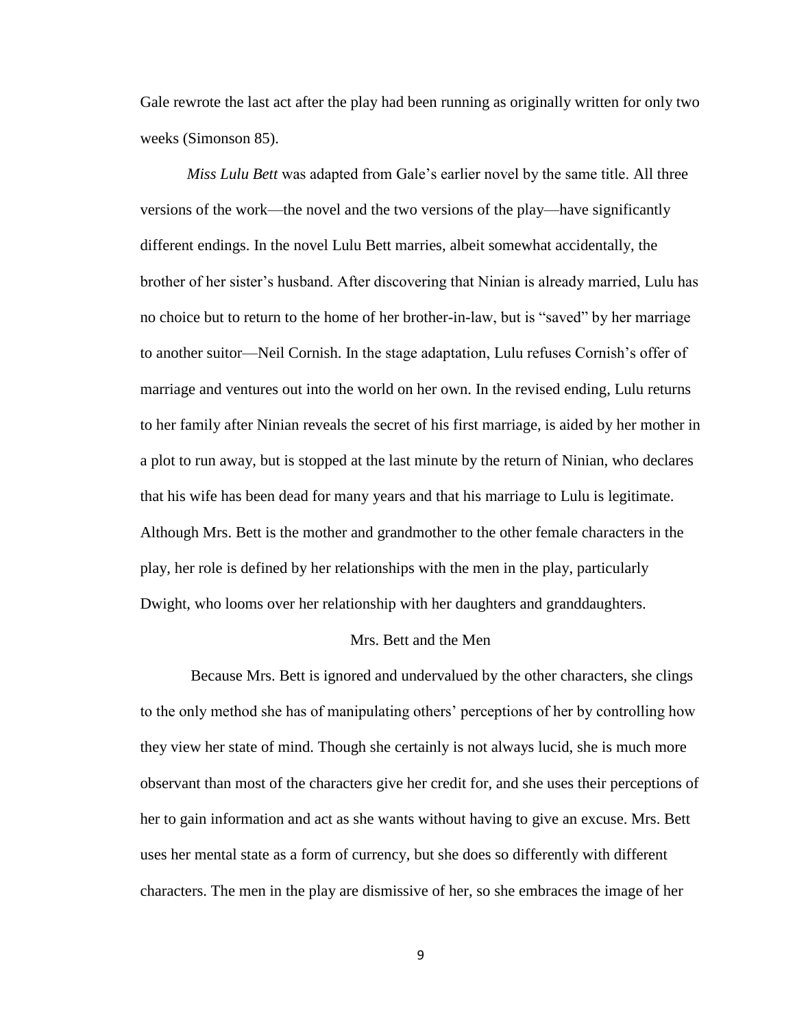Gale rewrote the last act after the play had been running as originally written for only two weeks (Simonson 85).

*Miss Lulu Bett* was adapted from Gale's earlier novel by the same title. All three versions of the work—the novel and the two versions of the play—have significantly different endings. In the novel Lulu Bett marries, albeit somewhat accidentally, the brother of her sister's husband. After discovering that Ninian is already married, Lulu has no choice but to return to the home of her brother-in-law, but is "saved" by her marriage to another suitor—Neil Cornish. In the stage adaptation, Lulu refuses Cornish's offer of marriage and ventures out into the world on her own. In the revised ending, Lulu returns to her family after Ninian reveals the secret of his first marriage, is aided by her mother in a plot to run away, but is stopped at the last minute by the return of Ninian, who declares that his wife has been dead for many years and that his marriage to Lulu is legitimate. Although Mrs. Bett is the mother and grandmother to the other female characters in the play, her role is defined by her relationships with the men in the play, particularly Dwight, who looms over her relationship with her daughters and granddaughters.

## Mrs. Bett and the Men

Because Mrs. Bett is ignored and undervalued by the other characters, she clings to the only method she has of manipulating others' perceptions of her by controlling how they view her state of mind. Though she certainly is not always lucid, she is much more observant than most of the characters give her credit for, and she uses their perceptions of her to gain information and act as she wants without having to give an excuse. Mrs. Bett uses her mental state as a form of currency, but she does so differently with different characters. The men in the play are dismissive of her, so she embraces the image of her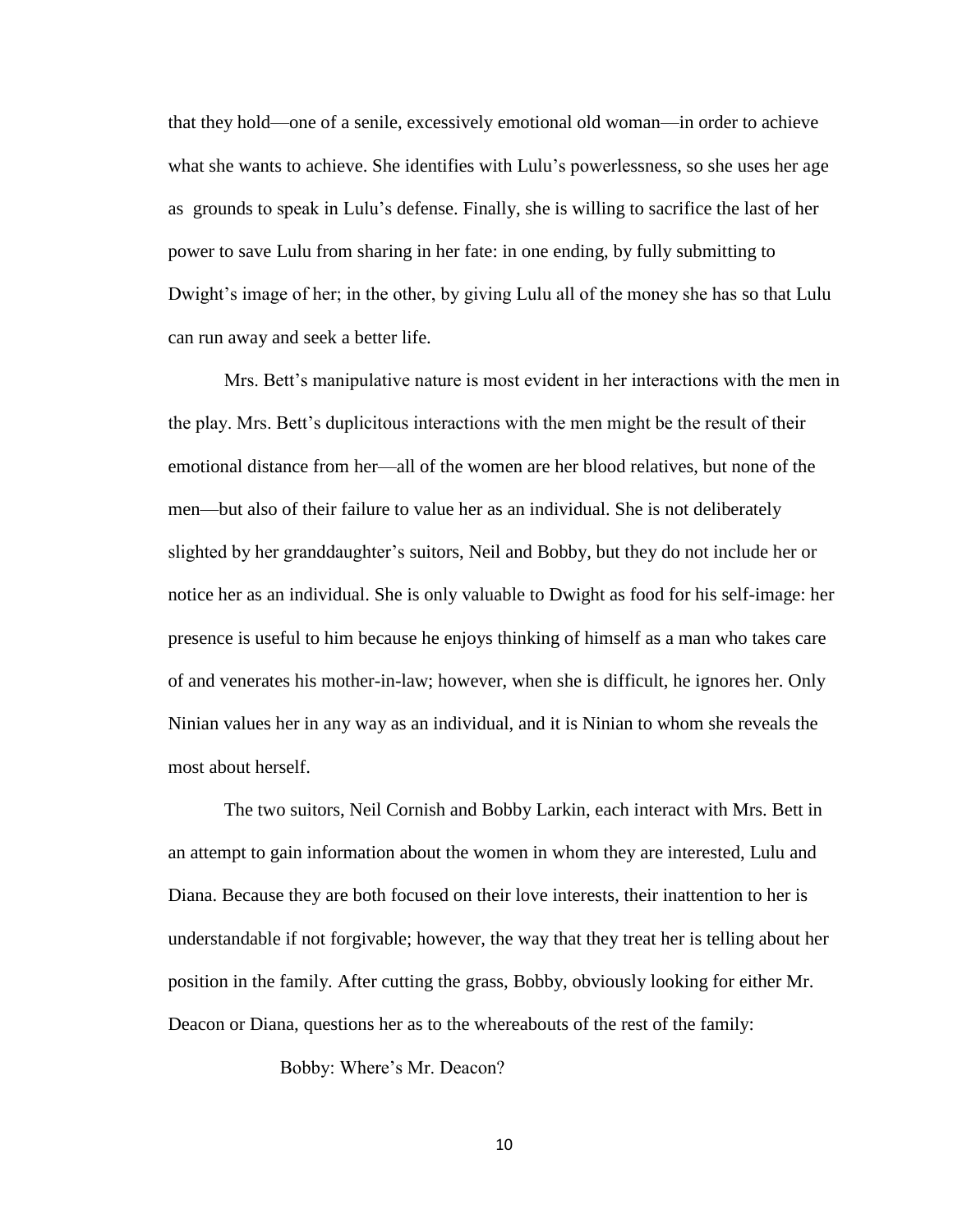that they hold—one of a senile, excessively emotional old woman—in order to achieve what she wants to achieve. She identifies with Lulu's powerlessness, so she uses her age as grounds to speak in Lulu's defense. Finally, she is willing to sacrifice the last of her power to save Lulu from sharing in her fate: in one ending, by fully submitting to Dwight's image of her; in the other, by giving Lulu all of the money she has so that Lulu can run away and seek a better life.

Mrs. Bett's manipulative nature is most evident in her interactions with the men in the play. Mrs. Bett's duplicitous interactions with the men might be the result of their emotional distance from her—all of the women are her blood relatives, but none of the men—but also of their failure to value her as an individual. She is not deliberately slighted by her granddaughter's suitors, Neil and Bobby, but they do not include her or notice her as an individual. She is only valuable to Dwight as food for his self-image: her presence is useful to him because he enjoys thinking of himself as a man who takes care of and venerates his mother-in-law; however, when she is difficult, he ignores her. Only Ninian values her in any way as an individual, and it is Ninian to whom she reveals the most about herself.

The two suitors, Neil Cornish and Bobby Larkin, each interact with Mrs. Bett in an attempt to gain information about the women in whom they are interested, Lulu and Diana. Because they are both focused on their love interests, their inattention to her is understandable if not forgivable; however, the way that they treat her is telling about her position in the family. After cutting the grass, Bobby, obviously looking for either Mr. Deacon or Diana, questions her as to the whereabouts of the rest of the family:

> Bobby: Where's Mr. Deacon?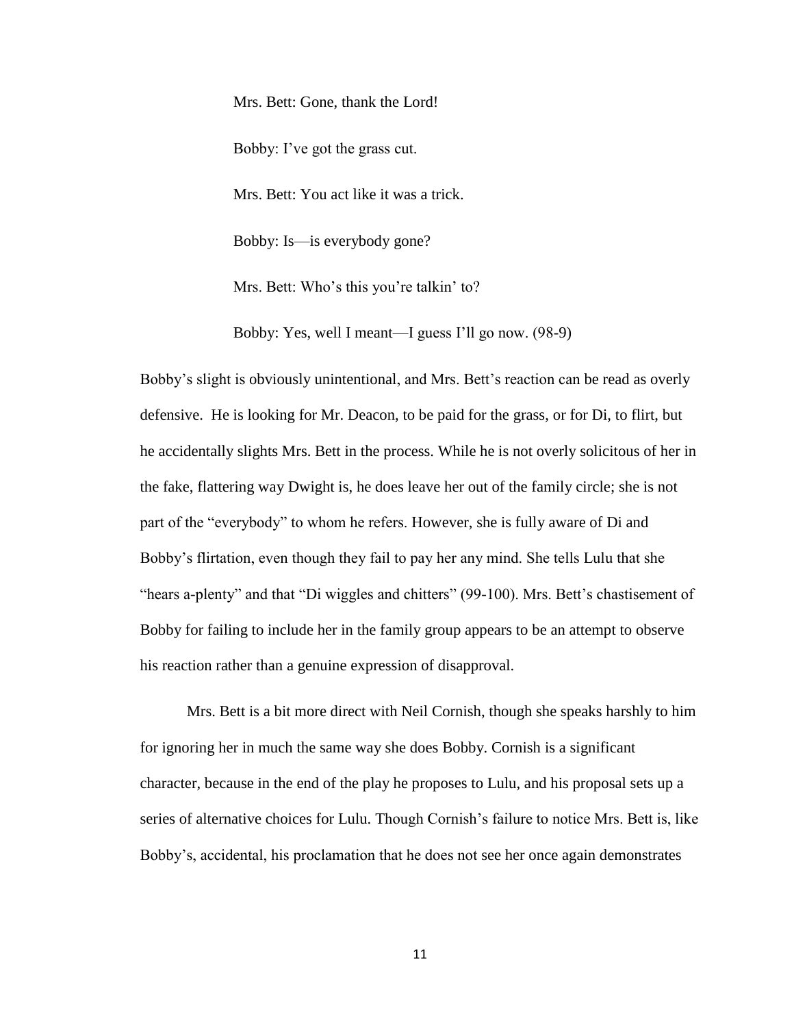> Mrs. Bett: Gone, thank the Lord!
>
> Bobby: I've got the grass cut.
>
> Mrs. Bett: You act like it was a trick.
>
> Bobby: Is—is everybody gone?
>
> Mrs. Bett: Who's this you're talkin' to?
>
> Bobby: Yes, well I meant—I guess I'll go now. (98-9)

Bobby's slight is obviously unintentional, and Mrs. Bett's reaction can be read as overly defensive. He is looking for Mr. Deacon, to be paid for the grass, or for Di, to flirt, but he accidentally slights Mrs. Bett in the process. While he is not overly solicitous of her in the fake, flattering way Dwight is, he does leave her out of the family circle; she is not part of the "everybody" to whom he refers. However, she is fully aware of Di and Bobby's flirtation, even though they fail to pay her any mind. She tells Lulu that she "hears a-plenty" and that "Di wiggles and chitters" (99-100). Mrs. Bett's chastisement of Bobby for failing to include her in the family group appears to be an attempt to observe his reaction rather than a genuine expression of disapproval.

Mrs. Bett is a bit more direct with Neil Cornish, though she speaks harshly to him for ignoring her in much the same way she does Bobby. Cornish is a significant character, because in the end of the play he proposes to Lulu, and his proposal sets up a series of alternative choices for Lulu. Though Cornish's failure to notice Mrs. Bett is, like Bobby's, accidental, his proclamation that he does not see her once again demonstrates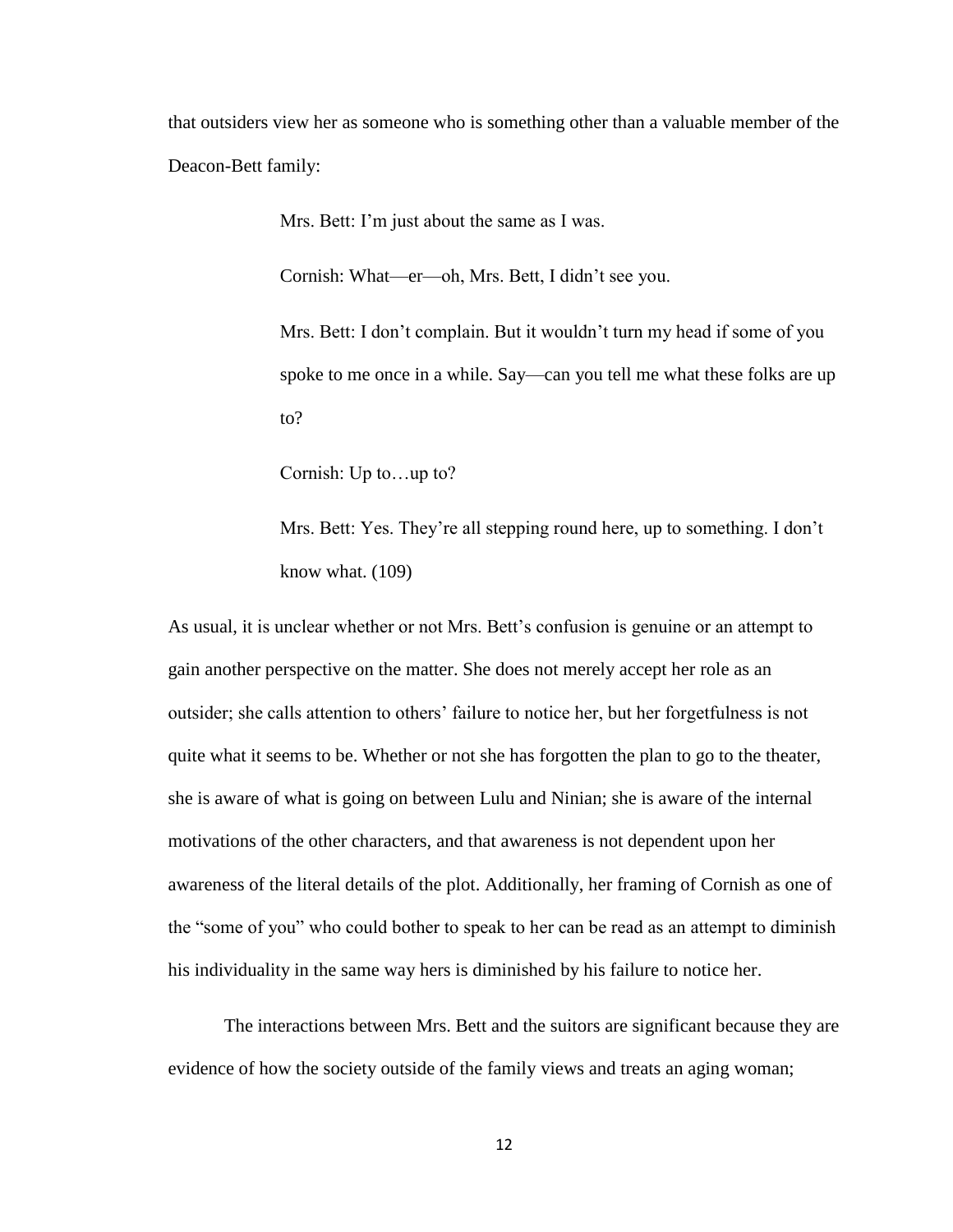that outsiders view her as someone who is something other than a valuable member of the Deacon-Bett family:

> Mrs. Bett: I'm just about the same as I was.
>
> Cornish: What—er—oh, Mrs. Bett, I didn't see you.
>
> Mrs. Bett: I don't complain. But it wouldn't turn my head if some of you spoke to me once in a while. Say—can you tell me what these folks are up to?
>
> Cornish: Up to…up to?
>
> Mrs. Bett: Yes. They're all stepping round here, up to something. I don't know what. (109)

As usual, it is unclear whether or not Mrs. Bett's confusion is genuine or an attempt to gain another perspective on the matter. She does not merely accept her role as an outsider; she calls attention to others' failure to notice her, but her forgetfulness is not quite what it seems to be. Whether or not she has forgotten the plan to go to the theater, she is aware of what is going on between Lulu and Ninian; she is aware of the internal motivations of the other characters, and that awareness is not dependent upon her awareness of the literal details of the plot. Additionally, her framing of Cornish as one of the "some of you" who could bother to speak to her can be read as an attempt to diminish his individuality in the same way hers is diminished by his failure to notice her.

The interactions between Mrs. Bett and the suitors are significant because they are evidence of how the society outside of the family views and treats an aging woman;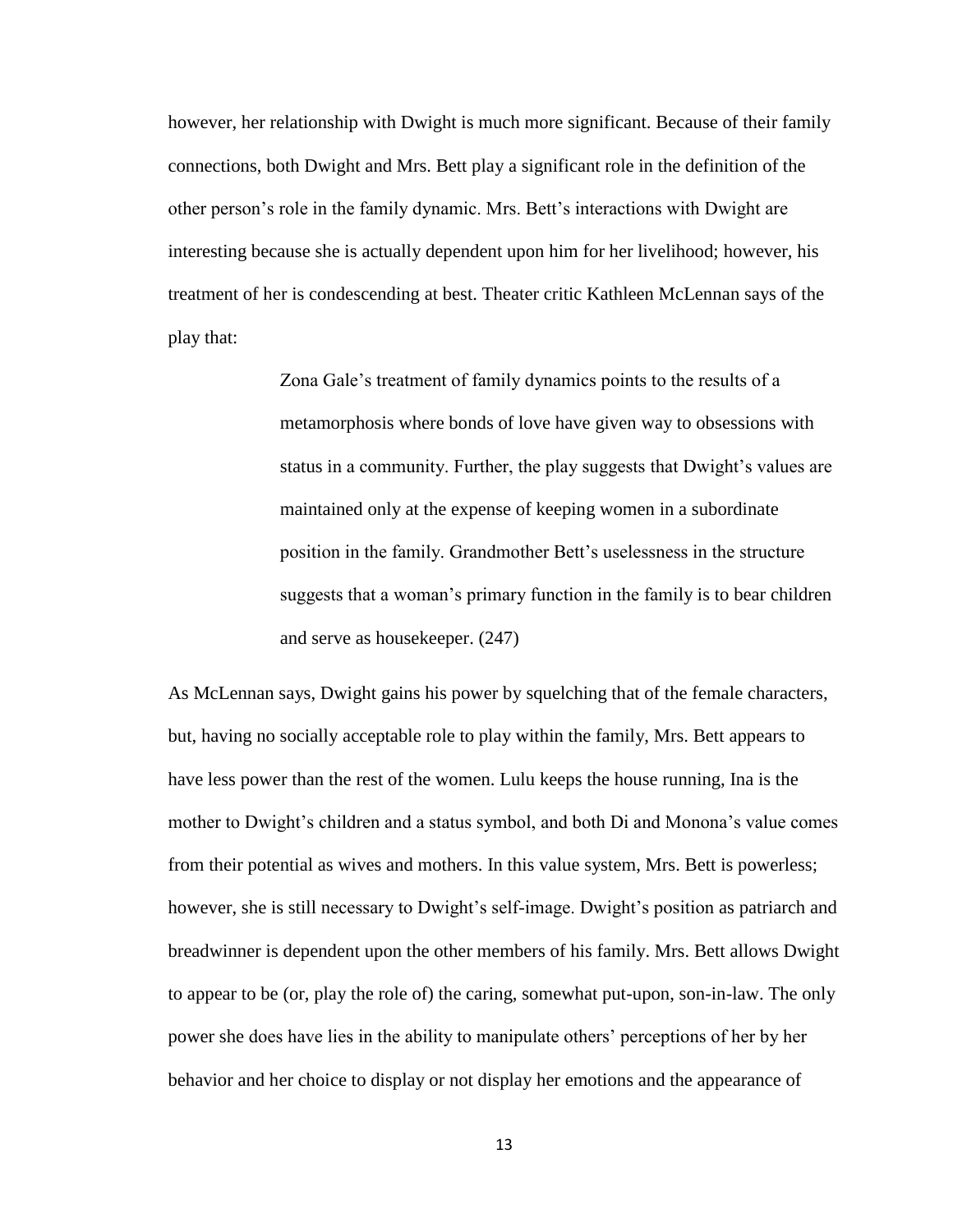however, her relationship with Dwight is much more significant. Because of their family connections, both Dwight and Mrs. Bett play a significant role in the definition of the other person's role in the family dynamic. Mrs. Bett's interactions with Dwight are interesting because she is actually dependent upon him for her livelihood; however, his treatment of her is condescending at best. Theater critic Kathleen McLennan says of the play that:

> Zona Gale's treatment of family dynamics points to the results of a metamorphosis where bonds of love have given way to obsessions with status in a community. Further, the play suggests that Dwight's values are maintained only at the expense of keeping women in a subordinate position in the family. Grandmother Bett's uselessness in the structure suggests that a woman's primary function in the family is to bear children and serve as housekeeper. (247)

As McLennan says, Dwight gains his power by squelching that of the female characters, but, having no socially acceptable role to play within the family, Mrs. Bett appears to have less power than the rest of the women. Lulu keeps the house running, Ina is the mother to Dwight's children and a status symbol, and both Di and Monona's value comes from their potential as wives and mothers. In this value system, Mrs. Bett is powerless; however, she is still necessary to Dwight's self-image. Dwight's position as patriarch and breadwinner is dependent upon the other members of his family. Mrs. Bett allows Dwight to appear to be (or, play the role of) the caring, somewhat put-upon, son-in-law. The only power she does have lies in the ability to manipulate others' perceptions of her by her behavior and her choice to display or not display her emotions and the appearance of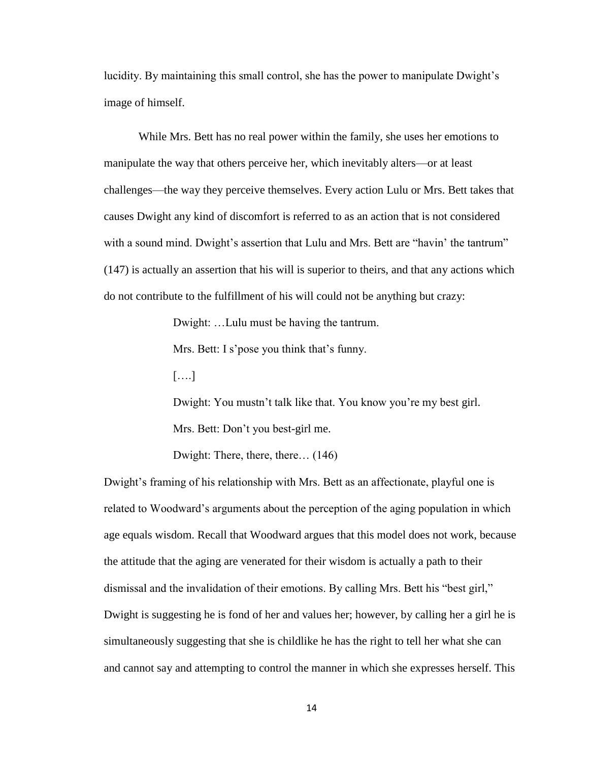lucidity. By maintaining this small control, she has the power to manipulate Dwight's image of himself.

While Mrs. Bett has no real power within the family, she uses her emotions to manipulate the way that others perceive her, which inevitably alters—or at least challenges—the way they perceive themselves. Every action Lulu or Mrs. Bett takes that causes Dwight any kind of discomfort is referred to as an action that is not considered with a sound mind. Dwight's assertion that Lulu and Mrs. Bett are "havin' the tantrum" (147) is actually an assertion that his will is superior to theirs, and that any actions which do not contribute to the fulfillment of his will could not be anything but crazy:

> Dwight: …Lulu must be having the tantrum.
>
> Mrs. Bett: I s'pose you think that's funny.
>
> [….]
>
> Dwight: You mustn't talk like that. You know you're my best girl.
>
> Mrs. Bett: Don't you best-girl me.
>
> Dwight: There, there, there… (146)

Dwight's framing of his relationship with Mrs. Bett as an affectionate, playful one is related to Woodward's arguments about the perception of the aging population in which age equals wisdom. Recall that Woodward argues that this model does not work, because the attitude that the aging are venerated for their wisdom is actually a path to their dismissal and the invalidation of their emotions. By calling Mrs. Bett his "best girl," Dwight is suggesting he is fond of her and values her; however, by calling her a girl he is simultaneously suggesting that she is childlike he has the right to tell her what she can and cannot say and attempting to control the manner in which she expresses herself. This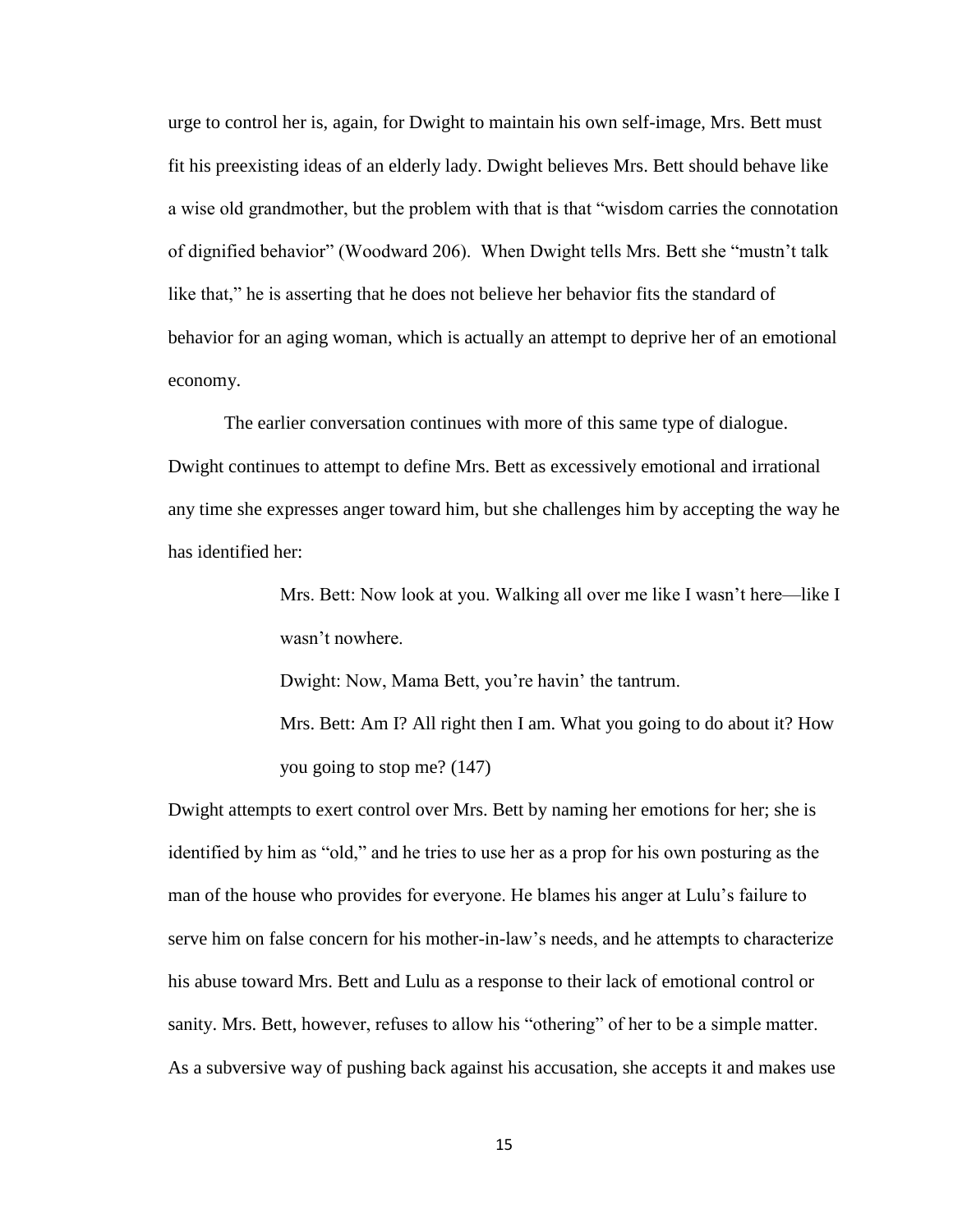urge to control her is, again, for Dwight to maintain his own self-image, Mrs. Bett must fit his preexisting ideas of an elderly lady. Dwight believes Mrs. Bett should behave like a wise old grandmother, but the problem with that is that "wisdom carries the connotation of dignified behavior" (Woodward 206). When Dwight tells Mrs. Bett she "mustn't talk like that," he is asserting that he does not believe her behavior fits the standard of behavior for an aging woman, which is actually an attempt to deprive her of an emotional economy.

The earlier conversation continues with more of this same type of dialogue. Dwight continues to attempt to define Mrs. Bett as excessively emotional and irrational any time she expresses anger toward him, but she challenges him by accepting the way he has identified her:

> Mrs. Bett: Now look at you. Walking all over me like I wasn't here—like I wasn't nowhere.
>
> Dwight: Now, Mama Bett, you're havin' the tantrum.
>
> Mrs. Bett: Am I? All right then I am. What you going to do about it? How you going to stop me? (147)

Dwight attempts to exert control over Mrs. Bett by naming her emotions for her; she is identified by him as "old," and he tries to use her as a prop for his own posturing as the man of the house who provides for everyone. He blames his anger at Lulu's failure to serve him on false concern for his mother-in-law's needs, and he attempts to characterize his abuse toward Mrs. Bett and Lulu as a response to their lack of emotional control or sanity. Mrs. Bett, however, refuses to allow his "othering" of her to be a simple matter. As a subversive way of pushing back against his accusation, she accepts it and makes use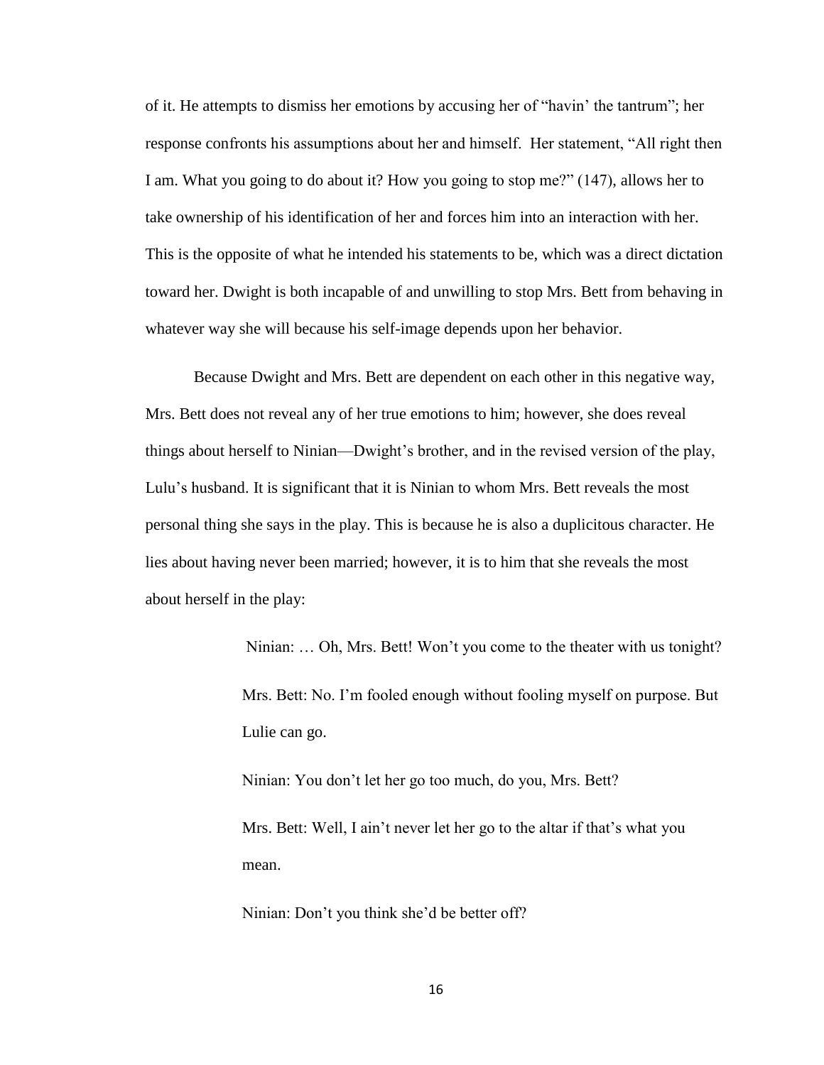of it. He attempts to dismiss her emotions by accusing her of "havin' the tantrum"; her response confronts his assumptions about her and himself. Her statement, "All right then I am. What you going to do about it? How you going to stop me?" (147), allows her to take ownership of his identification of her and forces him into an interaction with her. This is the opposite of what he intended his statements to be, which was a direct dictation toward her. Dwight is both incapable of and unwilling to stop Mrs. Bett from behaving in whatever way she will because his self-image depends upon her behavior.

Because Dwight and Mrs. Bett are dependent on each other in this negative way, Mrs. Bett does not reveal any of her true emotions to him; however, she does reveal things about herself to Ninian—Dwight's brother, and in the revised version of the play, Lulu's husband. It is significant that it is Ninian to whom Mrs. Bett reveals the most personal thing she says in the play. This is because he is also a duplicitous character. He lies about having never been married; however, it is to him that she reveals the most about herself in the play:

> Ninian: … Oh, Mrs. Bett! Won't you come to the theater with us tonight?
>
> Mrs. Bett: No. I'm fooled enough without fooling myself on purpose. But Lulie can go.
>
> Ninian: You don't let her go too much, do you, Mrs. Bett?
>
> Mrs. Bett: Well, I ain't never let her go to the altar if that's what you mean.
>
> Ninian: Don't you think she'd be better off?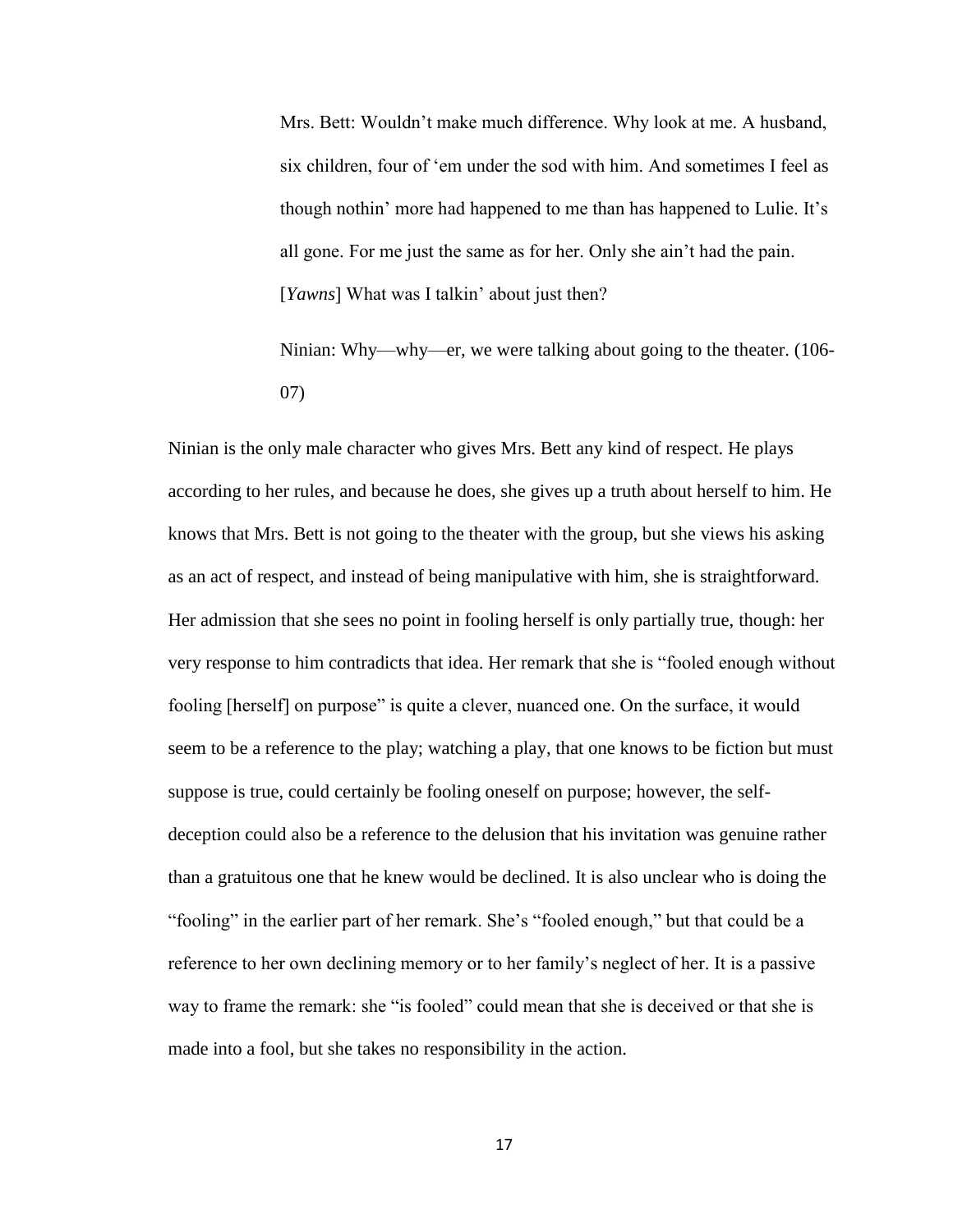> Mrs. Bett: Wouldn't make much difference. Why look at me. A husband, six children, four of 'em under the sod with him. And sometimes I feel as though nothin' more had happened to me than has happened to Lulie. It's all gone. For me just the same as for her. Only she ain't had the pain. [*Yawns*] What was I talkin' about just then?
>
> Ninian: Why—why—er, we were talking about going to the theater. (106-07)

Ninian is the only male character who gives Mrs. Bett any kind of respect. He plays according to her rules, and because he does, she gives up a truth about herself to him. He knows that Mrs. Bett is not going to the theater with the group, but she views his asking as an act of respect, and instead of being manipulative with him, she is straightforward. Her admission that she sees no point in fooling herself is only partially true, though: her very response to him contradicts that idea. Her remark that she is "fooled enough without fooling [herself] on purpose" is quite a clever, nuanced one. On the surface, it would seem to be a reference to the play; watching a play, that one knows to be fiction but must suppose is true, could certainly be fooling oneself on purpose; however, the self-deception could also be a reference to the delusion that his invitation was genuine rather than a gratuitous one that he knew would be declined. It is also unclear who is doing the "fooling" in the earlier part of her remark. She's "fooled enough," but that could be a reference to her own declining memory or to her family's neglect of her. It is a passive way to frame the remark: she "is fooled" could mean that she is deceived or that she is made into a fool, but she takes no responsibility in the action.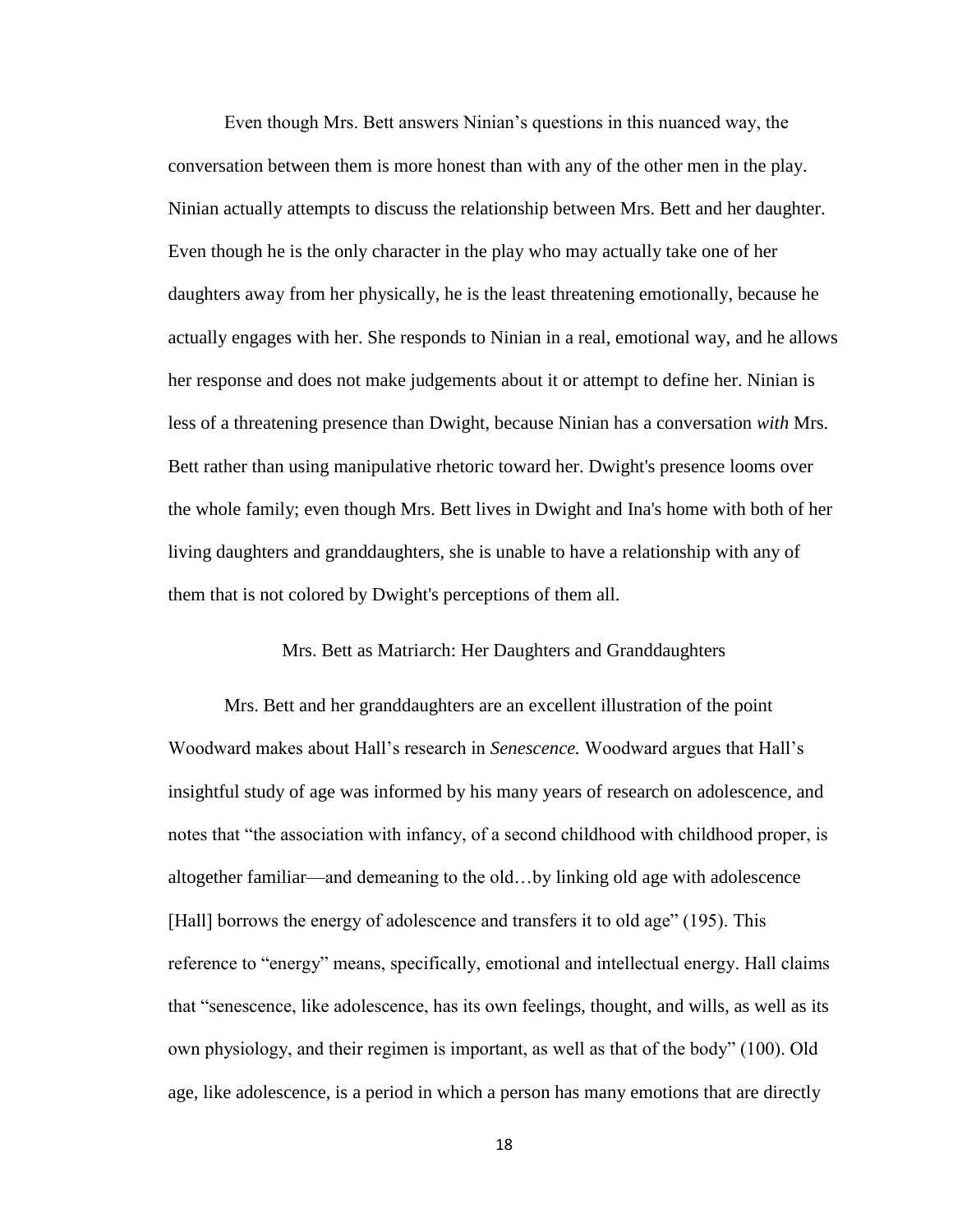Even though Mrs. Bett answers Ninian's questions in this nuanced way, the conversation between them is more honest than with any of the other men in the play. Ninian actually attempts to discuss the relationship between Mrs. Bett and her daughter. Even though he is the only character in the play who may actually take one of her daughters away from her physically, he is the least threatening emotionally, because he actually engages with her. She responds to Ninian in a real, emotional way, and he allows her response and does not make judgements about it or attempt to define her. Ninian is less of a threatening presence than Dwight, because Ninian has a conversation *with* Mrs. Bett rather than using manipulative rhetoric toward her. Dwight's presence looms over the whole family; even though Mrs. Bett lives in Dwight and Ina's home with both of her living daughters and granddaughters, she is unable to have a relationship with any of them that is not colored by Dwight's perceptions of them all.

## Mrs. Bett as Matriarch: Her Daughters and Granddaughters

Mrs. Bett and her granddaughters are an excellent illustration of the point Woodward makes about Hall's research in *Senescence.* Woodward argues that Hall's insightful study of age was informed by his many years of research on adolescence, and notes that "the association with infancy, of a second childhood with childhood proper, is altogether familiar—and demeaning to the old…by linking old age with adolescence [Hall] borrows the energy of adolescence and transfers it to old age" (195). This reference to "energy" means, specifically, emotional and intellectual energy. Hall claims that "senescence, like adolescence, has its own feelings, thought, and wills, as well as its own physiology, and their regimen is important, as well as that of the body" (100). Old age, like adolescence, is a period in which a person has many emotions that are directly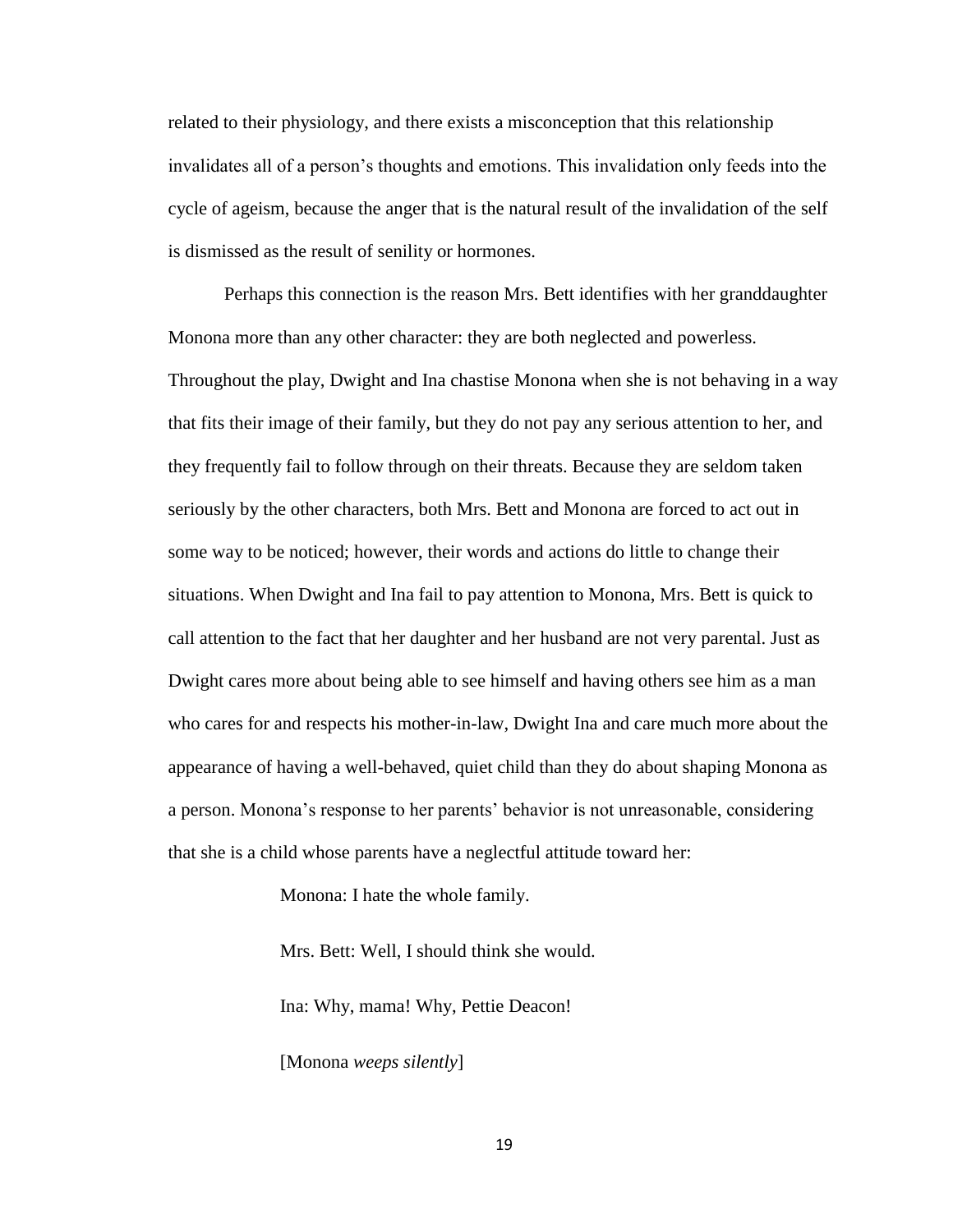related to their physiology, and there exists a misconception that this relationship invalidates all of a person's thoughts and emotions. This invalidation only feeds into the cycle of ageism, because the anger that is the natural result of the invalidation of the self is dismissed as the result of senility or hormones.

Perhaps this connection is the reason Mrs. Bett identifies with her granddaughter Monona more than any other character: they are both neglected and powerless. Throughout the play, Dwight and Ina chastise Monona when she is not behaving in a way that fits their image of their family, but they do not pay any serious attention to her, and they frequently fail to follow through on their threats. Because they are seldom taken seriously by the other characters, both Mrs. Bett and Monona are forced to act out in some way to be noticed; however, their words and actions do little to change their situations. When Dwight and Ina fail to pay attention to Monona, Mrs. Bett is quick to call attention to the fact that her daughter and her husband are not very parental. Just as Dwight cares more about being able to see himself and having others see him as a man who cares for and respects his mother-in-law, Dwight Ina and care much more about the appearance of having a well-behaved, quiet child than they do about shaping Monona as a person. Monona's response to her parents' behavior is not unreasonable, considering that she is a child whose parents have a neglectful attitude toward her:

> Monona: I hate the whole family.
>
> Mrs. Bett: Well, I should think she would.
>
> Ina: Why, mama! Why, Pettie Deacon!
>
> [Monona *weeps silently*]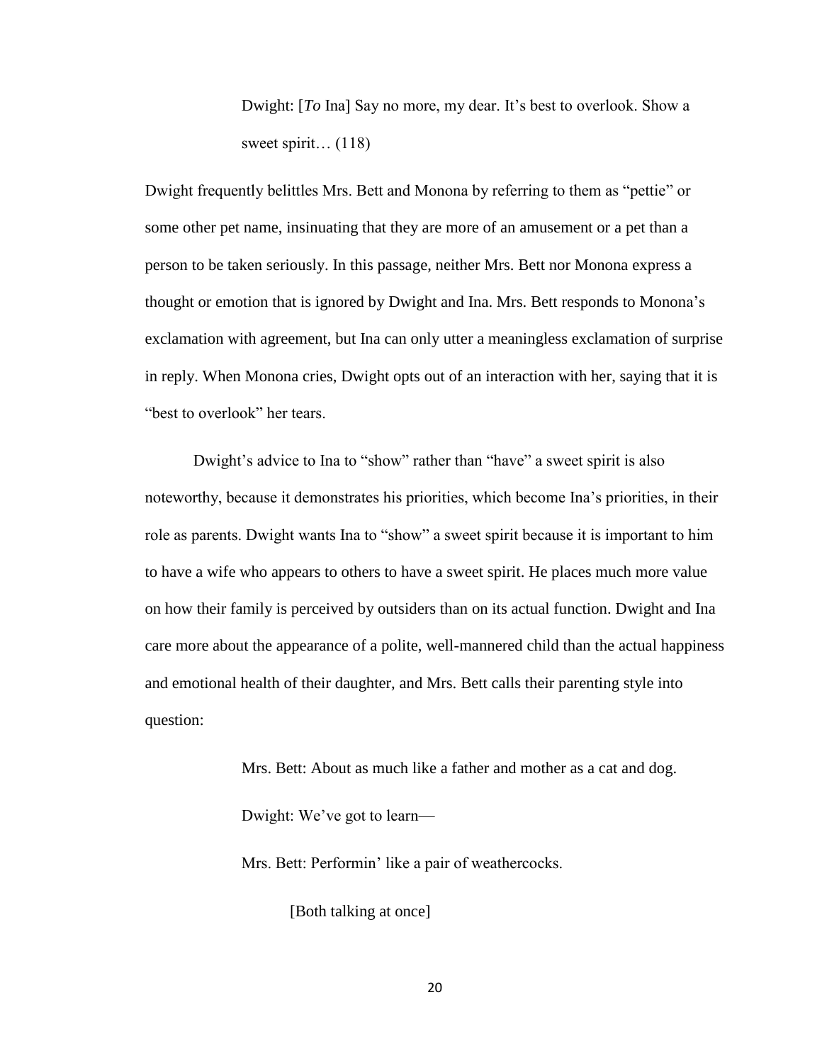> Dwight: [*To* Ina] Say no more, my dear. It's best to overlook. Show a sweet spirit… (118)

Dwight frequently belittles Mrs. Bett and Monona by referring to them as "pettie" or some other pet name, insinuating that they are more of an amusement or a pet than a person to be taken seriously. In this passage, neither Mrs. Bett nor Monona express a thought or emotion that is ignored by Dwight and Ina. Mrs. Bett responds to Monona's exclamation with agreement, but Ina can only utter a meaningless exclamation of surprise in reply. When Monona cries, Dwight opts out of an interaction with her, saying that it is "best to overlook" her tears.

Dwight's advice to Ina to "show" rather than "have" a sweet spirit is also noteworthy, because it demonstrates his priorities, which become Ina's priorities, in their role as parents. Dwight wants Ina to "show" a sweet spirit because it is important to him to have a wife who appears to others to have a sweet spirit. He places much more value on how their family is perceived by outsiders than on its actual function. Dwight and Ina care more about the appearance of a polite, well-mannered child than the actual happiness and emotional health of their daughter, and Mrs. Bett calls their parenting style into question:

> Mrs. Bett: About as much like a father and mother as a cat and dog.
>
> Dwight: We've got to learn—
>
> Mrs. Bett: Performin' like a pair of weathercocks.
>
> [Both talking at once]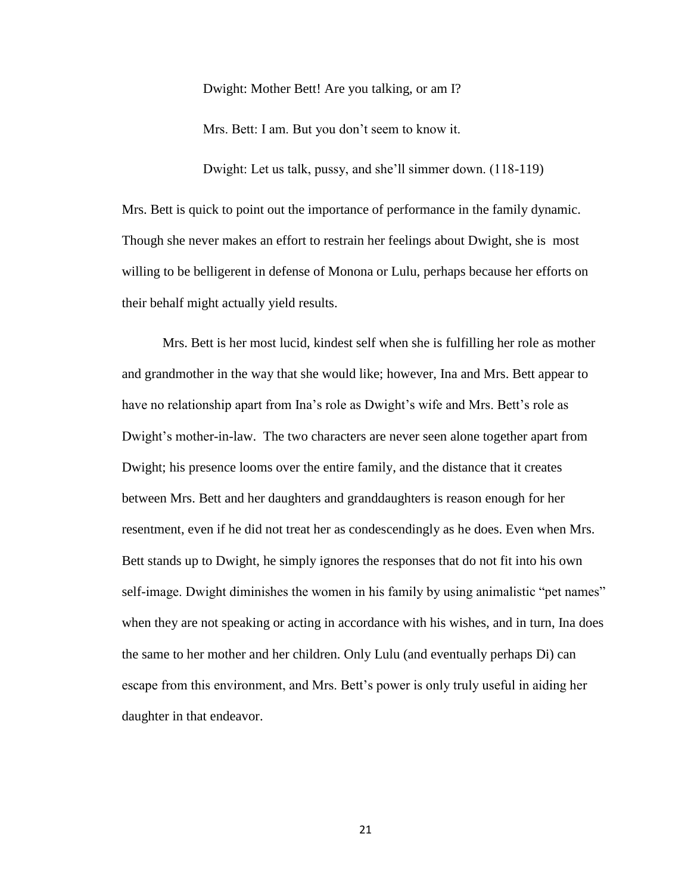Dwight: Mother Bett! Are you talking, or am I?

Mrs. Bett: I am. But you don't seem to know it.

Dwight: Let us talk, pussy, and she'll simmer down. (118-119)

Mrs. Bett is quick to point out the importance of performance in the family dynamic. Though she never makes an effort to restrain her feelings about Dwight, she is most willing to be belligerent in defense of Monona or Lulu, perhaps because her efforts on their behalf might actually yield results.

Mrs. Bett is her most lucid, kindest self when she is fulfilling her role as mother and grandmother in the way that she would like; however, Ina and Mrs. Bett appear to have no relationship apart from Ina's role as Dwight's wife and Mrs. Bett's role as Dwight's mother-in-law. The two characters are never seen alone together apart from Dwight; his presence looms over the entire family, and the distance that it creates between Mrs. Bett and her daughters and granddaughters is reason enough for her resentment, even if he did not treat her as condescendingly as he does. Even when Mrs. Bett stands up to Dwight, he simply ignores the responses that do not fit into his own self-image. Dwight diminishes the women in his family by using animalistic "pet names" when they are not speaking or acting in accordance with his wishes, and in turn, Ina does the same to her mother and her children. Only Lulu (and eventually perhaps Di) can escape from this environment, and Mrs. Bett's power is only truly useful in aiding her daughter in that endeavor.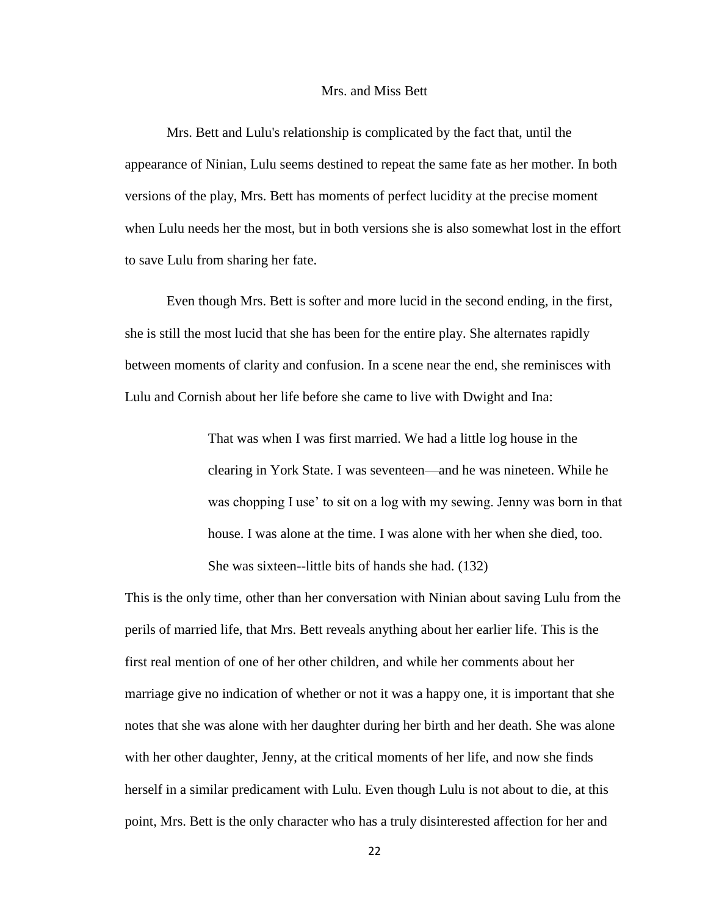## Mrs. and Miss Bett

Mrs. Bett and Lulu's relationship is complicated by the fact that, until the appearance of Ninian, Lulu seems destined to repeat the same fate as her mother. In both versions of the play, Mrs. Bett has moments of perfect lucidity at the precise moment when Lulu needs her the most, but in both versions she is also somewhat lost in the effort to save Lulu from sharing her fate.

Even though Mrs. Bett is softer and more lucid in the second ending, in the first, she is still the most lucid that she has been for the entire play. She alternates rapidly between moments of clarity and confusion. In a scene near the end, she reminisces with Lulu and Cornish about her life before she came to live with Dwight and Ina:

> That was when I was first married. We had a little log house in the clearing in York State. I was seventeen—and he was nineteen. While he was chopping I use' to sit on a log with my sewing. Jenny was born in that house. I was alone at the time. I was alone with her when she died, too. She was sixteen--little bits of hands she had. (132)

This is the only time, other than her conversation with Ninian about saving Lulu from the perils of married life, that Mrs. Bett reveals anything about her earlier life. This is the first real mention of one of her other children, and while her comments about her marriage give no indication of whether or not it was a happy one, it is important that she notes that she was alone with her daughter during her birth and her death. She was alone with her other daughter, Jenny, at the critical moments of her life, and now she finds herself in a similar predicament with Lulu. Even though Lulu is not about to die, at this point, Mrs. Bett is the only character who has a truly disinterested affection for her and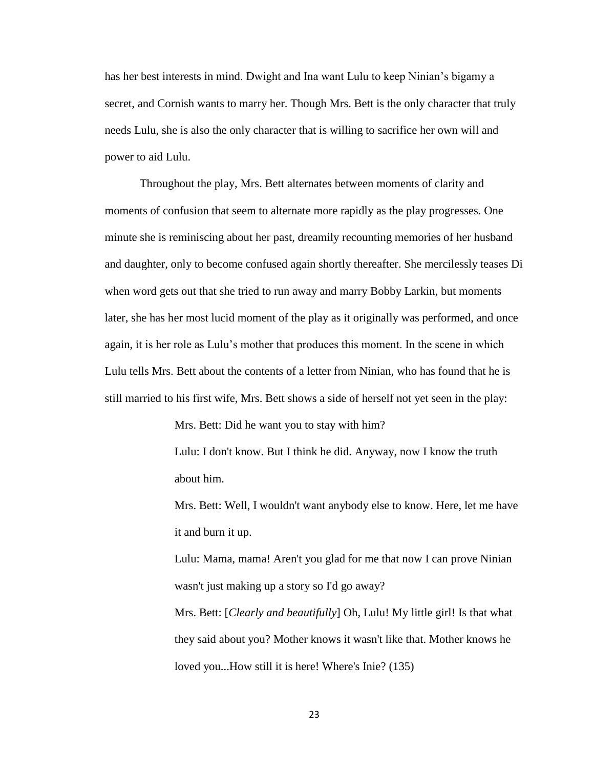has her best interests in mind. Dwight and Ina want Lulu to keep Ninian's bigamy a secret, and Cornish wants to marry her. Though Mrs. Bett is the only character that truly needs Lulu, she is also the only character that is willing to sacrifice her own will and power to aid Lulu.

Throughout the play, Mrs. Bett alternates between moments of clarity and moments of confusion that seem to alternate more rapidly as the play progresses. One minute she is reminiscing about her past, dreamily recounting memories of her husband and daughter, only to become confused again shortly thereafter. She mercilessly teases Di when word gets out that she tried to run away and marry Bobby Larkin, but moments later, she has her most lucid moment of the play as it originally was performed, and once again, it is her role as Lulu's mother that produces this moment. In the scene in which Lulu tells Mrs. Bett about the contents of a letter from Ninian, who has found that he is still married to his first wife, Mrs. Bett shows a side of herself not yet seen in the play:

> Mrs. Bett: Did he want you to stay with him?
>
> Lulu: I don't know. But I think he did. Anyway, now I know the truth about him.
>
> Mrs. Bett: Well, I wouldn't want anybody else to know. Here, let me have it and burn it up.
>
> Lulu: Mama, mama! Aren't you glad for me that now I can prove Ninian wasn't just making up a story so I'd go away?
>
> Mrs. Bett: [*Clearly and beautifully*] Oh, Lulu! My little girl! Is that what they said about you? Mother knows it wasn't like that. Mother knows he loved you...How still it is here! Where's Inie? (135)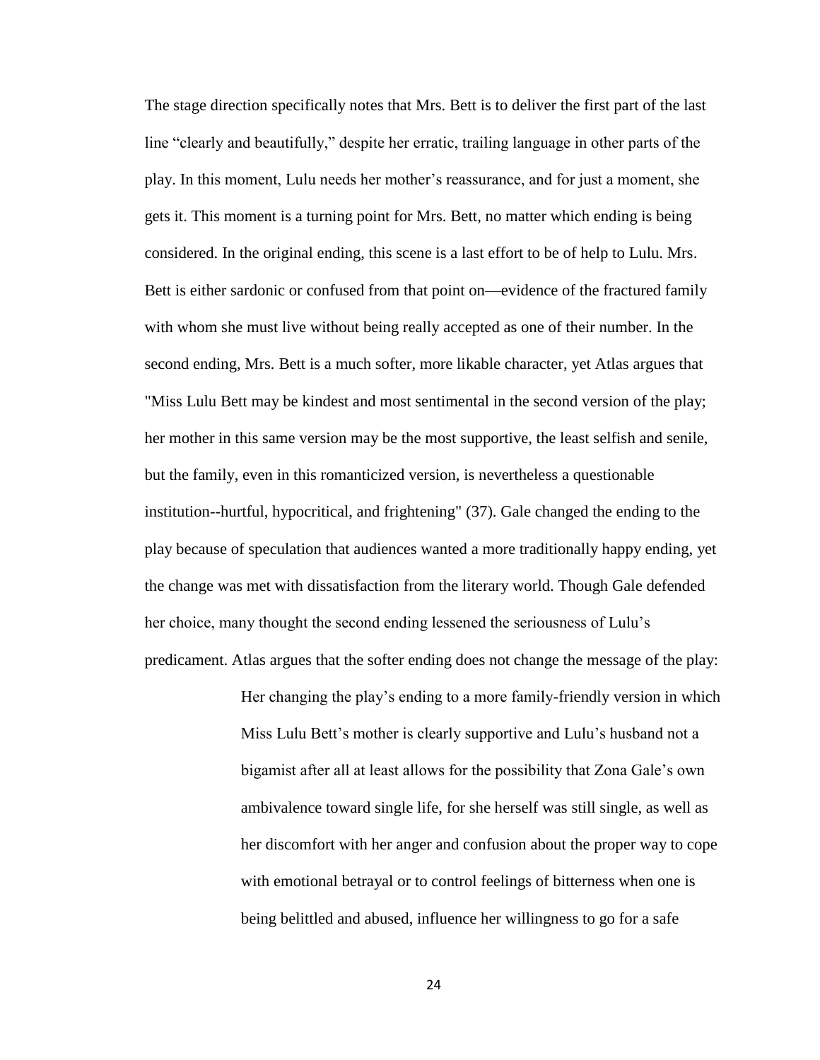The stage direction specifically notes that Mrs. Bett is to deliver the first part of the last line "clearly and beautifully," despite her erratic, trailing language in other parts of the play. In this moment, Lulu needs her mother's reassurance, and for just a moment, she gets it. This moment is a turning point for Mrs. Bett, no matter which ending is being considered. In the original ending, this scene is a last effort to be of help to Lulu. Mrs. Bett is either sardonic or confused from that point on—evidence of the fractured family with whom she must live without being really accepted as one of their number. In the second ending, Mrs. Bett is a much softer, more likable character, yet Atlas argues that "Miss Lulu Bett may be kindest and most sentimental in the second version of the play; her mother in this same version may be the most supportive, the least selfish and senile, but the family, even in this romanticized version, is nevertheless a questionable institution--hurtful, hypocritical, and frightening" (37). Gale changed the ending to the play because of speculation that audiences wanted a more traditionally happy ending, yet the change was met with dissatisfaction from the literary world. Though Gale defended her choice, many thought the second ending lessened the seriousness of Lulu's predicament. Atlas argues that the softer ending does not change the message of the play:

> Her changing the play's ending to a more family-friendly version in which Miss Lulu Bett's mother is clearly supportive and Lulu's husband not a bigamist after all at least allows for the possibility that Zona Gale's own ambivalence toward single life, for she herself was still single, as well as her discomfort with her anger and confusion about the proper way to cope with emotional betrayal or to control feelings of bitterness when one is being belittled and abused, influence her willingness to go for a safe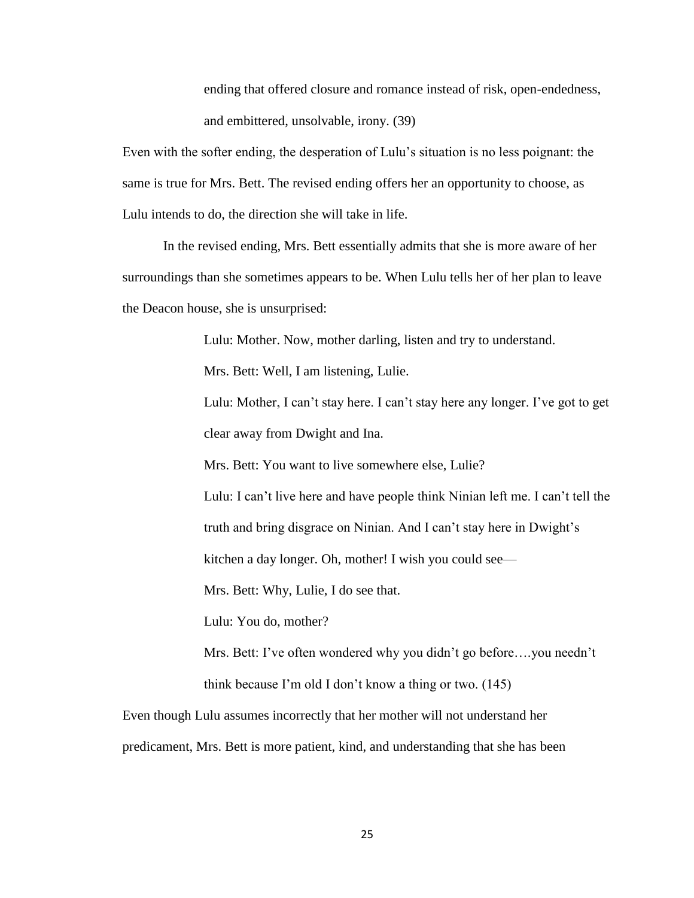> ending that offered closure and romance instead of risk, open-endedness, and embittered, unsolvable, irony. (39)

Even with the softer ending, the desperation of Lulu's situation is no less poignant: the same is true for Mrs. Bett. The revised ending offers her an opportunity to choose, as Lulu intends to do, the direction she will take in life.

In the revised ending, Mrs. Bett essentially admits that she is more aware of her surroundings than she sometimes appears to be. When Lulu tells her of her plan to leave the Deacon house, she is unsurprised:

> Lulu: Mother. Now, mother darling, listen and try to understand.
>
> Mrs. Bett: Well, I am listening, Lulie.
>
> Lulu: Mother, I can't stay here. I can't stay here any longer. I've got to get clear away from Dwight and Ina.
>
> Mrs. Bett: You want to live somewhere else, Lulie?
>
> Lulu: I can't live here and have people think Ninian left me. I can't tell the truth and bring disgrace on Ninian. And I can't stay here in Dwight's kitchen a day longer. Oh, mother! I wish you could see—
>
> Mrs. Bett: Why, Lulie, I do see that.
>
> Lulu: You do, mother?
>
> Mrs. Bett: I've often wondered why you didn't go before….you needn't think because I'm old I don't know a thing or two. (145)

Even though Lulu assumes incorrectly that her mother will not understand her predicament, Mrs. Bett is more patient, kind, and understanding that she has been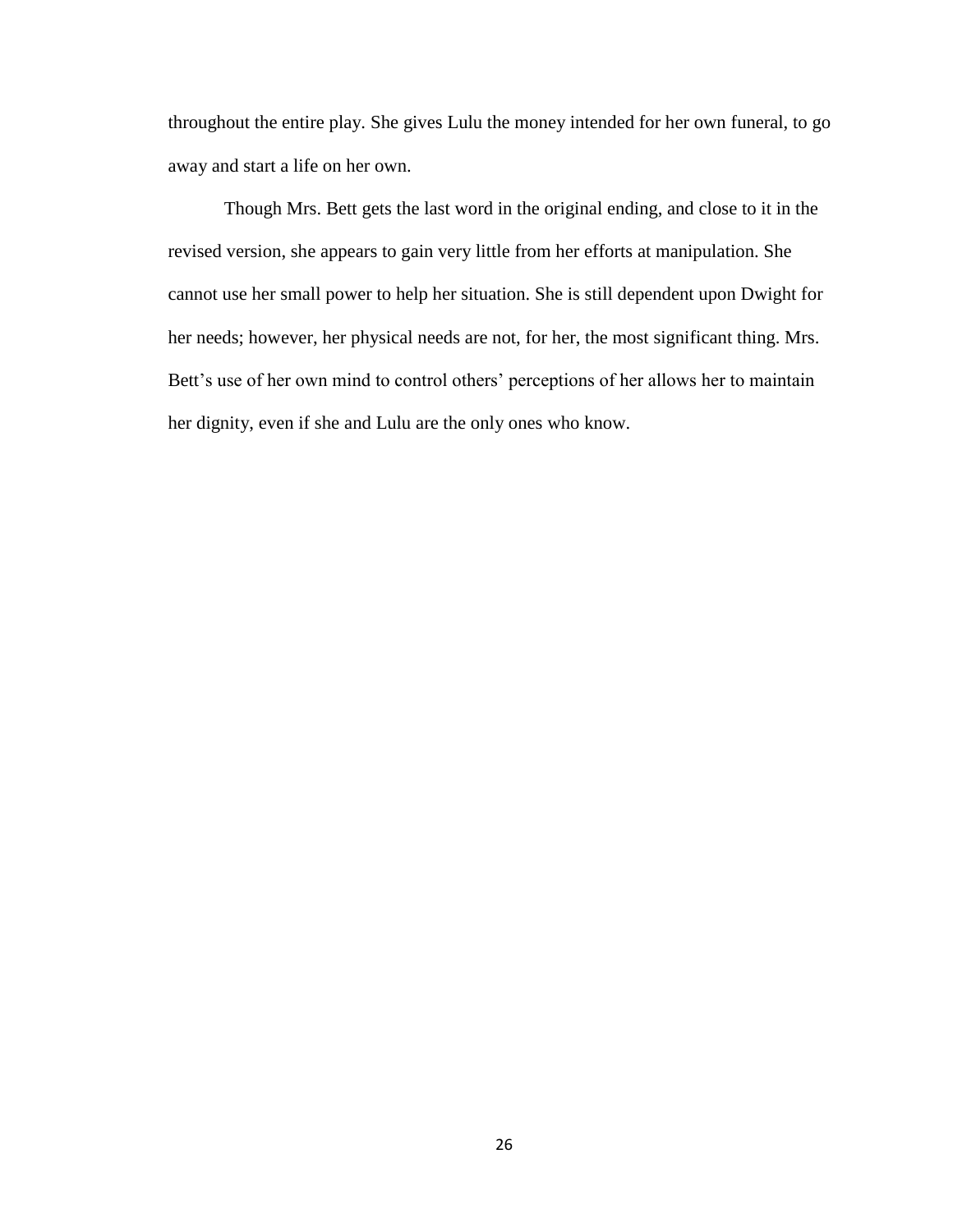throughout the entire play. She gives Lulu the money intended for her own funeral, to go away and start a life on her own.

Though Mrs. Bett gets the last word in the original ending, and close to it in the revised version, she appears to gain very little from her efforts at manipulation. She cannot use her small power to help her situation. She is still dependent upon Dwight for her needs; however, her physical needs are not, for her, the most significant thing. Mrs. Bett's use of her own mind to control others' perceptions of her allows her to maintain her dignity, even if she and Lulu are the only ones who know.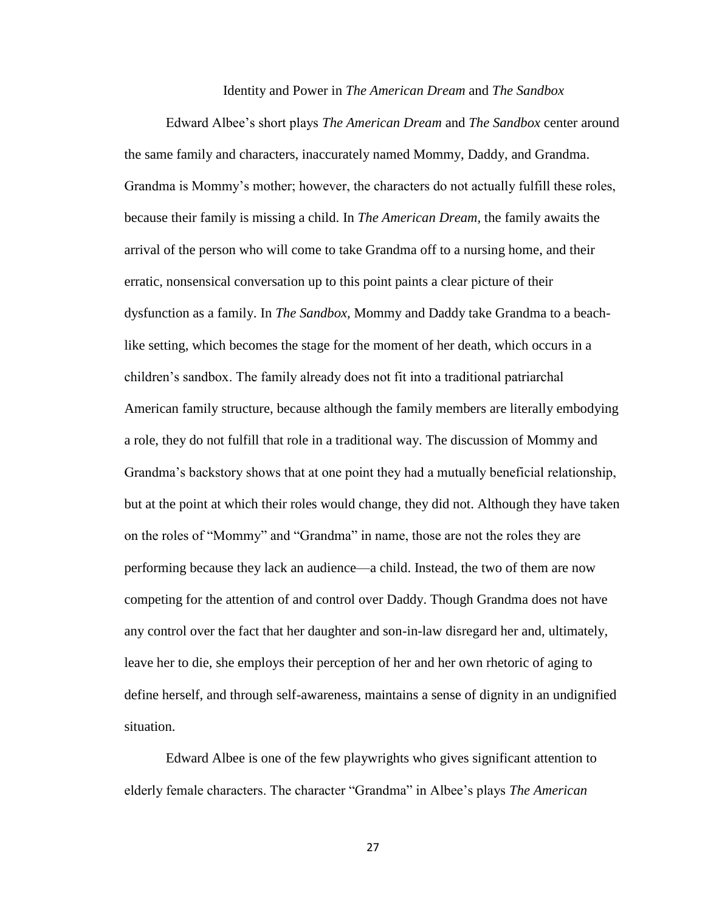# Identity and Power in *The American Dream* and *The Sandbox*

Edward Albee's short plays *The American Dream* and *The Sandbox* center around the same family and characters, inaccurately named Mommy, Daddy, and Grandma. Grandma is Mommy's mother; however, the characters do not actually fulfill these roles, because their family is missing a child. In *The American Dream,* the family awaits the arrival of the person who will come to take Grandma off to a nursing home, and their erratic, nonsensical conversation up to this point paints a clear picture of their dysfunction as a family. In *The Sandbox,* Mommy and Daddy take Grandma to a beach-like setting, which becomes the stage for the moment of her death, which occurs in a children's sandbox. The family already does not fit into a traditional patriarchal American family structure, because although the family members are literally embodying a role, they do not fulfill that role in a traditional way. The discussion of Mommy and Grandma's backstory shows that at one point they had a mutually beneficial relationship, but at the point at which their roles would change, they did not. Although they have taken on the roles of "Mommy" and "Grandma" in name, those are not the roles they are performing because they lack an audience—a child. Instead, the two of them are now competing for the attention of and control over Daddy. Though Grandma does not have any control over the fact that her daughter and son-in-law disregard her and, ultimately, leave her to die, she employs their perception of her and her own rhetoric of aging to define herself, and through self-awareness, maintains a sense of dignity in an undignified situation.

Edward Albee is one of the few playwrights who gives significant attention to elderly female characters. The character "Grandma" in Albee's plays *The American*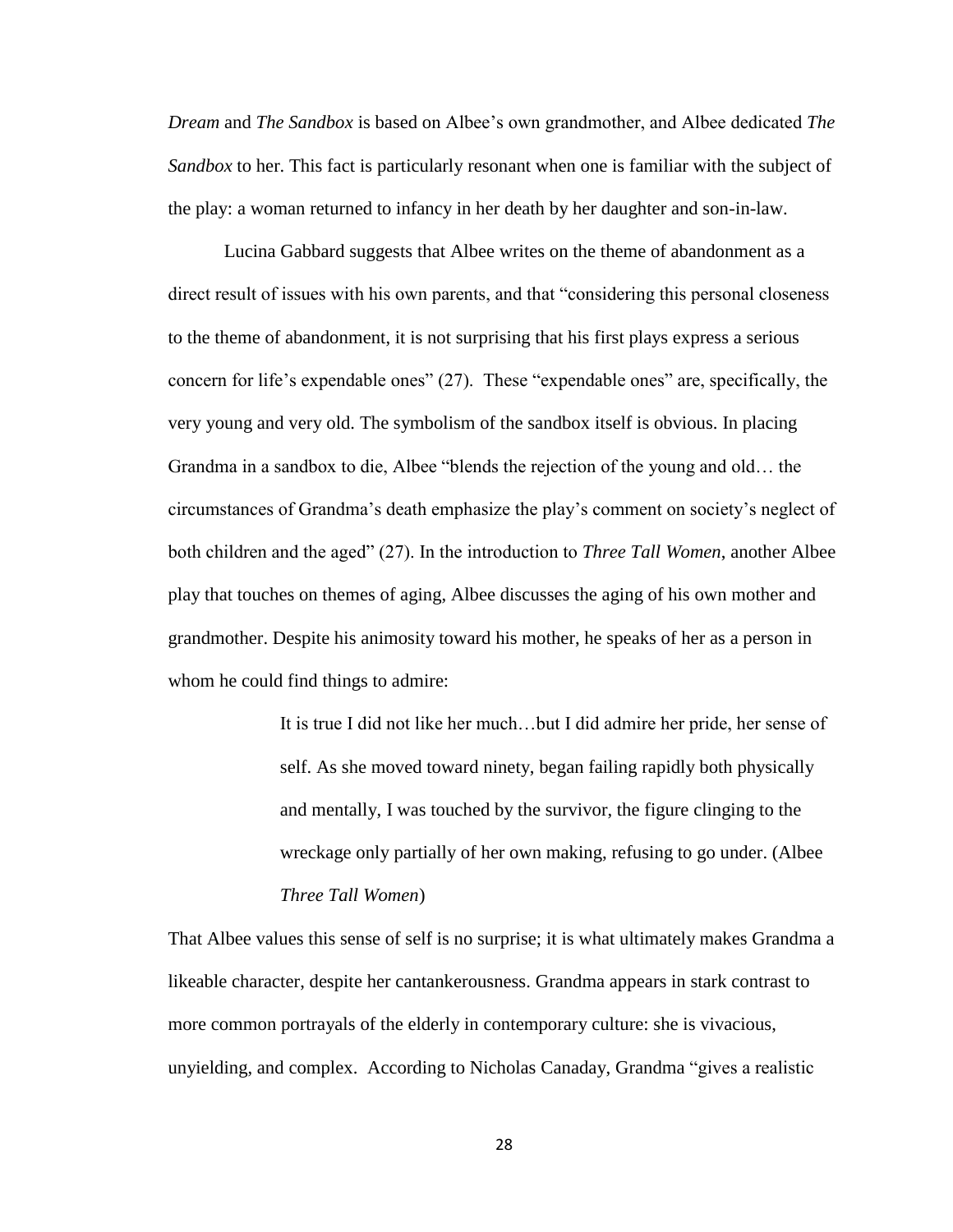*Dream* and *The Sandbox* is based on Albee's own grandmother, and Albee dedicated *The Sandbox* to her. This fact is particularly resonant when one is familiar with the subject of the play: a woman returned to infancy in her death by her daughter and son-in-law.

Lucina Gabbard suggests that Albee writes on the theme of abandonment as a direct result of issues with his own parents, and that "considering this personal closeness to the theme of abandonment, it is not surprising that his first plays express a serious concern for life's expendable ones" (27). These "expendable ones" are, specifically, the very young and very old. The symbolism of the sandbox itself is obvious. In placing Grandma in a sandbox to die, Albee "blends the rejection of the young and old… the circumstances of Grandma's death emphasize the play's comment on society's neglect of both children and the aged" (27). In the introduction to *Three Tall Women*, another Albee play that touches on themes of aging, Albee discusses the aging of his own mother and grandmother. Despite his animosity toward his mother, he speaks of her as a person in whom he could find things to admire:

> It is true I did not like her much…but I did admire her pride, her sense of self. As she moved toward ninety, began failing rapidly both physically and mentally, I was touched by the survivor, the figure clinging to the wreckage only partially of her own making, refusing to go under. (Albee *Three Tall Women*)

That Albee values this sense of self is no surprise; it is what ultimately makes Grandma a likeable character, despite her cantankerousness. Grandma appears in stark contrast to more common portrayals of the elderly in contemporary culture: she is vivacious, unyielding, and complex. According to Nicholas Canaday, Grandma "gives a realistic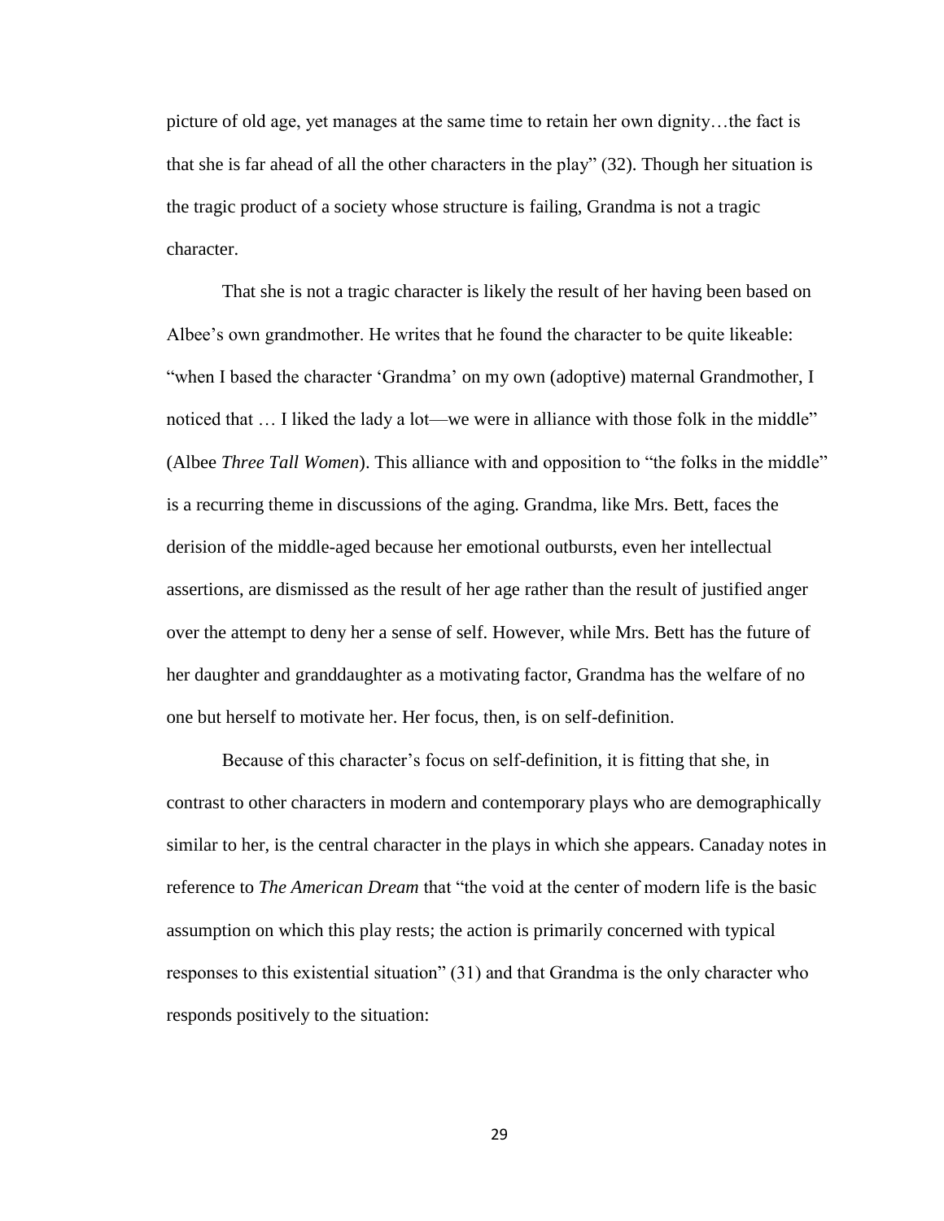picture of old age, yet manages at the same time to retain her own dignity…the fact is that she is far ahead of all the other characters in the play" (32). Though her situation is the tragic product of a society whose structure is failing, Grandma is not a tragic character.

That she is not a tragic character is likely the result of her having been based on Albee's own grandmother. He writes that he found the character to be quite likeable: "when I based the character 'Grandma' on my own (adoptive) maternal Grandmother, I noticed that … I liked the lady a lot—we were in alliance with those folk in the middle" (Albee *Three Tall Women*). This alliance with and opposition to "the folks in the middle" is a recurring theme in discussions of the aging. Grandma, like Mrs. Bett, faces the derision of the middle-aged because her emotional outbursts, even her intellectual assertions, are dismissed as the result of her age rather than the result of justified anger over the attempt to deny her a sense of self. However, while Mrs. Bett has the future of her daughter and granddaughter as a motivating factor, Grandma has the welfare of no one but herself to motivate her. Her focus, then, is on self-definition.

Because of this character's focus on self-definition, it is fitting that she, in contrast to other characters in modern and contemporary plays who are demographically similar to her, is the central character in the plays in which she appears. Canaday notes in reference to *The American Dream* that "the void at the center of modern life is the basic assumption on which this play rests; the action is primarily concerned with typical responses to this existential situation" (31) and that Grandma is the only character who responds positively to the situation: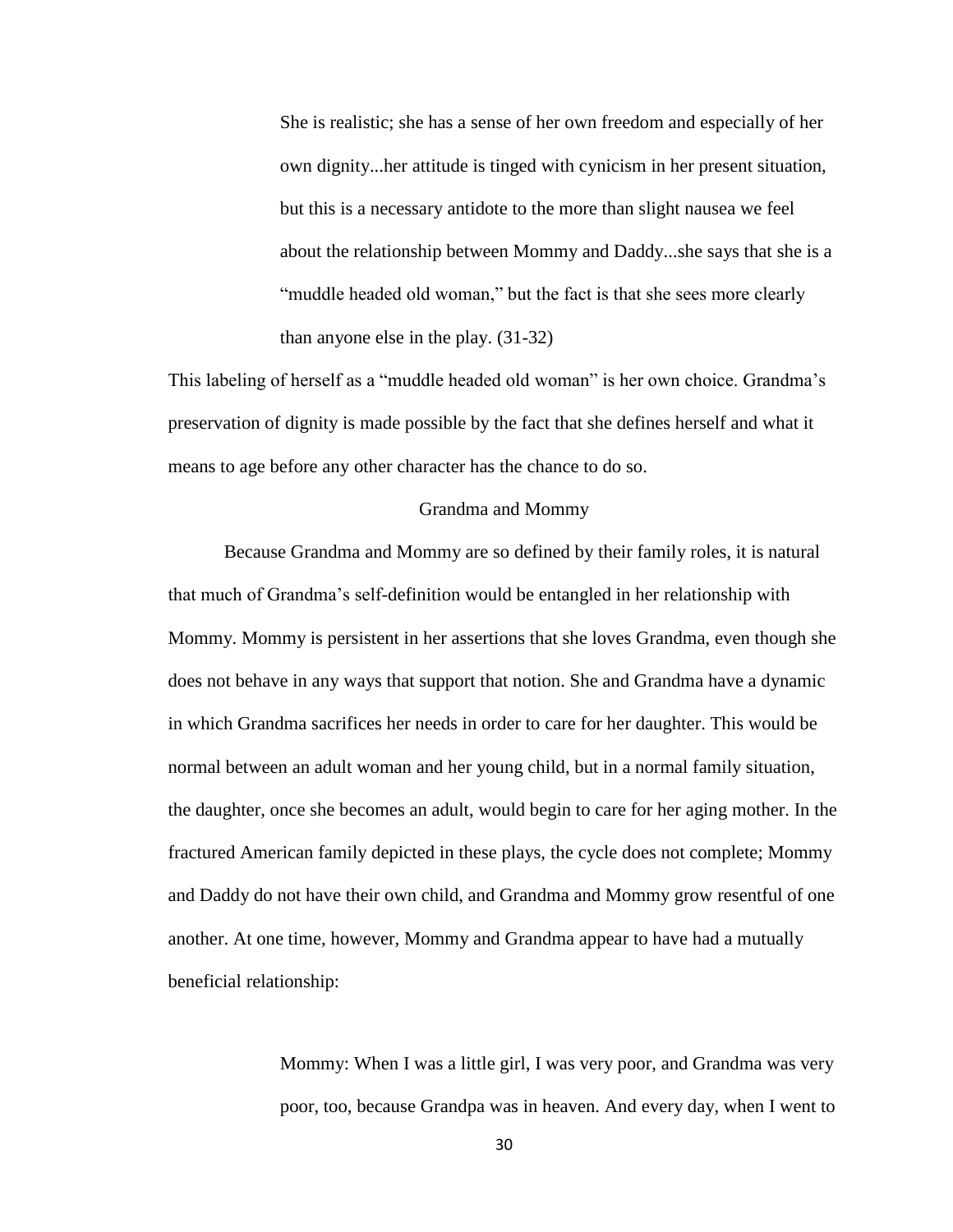> She is realistic; she has a sense of her own freedom and especially of her own dignity...her attitude is tinged with cynicism in her present situation, but this is a necessary antidote to the more than slight nausea we feel about the relationship between Mommy and Daddy...she says that she is a "muddle headed old woman," but the fact is that she sees more clearly than anyone else in the play. (31-32)

This labeling of herself as a "muddle headed old woman" is her own choice. Grandma's preservation of dignity is made possible by the fact that she defines herself and what it means to age before any other character has the chance to do so.

### Grandma and Mommy

Because Grandma and Mommy are so defined by their family roles, it is natural that much of Grandma's self-definition would be entangled in her relationship with Mommy. Mommy is persistent in her assertions that she loves Grandma, even though she does not behave in any ways that support that notion. She and Grandma have a dynamic in which Grandma sacrifices her needs in order to care for her daughter. This would be normal between an adult woman and her young child, but in a normal family situation, the daughter, once she becomes an adult, would begin to care for her aging mother. In the fractured American family depicted in these plays, the cycle does not complete; Mommy and Daddy do not have their own child, and Grandma and Mommy grow resentful of one another. At one time, however, Mommy and Grandma appear to have had a mutually beneficial relationship:

> Mommy: When I was a little girl, I was very poor, and Grandma was very poor, too, because Grandpa was in heaven. And every day, when I went to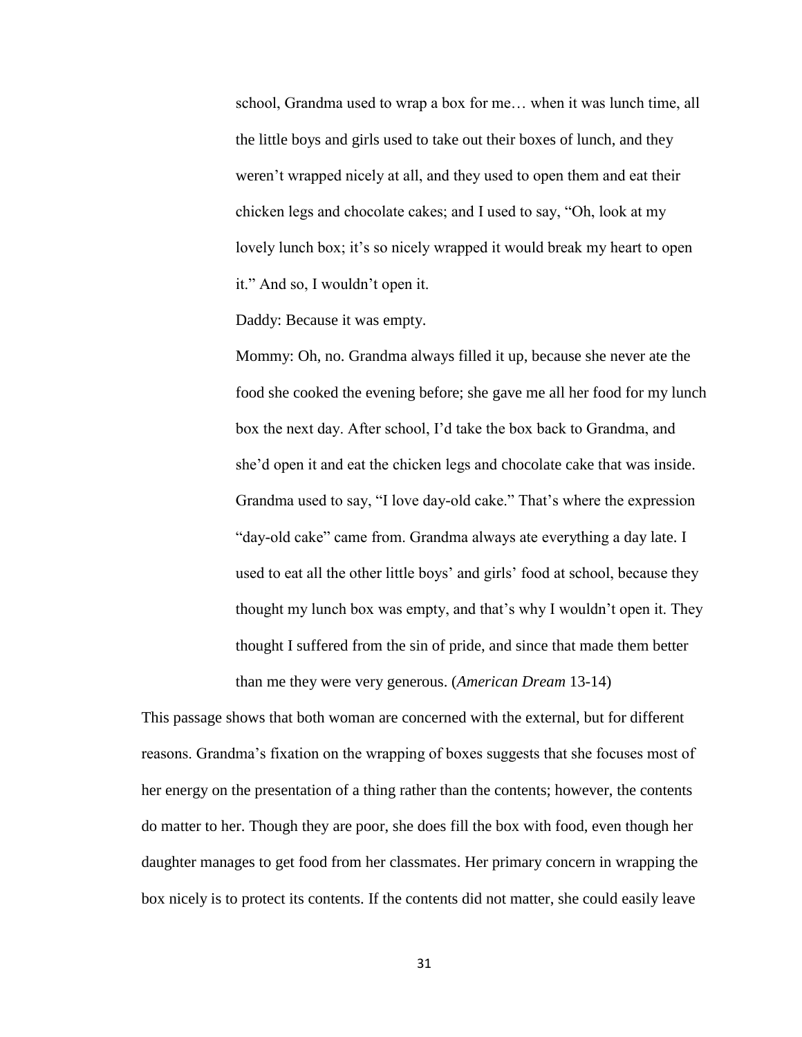> school, Grandma used to wrap a box for me… when it was lunch time, all the little boys and girls used to take out their boxes of lunch, and they weren't wrapped nicely at all, and they used to open them and eat their chicken legs and chocolate cakes; and I used to say, "Oh, look at my lovely lunch box; it's so nicely wrapped it would break my heart to open it." And so, I wouldn't open it.
>
> Daddy: Because it was empty.
>
> Mommy: Oh, no. Grandma always filled it up, because she never ate the food she cooked the evening before; she gave me all her food for my lunch box the next day. After school, I'd take the box back to Grandma, and she'd open it and eat the chicken legs and chocolate cake that was inside. Grandma used to say, "I love day-old cake." That's where the expression "day-old cake" came from. Grandma always ate everything a day late. I used to eat all the other little boys' and girls' food at school, because they thought my lunch box was empty, and that's why I wouldn't open it. They thought I suffered from the sin of pride, and since that made them better than me they were very generous. (*American Dream* 13-14)

This passage shows that both woman are concerned with the external, but for different reasons. Grandma's fixation on the wrapping of boxes suggests that she focuses most of her energy on the presentation of a thing rather than the contents; however, the contents do matter to her. Though they are poor, she does fill the box with food, even though her daughter manages to get food from her classmates. Her primary concern in wrapping the box nicely is to protect its contents. If the contents did not matter, she could easily leave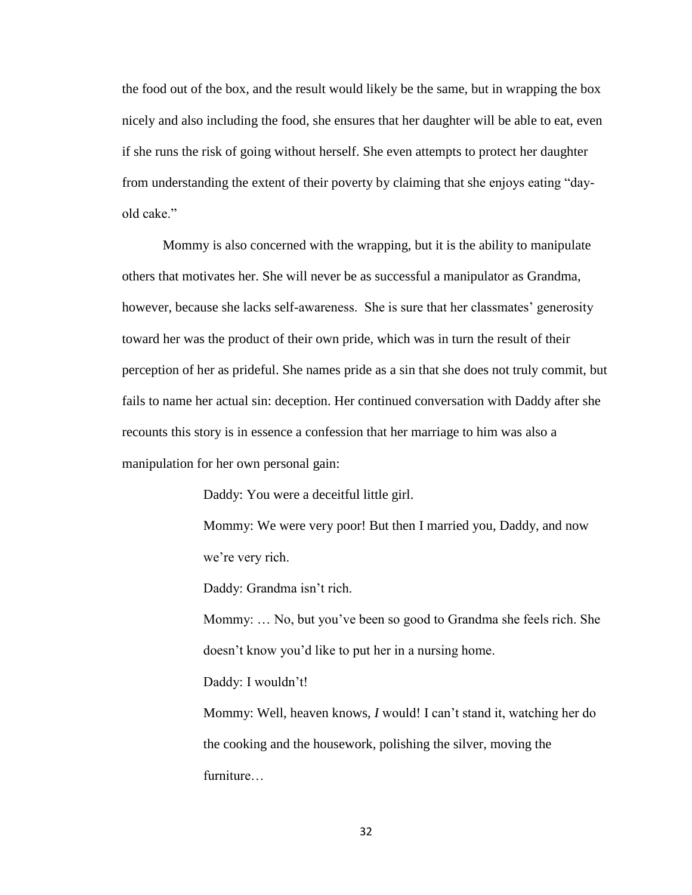the food out of the box, and the result would likely be the same, but in wrapping the box nicely and also including the food, she ensures that her daughter will be able to eat, even if she runs the risk of going without herself. She even attempts to protect her daughter from understanding the extent of their poverty by claiming that she enjoys eating "day-old cake."

Mommy is also concerned with the wrapping, but it is the ability to manipulate others that motivates her. She will never be as successful a manipulator as Grandma, however, because she lacks self-awareness. She is sure that her classmates' generosity toward her was the product of their own pride, which was in turn the result of their perception of her as prideful. She names pride as a sin that she does not truly commit, but fails to name her actual sin: deception. Her continued conversation with Daddy after she recounts this story is in essence a confession that her marriage to him was also a manipulation for her own personal gain:

> Daddy: You were a deceitful little girl.
>
> Mommy: We were very poor! But then I married you, Daddy, and now we're very rich.
>
> Daddy: Grandma isn't rich.
>
> Mommy: … No, but you've been so good to Grandma she feels rich. She doesn't know you'd like to put her in a nursing home.
>
> Daddy: I wouldn't!
>
> Mommy: Well, heaven knows, *I* would! I can't stand it, watching her do the cooking and the housework, polishing the silver, moving the furniture…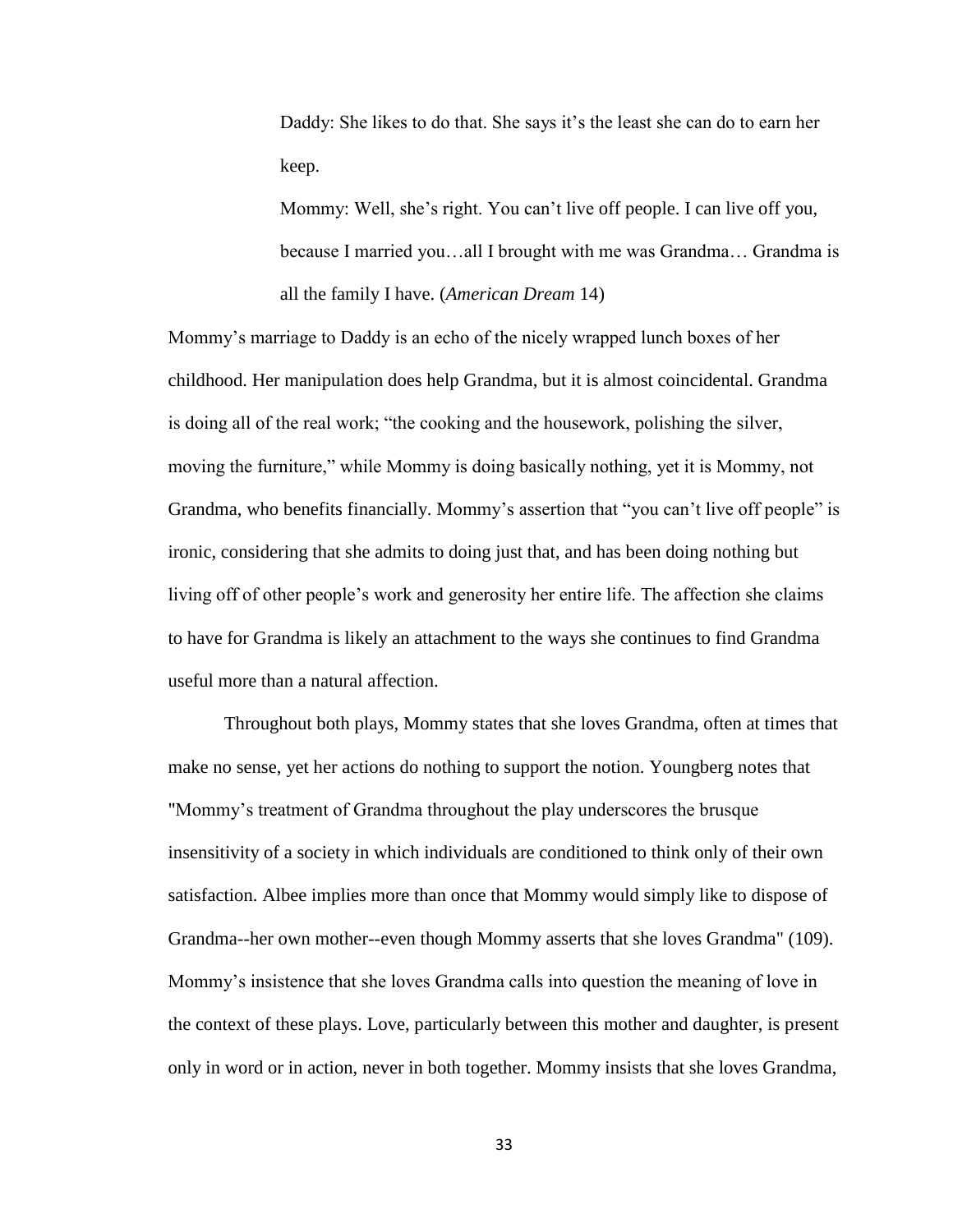> Daddy: She likes to do that. She says it's the least she can do to earn her keep.
>
> Mommy: Well, she's right. You can't live off people. I can live off you, because I married you…all I brought with me was Grandma… Grandma is all the family I have. (*American Dream* 14)

Mommy's marriage to Daddy is an echo of the nicely wrapped lunch boxes of her childhood. Her manipulation does help Grandma, but it is almost coincidental. Grandma is doing all of the real work; "the cooking and the housework, polishing the silver, moving the furniture," while Mommy is doing basically nothing, yet it is Mommy, not Grandma, who benefits financially. Mommy's assertion that "you can't live off people" is ironic, considering that she admits to doing just that, and has been doing nothing but living off of other people's work and generosity her entire life. The affection she claims to have for Grandma is likely an attachment to the ways she continues to find Grandma useful more than a natural affection.

Throughout both plays, Mommy states that she loves Grandma, often at times that make no sense, yet her actions do nothing to support the notion. Youngberg notes that "Mommy's treatment of Grandma throughout the play underscores the brusque insensitivity of a society in which individuals are conditioned to think only of their own satisfaction. Albee implies more than once that Mommy would simply like to dispose of Grandma--her own mother--even though Mommy asserts that she loves Grandma" (109). Mommy's insistence that she loves Grandma calls into question the meaning of love in the context of these plays. Love, particularly between this mother and daughter, is present only in word or in action, never in both together. Mommy insists that she loves Grandma,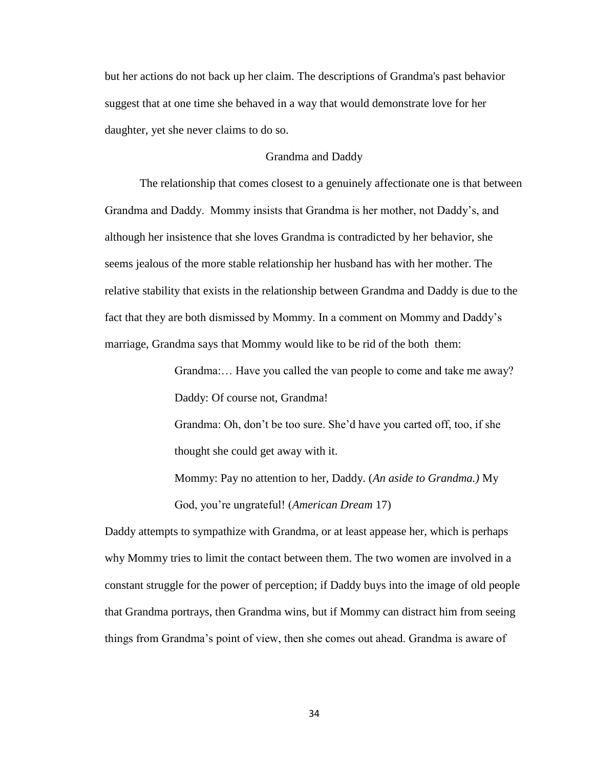but her actions do not back up her claim. The descriptions of Grandma's past behavior suggest that at one time she behaved in a way that would demonstrate love for her daughter, yet she never claims to do so.

## Grandma and Daddy

The relationship that comes closest to a genuinely affectionate one is that between Grandma and Daddy. Mommy insists that Grandma is her mother, not Daddy's, and although her insistence that she loves Grandma is contradicted by her behavior, she seems jealous of the more stable relationship her husband has with her mother. The relative stability that exists in the relationship between Grandma and Daddy is due to the fact that they are both dismissed by Mommy. In a comment on Mommy and Daddy's marriage, Grandma says that Mommy would like to be rid of the both them:

> Grandma:… Have you called the van people to come and take me away?
>
> Daddy: Of course not, Grandma!
>
> Grandma: Oh, don't be too sure. She'd have you carted off, too, if she thought she could get away with it.
>
> Mommy: Pay no attention to her, Daddy. (*An aside to Grandma.)* My God, you're ungrateful! (*American Dream* 17)

Daddy attempts to sympathize with Grandma, or at least appease her, which is perhaps why Mommy tries to limit the contact between them. The two women are involved in a constant struggle for the power of perception; if Daddy buys into the image of old people that Grandma portrays, then Grandma wins, but if Mommy can distract him from seeing things from Grandma's point of view, then she comes out ahead. Grandma is aware of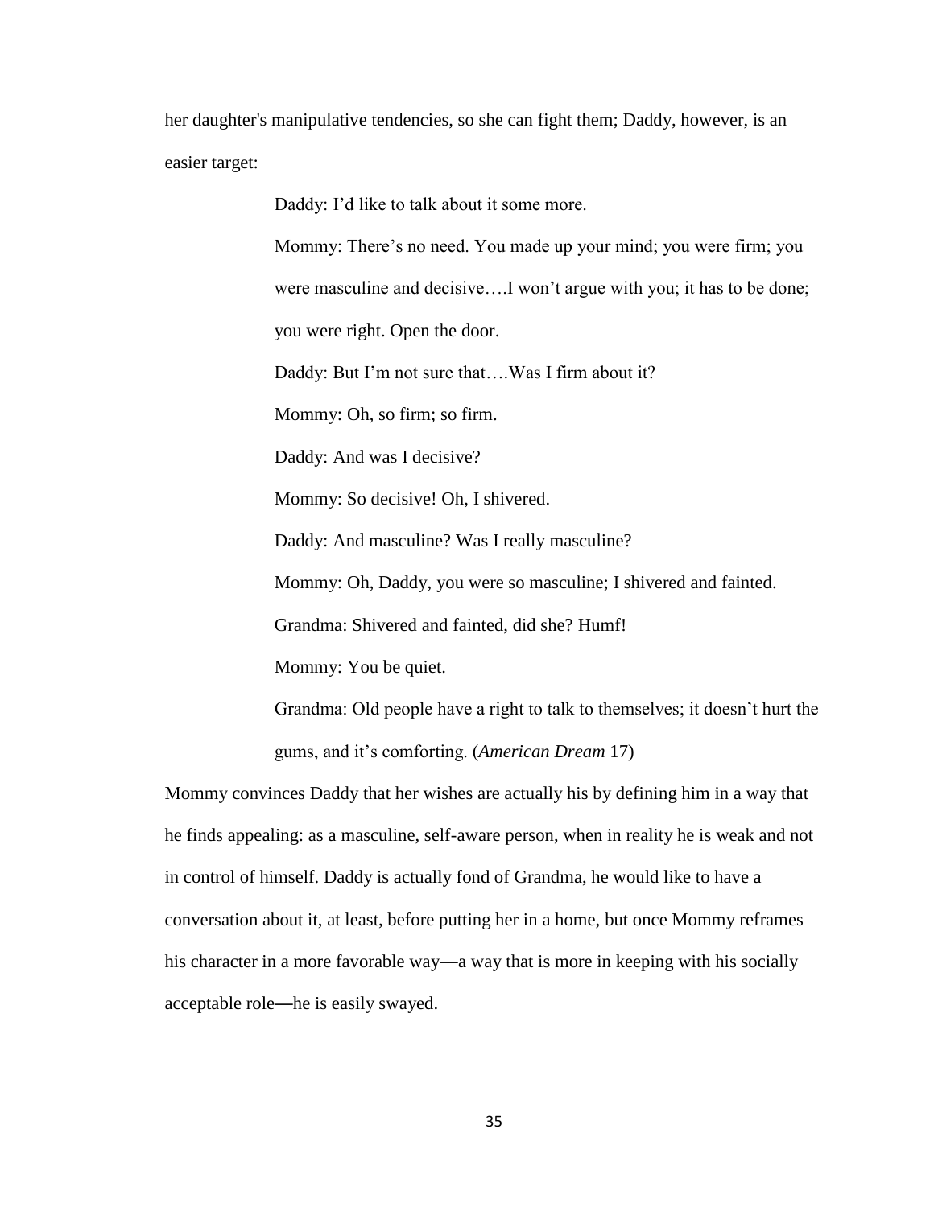her daughter's manipulative tendencies, so she can fight them; Daddy, however, is an easier target:

> Daddy: I'd like to talk about it some more.
>
> Mommy: There's no need. You made up your mind; you were firm; you were masculine and decisive….I won't argue with you; it has to be done; you were right. Open the door.
>
> Daddy: But I'm not sure that….Was I firm about it?
>
> Mommy: Oh, so firm; so firm.
>
> Daddy: And was I decisive?
>
> Mommy: So decisive! Oh, I shivered.
>
> Daddy: And masculine? Was I really masculine?
>
> Mommy: Oh, Daddy, you were so masculine; I shivered and fainted.
>
> Grandma: Shivered and fainted, did she? Humf!
>
> Mommy: You be quiet.
>
> Grandma: Old people have a right to talk to themselves; it doesn't hurt the gums, and it's comforting. (*American Dream* 17)

Mommy convinces Daddy that her wishes are actually his by defining him in a way that he finds appealing: as a masculine, self-aware person, when in reality he is weak and not in control of himself. Daddy is actually fond of Grandma, he would like to have a conversation about it, at least, before putting her in a home, but once Mommy reframes his character in a more favorable way—a way that is more in keeping with his socially acceptable role—he is easily swayed.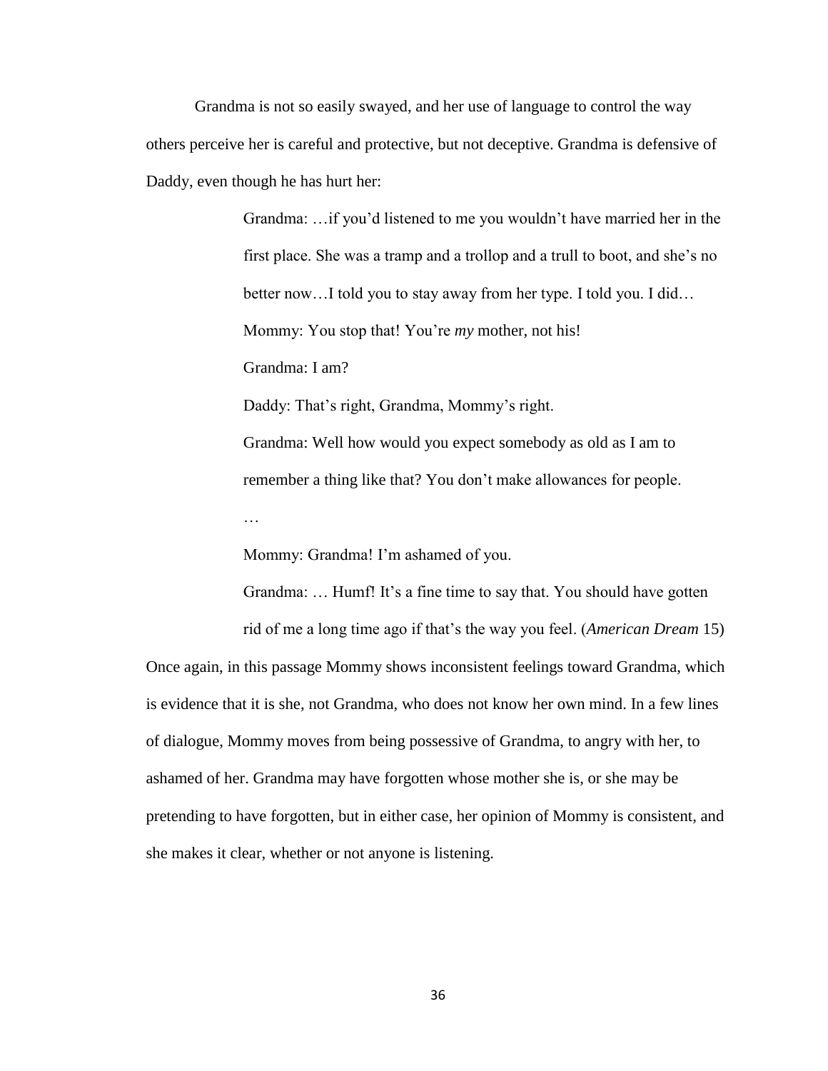Grandma is not so easily swayed, and her use of language to control the way others perceive her is careful and protective, but not deceptive. Grandma is defensive of Daddy, even though he has hurt her:

> Grandma: …if you'd listened to me you wouldn't have married her in the first place. She was a tramp and a trollop and a trull to boot, and she's no better now…I told you to stay away from her type. I told you. I did…
>
> Mommy: You stop that! You're *my* mother, not his!
>
> Grandma: I am?
>
> Daddy: That's right, Grandma, Mommy's right.
>
> Grandma: Well how would you expect somebody as old as I am to remember a thing like that? You don't make allowances for people.
>
> …
>
> Mommy: Grandma! I'm ashamed of you.
>
> Grandma: … Humf! It's a fine time to say that. You should have gotten rid of me a long time ago if that's the way you feel. (*American Dream* 15)

Once again, in this passage Mommy shows inconsistent feelings toward Grandma, which is evidence that it is she, not Grandma, who does not know her own mind. In a few lines of dialogue, Mommy moves from being possessive of Grandma, to angry with her, to ashamed of her. Grandma may have forgotten whose mother she is, or she may be pretending to have forgotten, but in either case, her opinion of Mommy is consistent, and she makes it clear, whether or not anyone is listening.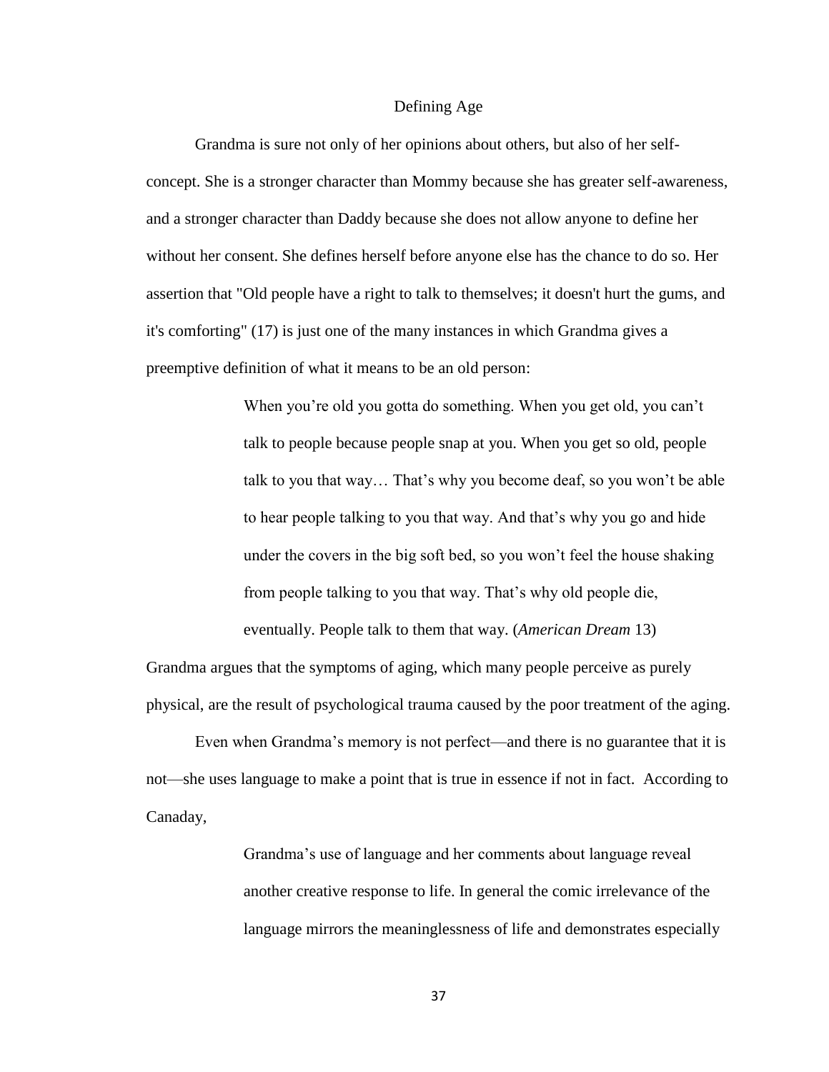## Defining Age

Grandma is sure not only of her opinions about others, but also of her self-concept. She is a stronger character than Mommy because she has greater self-awareness, and a stronger character than Daddy because she does not allow anyone to define her without her consent. She defines herself before anyone else has the chance to do so. Her assertion that "Old people have a right to talk to themselves; it doesn't hurt the gums, and it's comforting" (17) is just one of the many instances in which Grandma gives a preemptive definition of what it means to be an old person:

> When you're old you gotta do something. When you get old, you can't talk to people because people snap at you. When you get so old, people talk to you that way… That's why you become deaf, so you won't be able to hear people talking to you that way. And that's why you go and hide under the covers in the big soft bed, so you won't feel the house shaking from people talking to you that way. That's why old people die, eventually. People talk to them that way. (*American Dream* 13)

Grandma argues that the symptoms of aging, which many people perceive as purely physical, are the result of psychological trauma caused by the poor treatment of the aging.

Even when Grandma's memory is not perfect—and there is no guarantee that it is not—she uses language to make a point that is true in essence if not in fact. According to Canaday,

> Grandma's use of language and her comments about language reveal another creative response to life. In general the comic irrelevance of the language mirrors the meaninglessness of life and demonstrates especially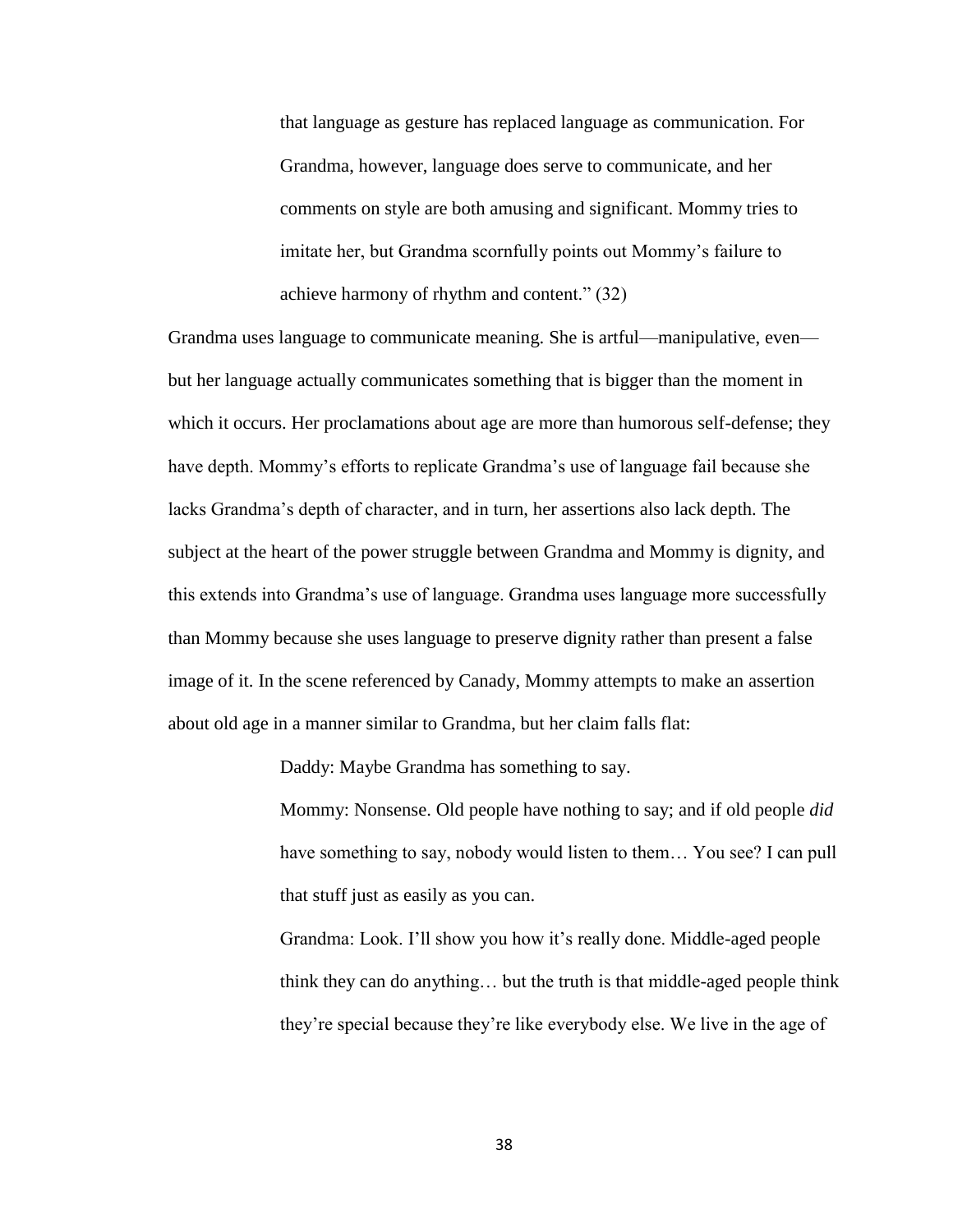> that language as gesture has replaced language as communication. For Grandma, however, language does serve to communicate, and her comments on style are both amusing and significant. Mommy tries to imitate her, but Grandma scornfully points out Mommy's failure to achieve harmony of rhythm and content." (32)

Grandma uses language to communicate meaning. She is artful—manipulative, even—but her language actually communicates something that is bigger than the moment in which it occurs. Her proclamations about age are more than humorous self-defense; they have depth. Mommy's efforts to replicate Grandma's use of language fail because she lacks Grandma's depth of character, and in turn, her assertions also lack depth. The subject at the heart of the power struggle between Grandma and Mommy is dignity, and this extends into Grandma's use of language. Grandma uses language more successfully than Mommy because she uses language to preserve dignity rather than present a false image of it. In the scene referenced by Canady, Mommy attempts to make an assertion about old age in a manner similar to Grandma, but her claim falls flat:

> Daddy: Maybe Grandma has something to say.
>
> Mommy: Nonsense. Old people have nothing to say; and if old people *did* have something to say, nobody would listen to them… You see? I can pull that stuff just as easily as you can.
>
> Grandma: Look. I'll show you how it's really done. Middle-aged people think they can do anything… but the truth is that middle-aged people think they're special because they're like everybody else. We live in the age of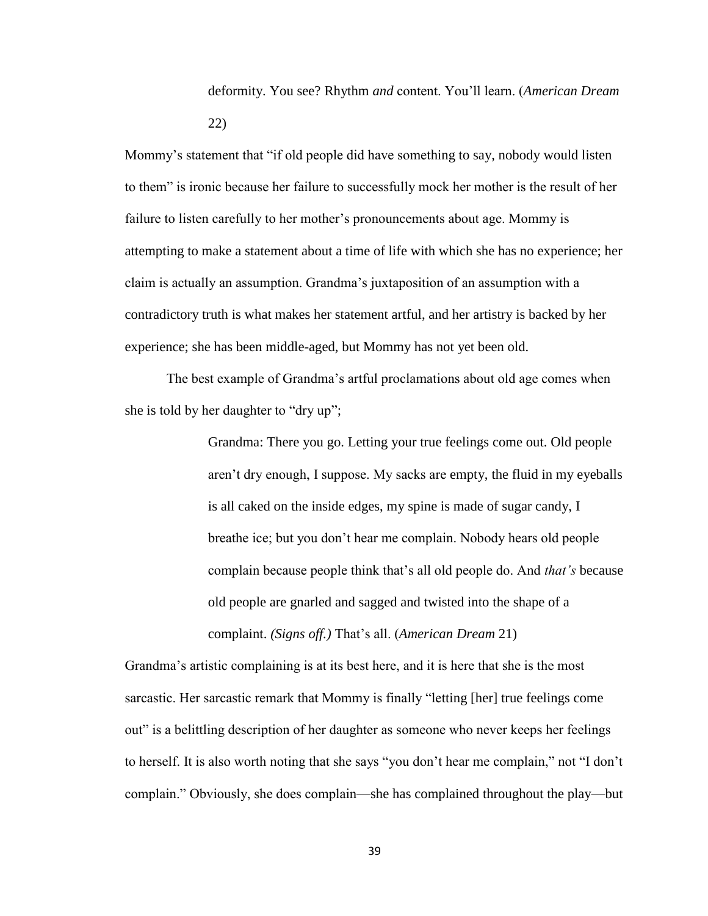> deformity. You see? Rhythm *and* content. You'll learn. (*American Dream* 22)

Mommy's statement that "if old people did have something to say, nobody would listen to them" is ironic because her failure to successfully mock her mother is the result of her failure to listen carefully to her mother's pronouncements about age. Mommy is attempting to make a statement about a time of life with which she has no experience; her claim is actually an assumption. Grandma's juxtaposition of an assumption with a contradictory truth is what makes her statement artful, and her artistry is backed by her experience; she has been middle-aged, but Mommy has not yet been old.

The best example of Grandma's artful proclamations about old age comes when she is told by her daughter to "dry up";

> Grandma: There you go. Letting your true feelings come out. Old people aren't dry enough, I suppose. My sacks are empty, the fluid in my eyeballs is all caked on the inside edges, my spine is made of sugar candy, I breathe ice; but you don't hear me complain. Nobody hears old people complain because people think that's all old people do. And *that's* because old people are gnarled and sagged and twisted into the shape of a complaint. *(Signs off.)* That's all. (*American Dream* 21)

Grandma's artistic complaining is at its best here, and it is here that she is the most sarcastic. Her sarcastic remark that Mommy is finally "letting [her] true feelings come out" is a belittling description of her daughter as someone who never keeps her feelings to herself. It is also worth noting that she says "you don't hear me complain," not "I don't complain." Obviously, she does complain—she has complained throughout the play—but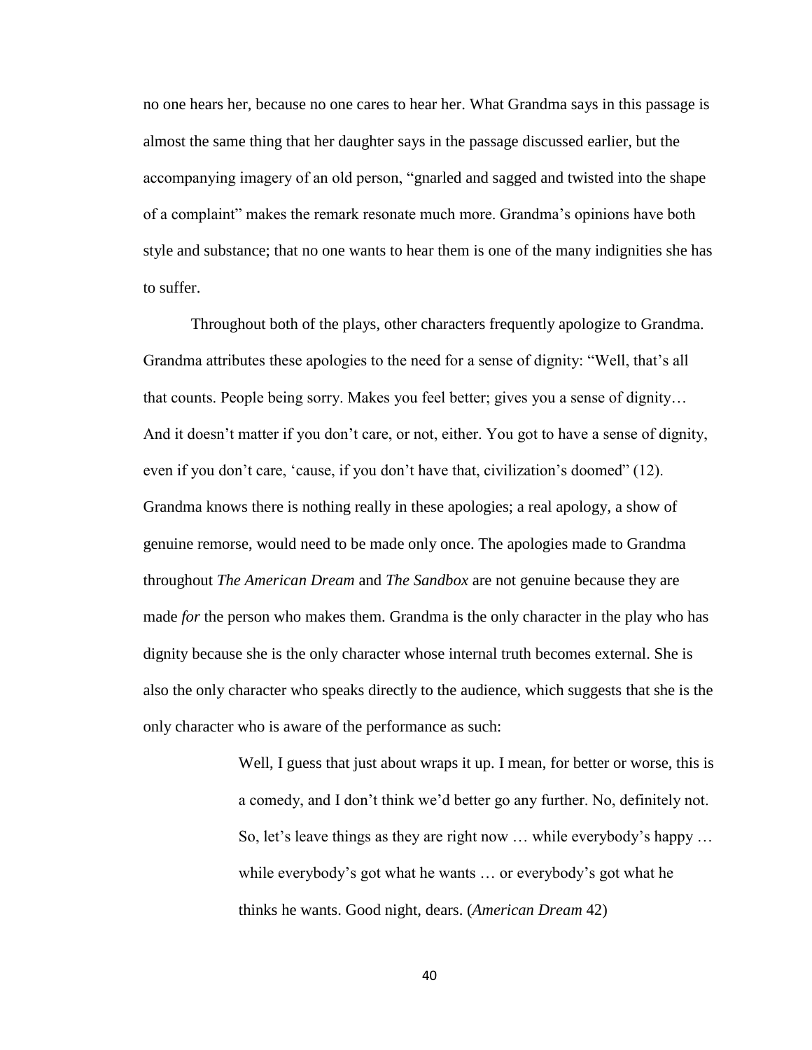no one hears her, because no one cares to hear her. What Grandma says in this passage is almost the same thing that her daughter says in the passage discussed earlier, but the accompanying imagery of an old person, "gnarled and sagged and twisted into the shape of a complaint" makes the remark resonate much more. Grandma's opinions have both style and substance; that no one wants to hear them is one of the many indignities she has to suffer.

Throughout both of the plays, other characters frequently apologize to Grandma. Grandma attributes these apologies to the need for a sense of dignity: "Well, that's all that counts. People being sorry. Makes you feel better; gives you a sense of dignity… And it doesn't matter if you don't care, or not, either. You got to have a sense of dignity, even if you don't care, 'cause, if you don't have that, civilization's doomed" (12). Grandma knows there is nothing really in these apologies; a real apology, a show of genuine remorse, would need to be made only once. The apologies made to Grandma throughout *The American Dream* and *The Sandbox* are not genuine because they are made *for* the person who makes them. Grandma is the only character in the play who has dignity because she is the only character whose internal truth becomes external. She is also the only character who speaks directly to the audience, which suggests that she is the only character who is aware of the performance as such:

> Well, I guess that just about wraps it up. I mean, for better or worse, this is a comedy, and I don't think we'd better go any further. No, definitely not. So, let's leave things as they are right now … while everybody's happy … while everybody's got what he wants … or everybody's got what he thinks he wants. Good night, dears. (*American Dream* 42)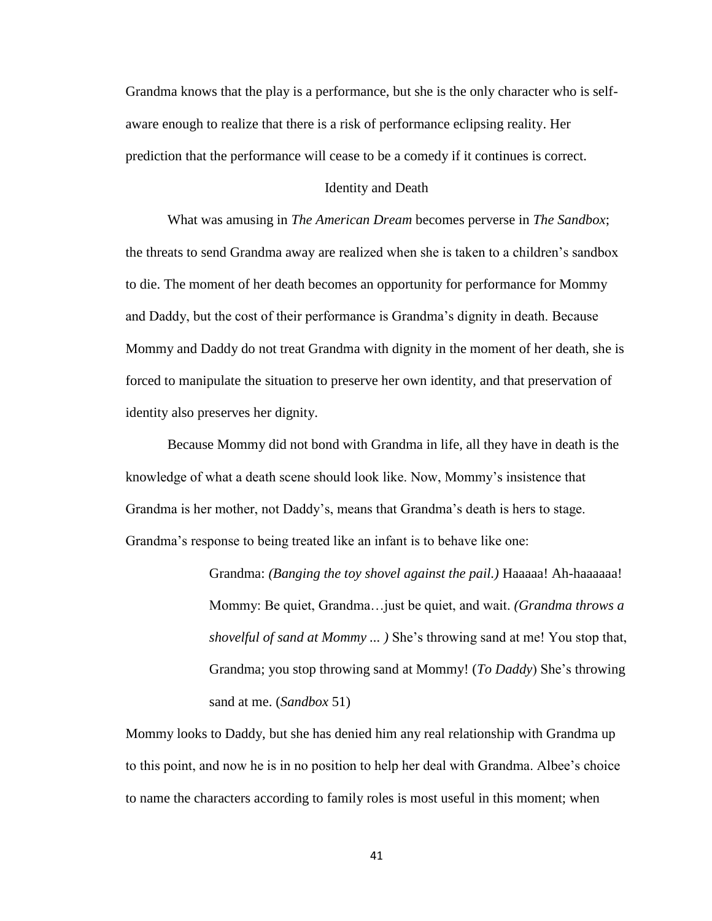Grandma knows that the play is a performance, but she is the only character who is self-aware enough to realize that there is a risk of performance eclipsing reality. Her prediction that the performance will cease to be a comedy if it continues is correct.

## Identity and Death

What was amusing in *The American Dream* becomes perverse in *The Sandbox*; the threats to send Grandma away are realized when she is taken to a children's sandbox to die. The moment of her death becomes an opportunity for performance for Mommy and Daddy, but the cost of their performance is Grandma's dignity in death. Because Mommy and Daddy do not treat Grandma with dignity in the moment of her death, she is forced to manipulate the situation to preserve her own identity, and that preservation of identity also preserves her dignity.

Because Mommy did not bond with Grandma in life, all they have in death is the knowledge of what a death scene should look like. Now, Mommy's insistence that Grandma is her mother, not Daddy's, means that Grandma's death is hers to stage. Grandma's response to being treated like an infant is to behave like one:

> Grandma: *(Banging the toy shovel against the pail.)* Haaaaa! Ah-haaaaaa!
> Mommy: Be quiet, Grandma…just be quiet, and wait. *(Grandma throws a shovelful of sand at Mommy ... )* She's throwing sand at me! You stop that, Grandma; you stop throwing sand at Mommy! (*To Daddy*) She's throwing sand at me. (*Sandbox* 51)

Mommy looks to Daddy, but she has denied him any real relationship with Grandma up to this point, and now he is in no position to help her deal with Grandma. Albee's choice to name the characters according to family roles is most useful in this moment; when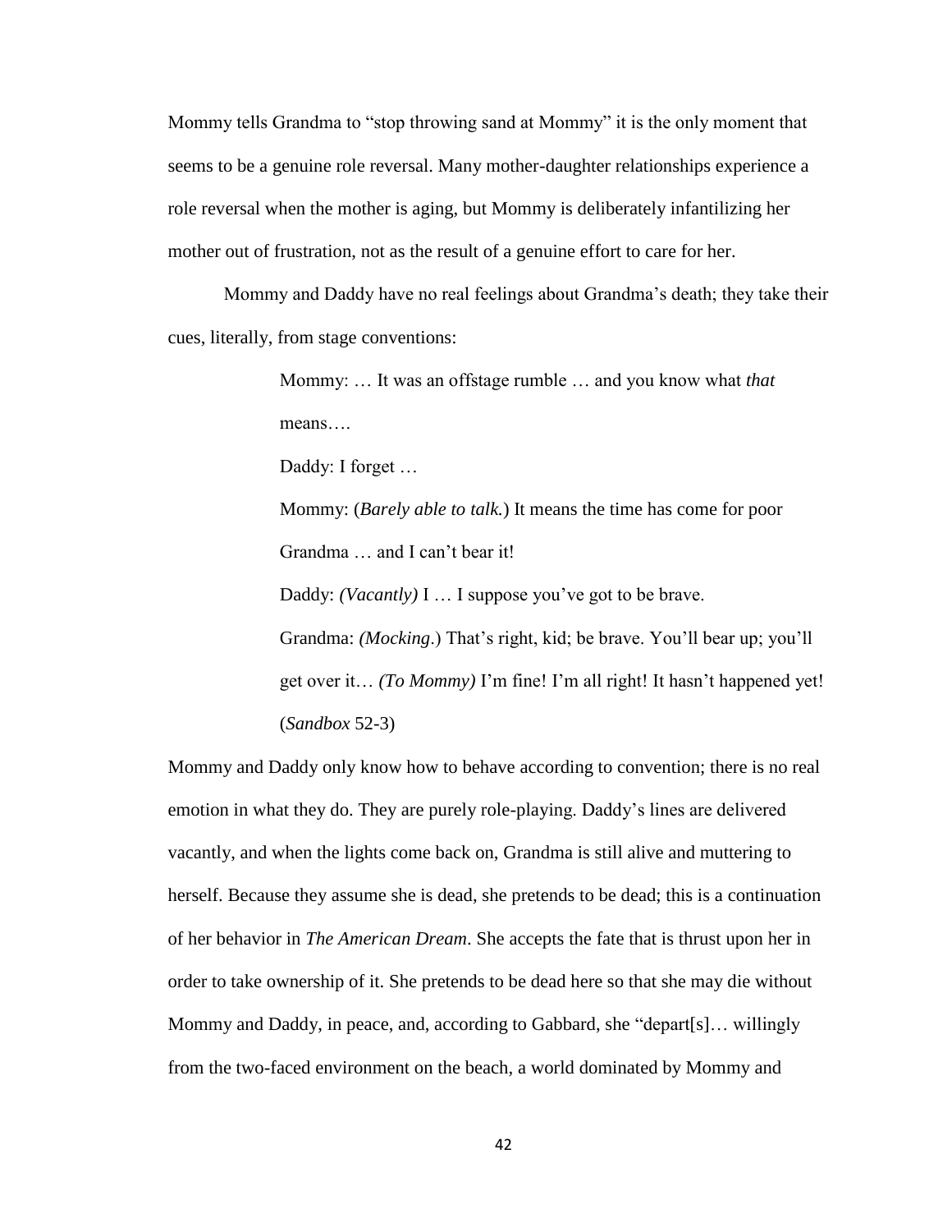Mommy tells Grandma to "stop throwing sand at Mommy" it is the only moment that seems to be a genuine role reversal. Many mother-daughter relationships experience a role reversal when the mother is aging, but Mommy is deliberately infantilizing her mother out of frustration, not as the result of a genuine effort to care for her.

Mommy and Daddy have no real feelings about Grandma's death; they take their cues, literally, from stage conventions:

> Mommy: … It was an offstage rumble … and you know what *that* means….
>
> Daddy: I forget …
>
> Mommy: (*Barely able to talk.*) It means the time has come for poor Grandma … and I can't bear it!
>
> Daddy: *(Vacantly)* I … I suppose you've got to be brave.
>
> Grandma: *(Mocking*.) That's right, kid; be brave. You'll bear up; you'll get over it… *(To Mommy)* I'm fine! I'm all right! It hasn't happened yet! (*Sandbox* 52-3)

Mommy and Daddy only know how to behave according to convention; there is no real emotion in what they do. They are purely role-playing. Daddy's lines are delivered vacantly, and when the lights come back on, Grandma is still alive and muttering to herself. Because they assume she is dead, she pretends to be dead; this is a continuation of her behavior in *The American Dream*. She accepts the fate that is thrust upon her in order to take ownership of it. She pretends to be dead here so that she may die without Mommy and Daddy, in peace, and, according to Gabbard, she "depart[s]… willingly from the two-faced environment on the beach, a world dominated by Mommy and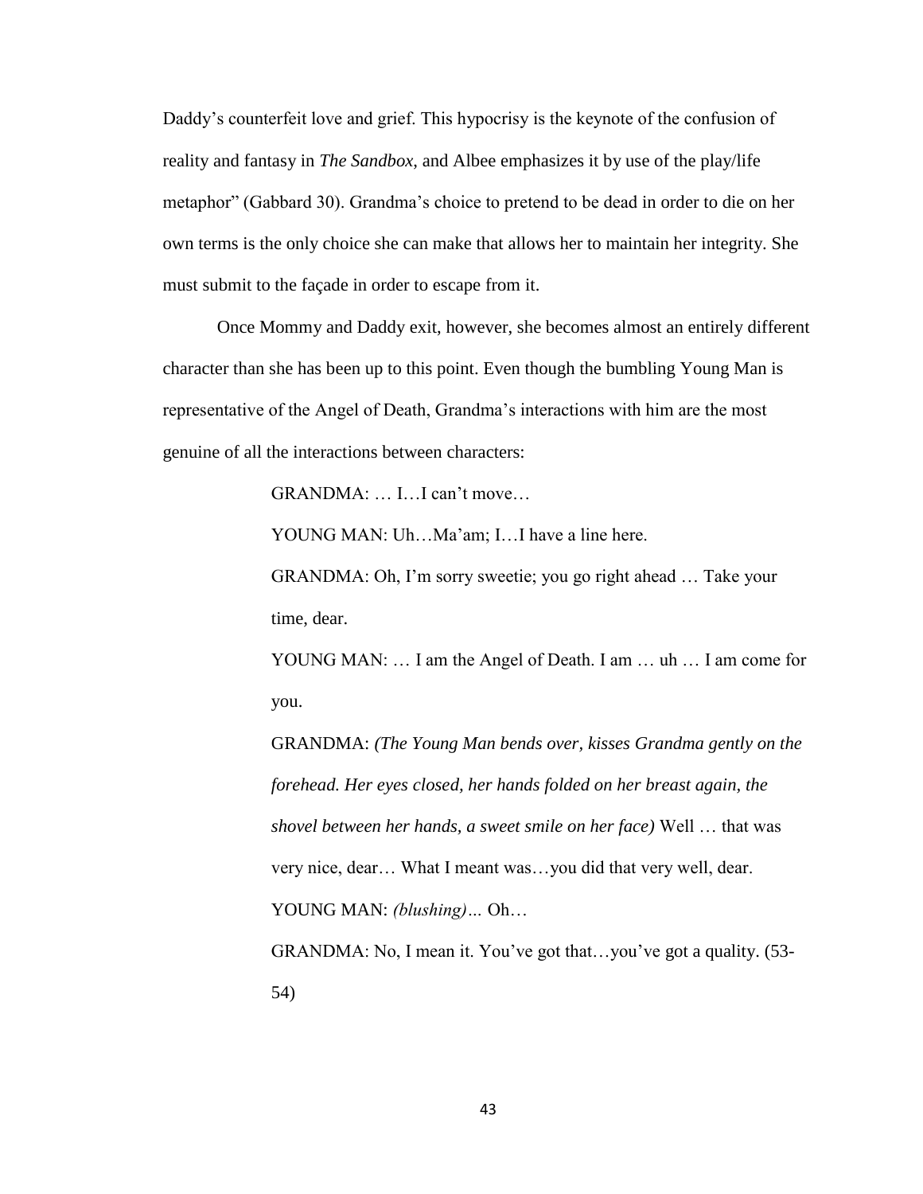Daddy's counterfeit love and grief. This hypocrisy is the keynote of the confusion of reality and fantasy in *The Sandbox*, and Albee emphasizes it by use of the play/life metaphor" (Gabbard 30). Grandma's choice to pretend to be dead in order to die on her own terms is the only choice she can make that allows her to maintain her integrity. She must submit to the façade in order to escape from it.

Once Mommy and Daddy exit, however, she becomes almost an entirely different character than she has been up to this point. Even though the bumbling Young Man is representative of the Angel of Death, Grandma's interactions with him are the most genuine of all the interactions between characters:

> GRANDMA: … I…I can't move…
>
> YOUNG MAN: Uh…Ma'am; I…I have a line here.
>
> GRANDMA: Oh, I'm sorry sweetie; you go right ahead … Take your time, dear.
>
> YOUNG MAN: … I am the Angel of Death. I am … uh … I am come for you.
>
> GRANDMA: *(The Young Man bends over, kisses Grandma gently on the forehead. Her eyes closed, her hands folded on her breast again, the shovel between her hands, a sweet smile on her face)* Well … that was very nice, dear… What I meant was…you did that very well, dear.
>
> YOUNG MAN: *(blushing)…* Oh…
>
> GRANDMA: No, I mean it. You've got that…you've got a quality. (53-54)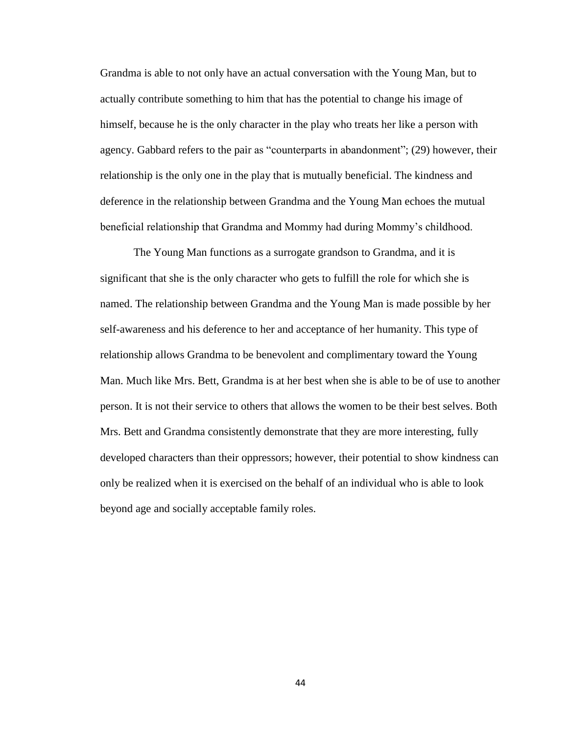Grandma is able to not only have an actual conversation with the Young Man, but to actually contribute something to him that has the potential to change his image of himself, because he is the only character in the play who treats her like a person with agency. Gabbard refers to the pair as "counterparts in abandonment"; (29) however, their relationship is the only one in the play that is mutually beneficial. The kindness and deference in the relationship between Grandma and the Young Man echoes the mutual beneficial relationship that Grandma and Mommy had during Mommy's childhood.

The Young Man functions as a surrogate grandson to Grandma, and it is significant that she is the only character who gets to fulfill the role for which she is named. The relationship between Grandma and the Young Man is made possible by her self-awareness and his deference to her and acceptance of her humanity. This type of relationship allows Grandma to be benevolent and complimentary toward the Young Man. Much like Mrs. Bett, Grandma is at her best when she is able to be of use to another person. It is not their service to others that allows the women to be their best selves. Both Mrs. Bett and Grandma consistently demonstrate that they are more interesting, fully developed characters than their oppressors; however, their potential to show kindness can only be realized when it is exercised on the behalf of an individual who is able to look beyond age and socially acceptable family roles.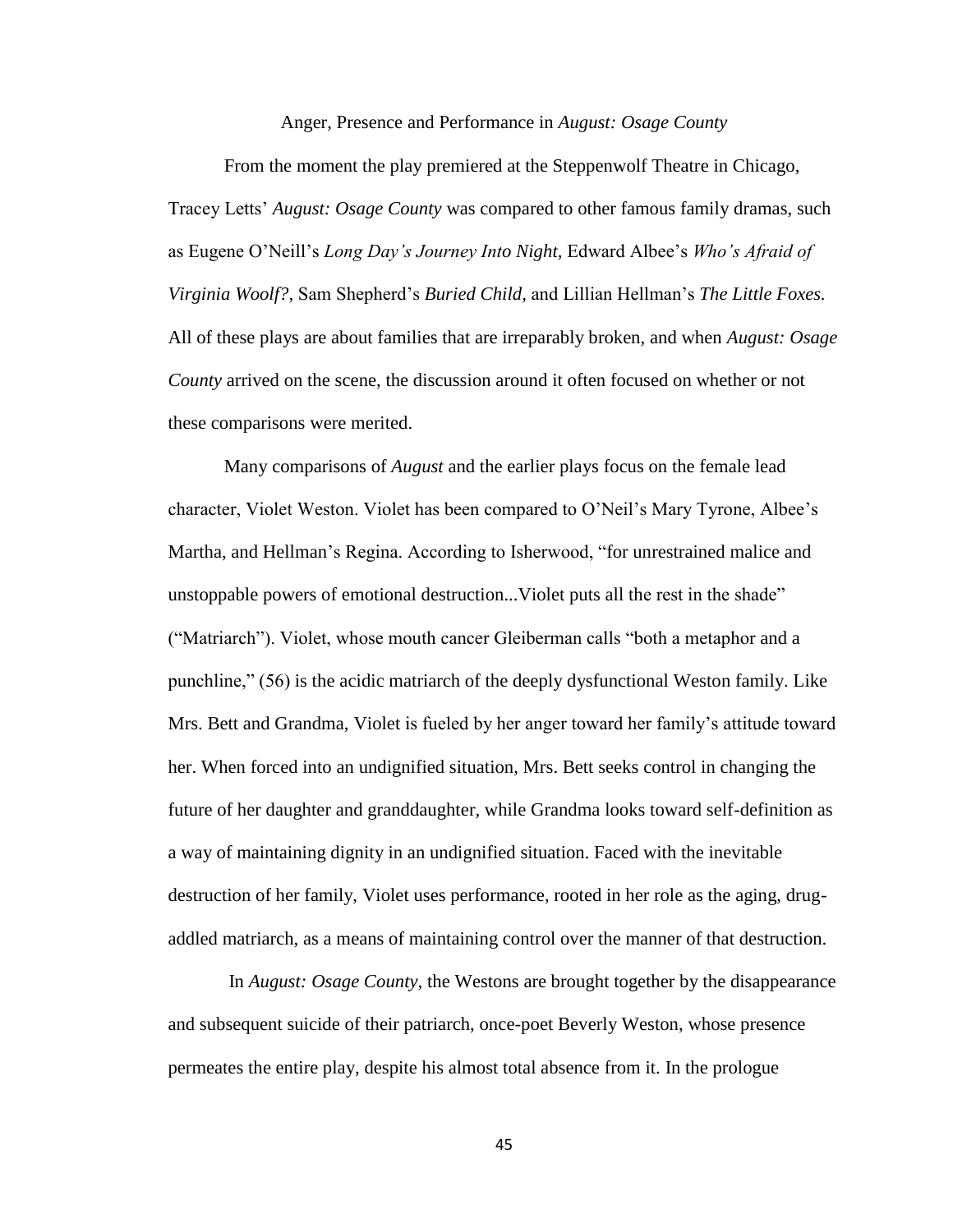Anger, Presence and Performance in *August: Osage County*

From the moment the play premiered at the Steppenwolf Theatre in Chicago, Tracey Letts' *August: Osage County* was compared to other famous family dramas, such as Eugene O'Neill's *Long Day's Journey Into Night,* Edward Albee's *Who's Afraid of Virginia Woolf?,* Sam Shepherd's *Buried Child,* and Lillian Hellman's *The Little Foxes.* All of these plays are about families that are irreparably broken, and when *August: Osage County* arrived on the scene, the discussion around it often focused on whether or not these comparisons were merited.

Many comparisons of *August* and the earlier plays focus on the female lead character, Violet Weston. Violet has been compared to O'Neil's Mary Tyrone, Albee's Martha, and Hellman's Regina. According to Isherwood, "for unrestrained malice and unstoppable powers of emotional destruction...Violet puts all the rest in the shade" ("Matriarch"). Violet, whose mouth cancer Gleiberman calls "both a metaphor and a punchline," (56) is the acidic matriarch of the deeply dysfunctional Weston family. Like Mrs. Bett and Grandma, Violet is fueled by her anger toward her family's attitude toward her. When forced into an undignified situation, Mrs. Bett seeks control in changing the future of her daughter and granddaughter, while Grandma looks toward self-definition as a way of maintaining dignity in an undignified situation. Faced with the inevitable destruction of her family, Violet uses performance, rooted in her role as the aging, drug-addled matriarch, as a means of maintaining control over the manner of that destruction.

In *August: Osage County*, the Westons are brought together by the disappearance and subsequent suicide of their patriarch, once-poet Beverly Weston, whose presence permeates the entire play, despite his almost total absence from it. In the prologue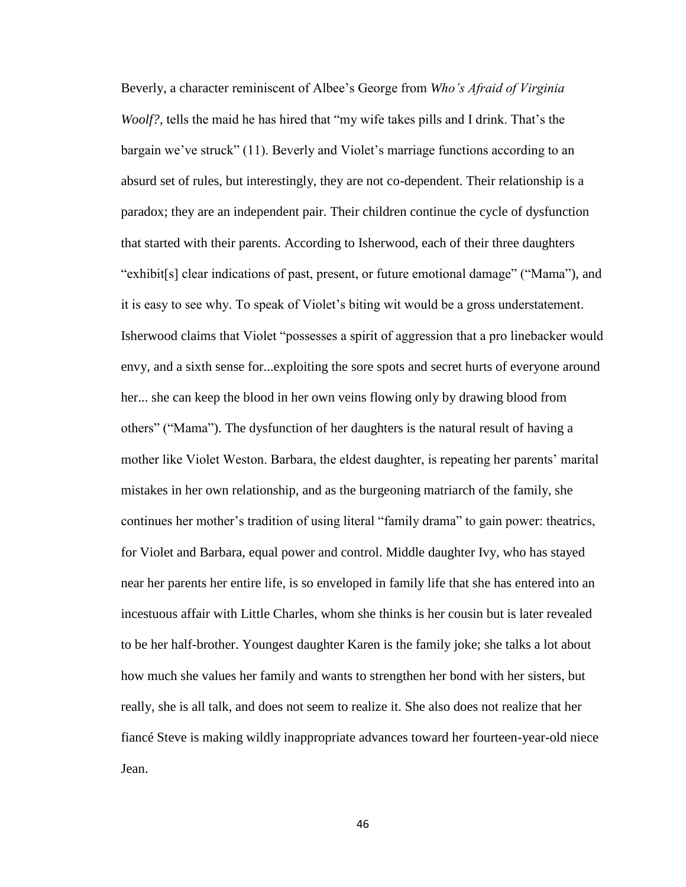Beverly, a character reminiscent of Albee's George from *Who's Afraid of Virginia Woolf?,* tells the maid he has hired that "my wife takes pills and I drink. That's the bargain we've struck" (11). Beverly and Violet's marriage functions according to an absurd set of rules, but interestingly, they are not co-dependent. Their relationship is a paradox; they are an independent pair. Their children continue the cycle of dysfunction that started with their parents. According to Isherwood, each of their three daughters "exhibit[s] clear indications of past, present, or future emotional damage" ("Mama"), and it is easy to see why. To speak of Violet's biting wit would be a gross understatement. Isherwood claims that Violet "possesses a spirit of aggression that a pro linebacker would envy, and a sixth sense for...exploiting the sore spots and secret hurts of everyone around her... she can keep the blood in her own veins flowing only by drawing blood from others" ("Mama"). The dysfunction of her daughters is the natural result of having a mother like Violet Weston. Barbara, the eldest daughter, is repeating her parents' marital mistakes in her own relationship, and as the burgeoning matriarch of the family, she continues her mother's tradition of using literal "family drama" to gain power: theatrics, for Violet and Barbara, equal power and control. Middle daughter Ivy, who has stayed near her parents her entire life, is so enveloped in family life that she has entered into an incestuous affair with Little Charles, whom she thinks is her cousin but is later revealed to be her half-brother. Youngest daughter Karen is the family joke; she talks a lot about how much she values her family and wants to strengthen her bond with her sisters, but really, she is all talk, and does not seem to realize it. She also does not realize that her fiancé Steve is making wildly inappropriate advances toward her fourteen-year-old niece Jean.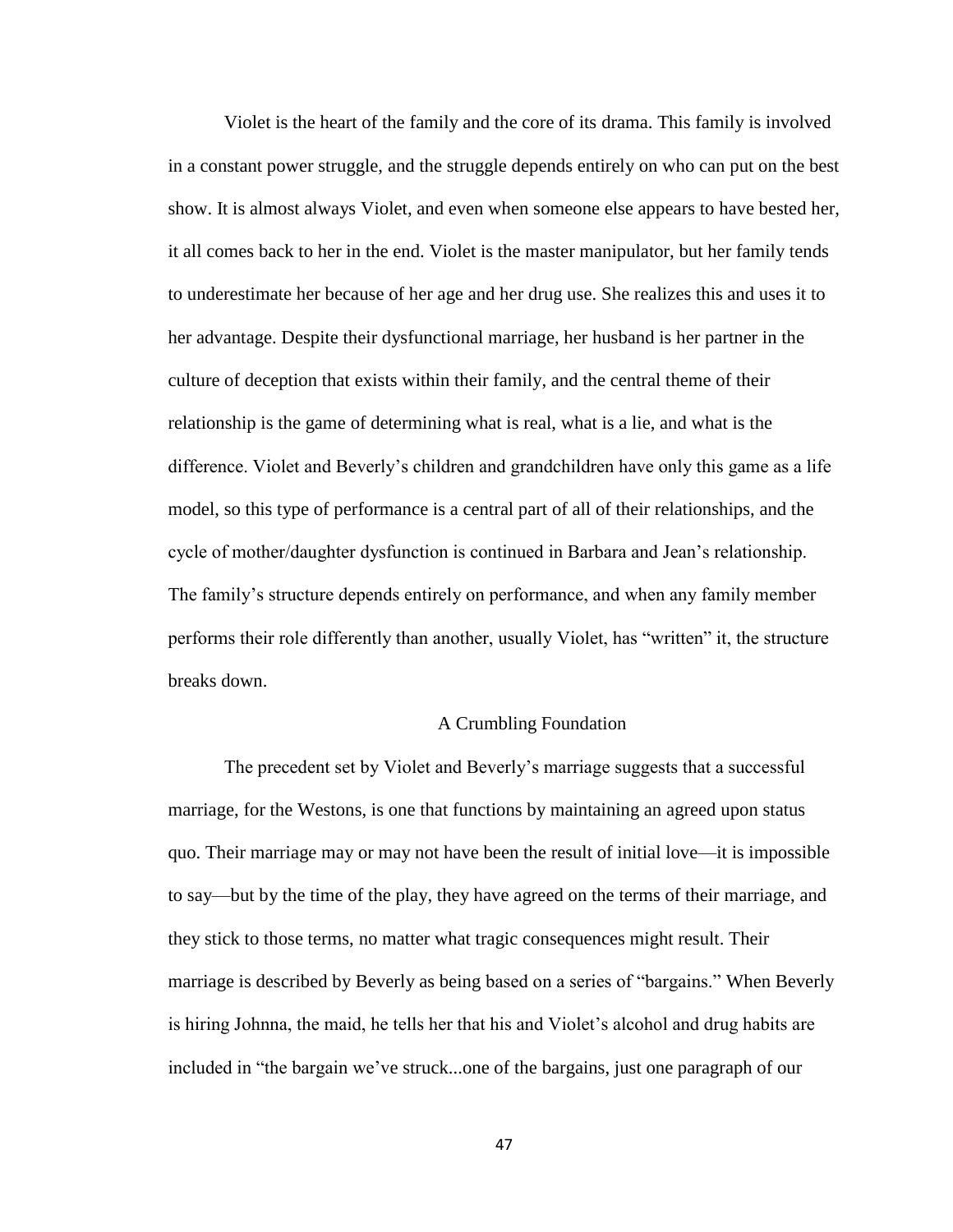Violet is the heart of the family and the core of its drama. This family is involved in a constant power struggle, and the struggle depends entirely on who can put on the best show. It is almost always Violet, and even when someone else appears to have bested her, it all comes back to her in the end. Violet is the master manipulator, but her family tends to underestimate her because of her age and her drug use. She realizes this and uses it to her advantage. Despite their dysfunctional marriage, her husband is her partner in the culture of deception that exists within their family, and the central theme of their relationship is the game of determining what is real, what is a lie, and what is the difference. Violet and Beverly's children and grandchildren have only this game as a life model, so this type of performance is a central part of all of their relationships, and the cycle of mother/daughter dysfunction is continued in Barbara and Jean's relationship. The family's structure depends entirely on performance, and when any family member performs their role differently than another, usually Violet, has "written" it, the structure breaks down.

## A Crumbling Foundation

The precedent set by Violet and Beverly's marriage suggests that a successful marriage, for the Westons, is one that functions by maintaining an agreed upon status quo. Their marriage may or may not have been the result of initial love—it is impossible to say—but by the time of the play, they have agreed on the terms of their marriage, and they stick to those terms, no matter what tragic consequences might result. Their marriage is described by Beverly as being based on a series of "bargains." When Beverly is hiring Johnna, the maid, he tells her that his and Violet's alcohol and drug habits are included in "the bargain we've struck...one of the bargains, just one paragraph of our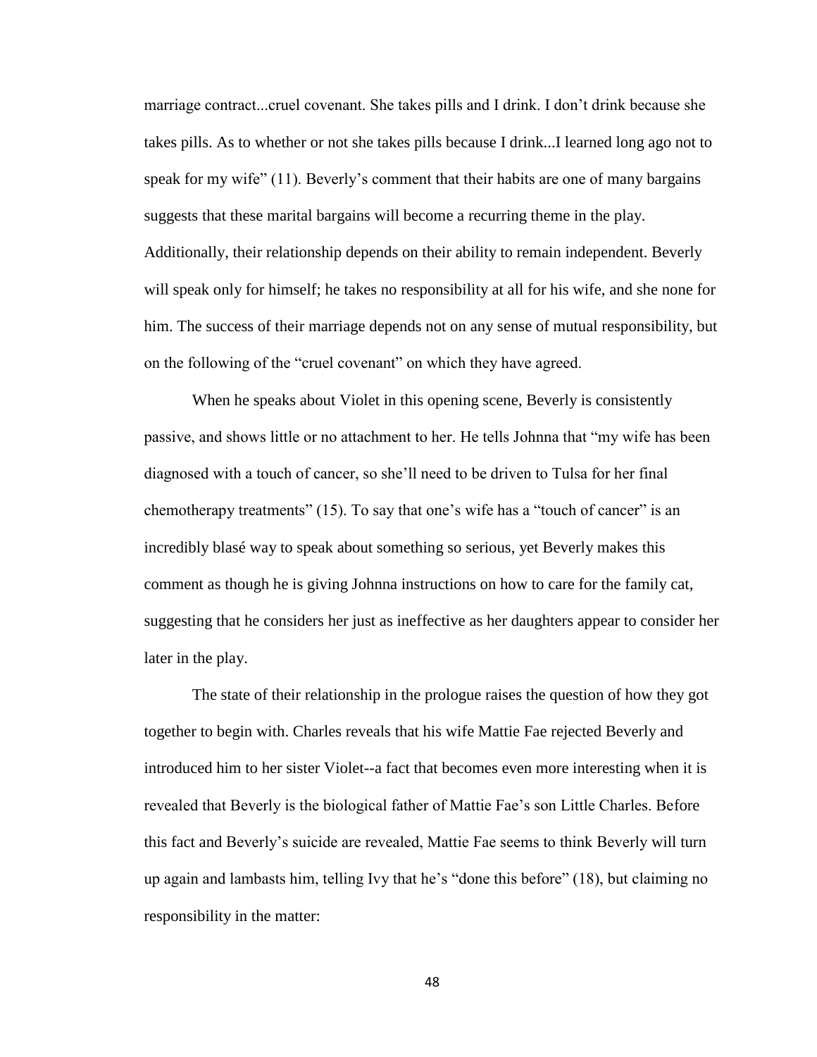marriage contract...cruel covenant. She takes pills and I drink. I don't drink because she takes pills. As to whether or not she takes pills because I drink...I learned long ago not to speak for my wife" (11). Beverly's comment that their habits are one of many bargains suggests that these marital bargains will become a recurring theme in the play. Additionally, their relationship depends on their ability to remain independent. Beverly will speak only for himself; he takes no responsibility at all for his wife, and she none for him. The success of their marriage depends not on any sense of mutual responsibility, but on the following of the "cruel covenant" on which they have agreed.

When he speaks about Violet in this opening scene, Beverly is consistently passive, and shows little or no attachment to her. He tells Johnna that "my wife has been diagnosed with a touch of cancer, so she'll need to be driven to Tulsa for her final chemotherapy treatments" (15). To say that one's wife has a "touch of cancer" is an incredibly blasé way to speak about something so serious, yet Beverly makes this comment as though he is giving Johnna instructions on how to care for the family cat, suggesting that he considers her just as ineffective as her daughters appear to consider her later in the play.

The state of their relationship in the prologue raises the question of how they got together to begin with. Charles reveals that his wife Mattie Fae rejected Beverly and introduced him to her sister Violet--a fact that becomes even more interesting when it is revealed that Beverly is the biological father of Mattie Fae's son Little Charles. Before this fact and Beverly's suicide are revealed, Mattie Fae seems to think Beverly will turn up again and lambasts him, telling Ivy that he's "done this before" (18), but claiming no responsibility in the matter: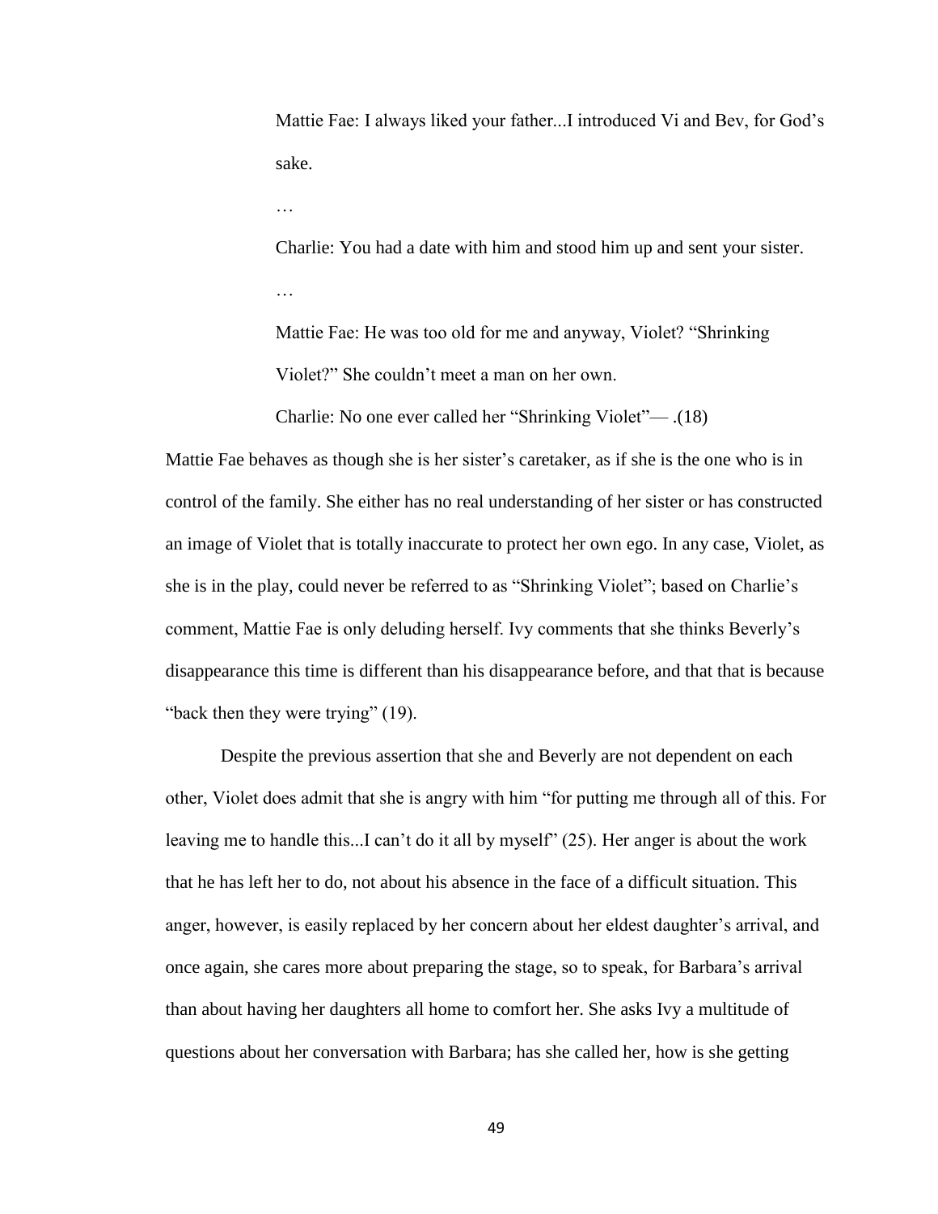> Mattie Fae: I always liked your father...I introduced Vi and Bev, for God's sake.
>
> …
>
> Charlie: You had a date with him and stood him up and sent your sister.
>
> …
>
> Mattie Fae: He was too old for me and anyway, Violet? "Shrinking Violet?" She couldn't meet a man on her own.
>
> Charlie: No one ever called her "Shrinking Violet"— .(18)

Mattie Fae behaves as though she is her sister's caretaker, as if she is the one who is in control of the family. She either has no real understanding of her sister or has constructed an image of Violet that is totally inaccurate to protect her own ego. In any case, Violet, as she is in the play, could never be referred to as "Shrinking Violet"; based on Charlie's comment, Mattie Fae is only deluding herself. Ivy comments that she thinks Beverly's disappearance this time is different than his disappearance before, and that that is because "back then they were trying" (19).

Despite the previous assertion that she and Beverly are not dependent on each other, Violet does admit that she is angry with him "for putting me through all of this. For leaving me to handle this...I can't do it all by myself" (25). Her anger is about the work that he has left her to do, not about his absence in the face of a difficult situation. This anger, however, is easily replaced by her concern about her eldest daughter's arrival, and once again, she cares more about preparing the stage, so to speak, for Barbara's arrival than about having her daughters all home to comfort her. She asks Ivy a multitude of questions about her conversation with Barbara; has she called her, how is she getting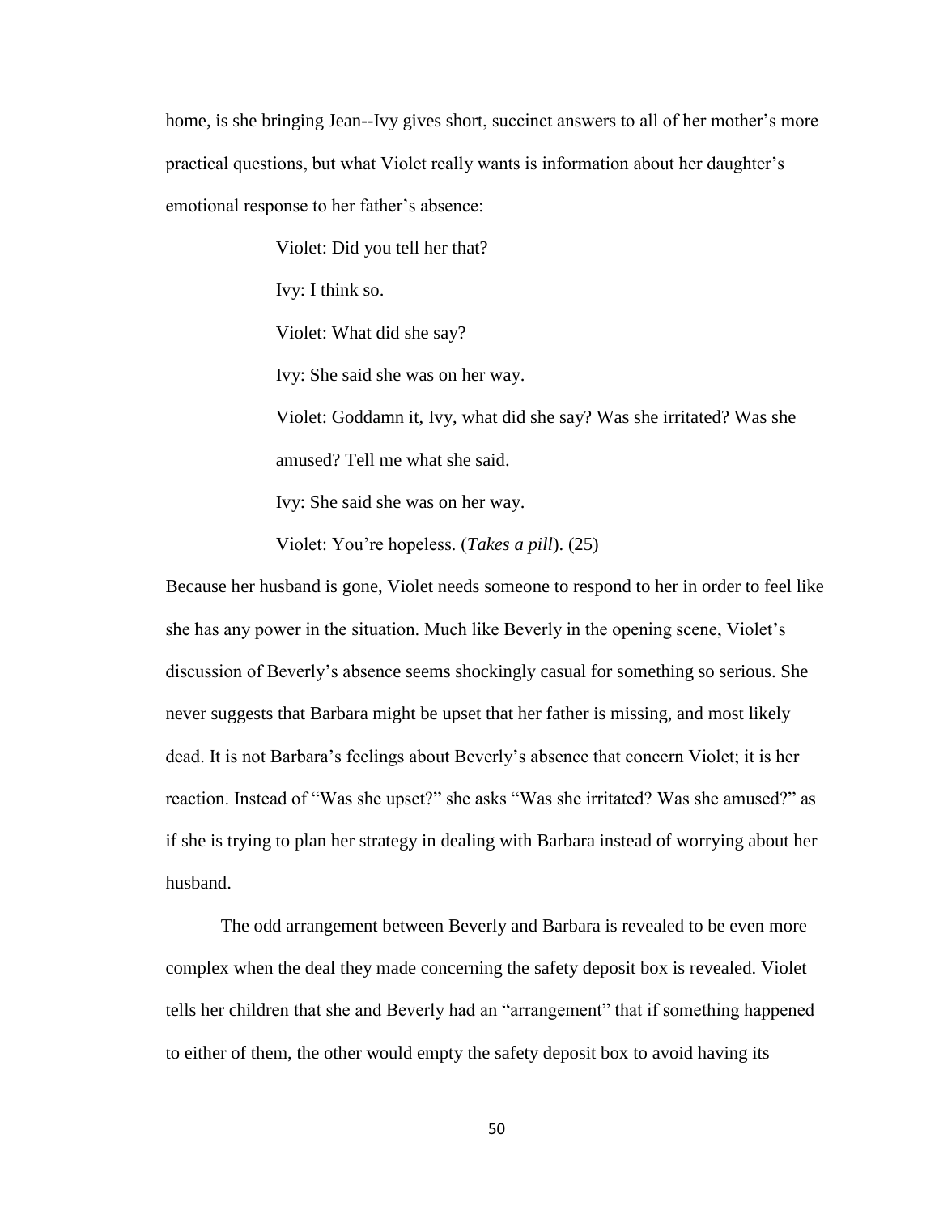home, is she bringing Jean--Ivy gives short, succinct answers to all of her mother's more practical questions, but what Violet really wants is information about her daughter's emotional response to her father's absence:

> Violet: Did you tell her that?
>
> Ivy: I think so.
>
> Violet: What did she say?
>
> Ivy: She said she was on her way.
>
> Violet: Goddamn it, Ivy, what did she say? Was she irritated? Was she amused? Tell me what she said.
>
> Ivy: She said she was on her way.
>
> Violet: You're hopeless. (*Takes a pill*). (25)

Because her husband is gone, Violet needs someone to respond to her in order to feel like she has any power in the situation. Much like Beverly in the opening scene, Violet's discussion of Beverly's absence seems shockingly casual for something so serious. She never suggests that Barbara might be upset that her father is missing, and most likely dead. It is not Barbara's feelings about Beverly's absence that concern Violet; it is her reaction. Instead of "Was she upset?" she asks "Was she irritated? Was she amused?" as if she is trying to plan her strategy in dealing with Barbara instead of worrying about her husband.

The odd arrangement between Beverly and Barbara is revealed to be even more complex when the deal they made concerning the safety deposit box is revealed. Violet tells her children that she and Beverly had an "arrangement" that if something happened to either of them, the other would empty the safety deposit box to avoid having its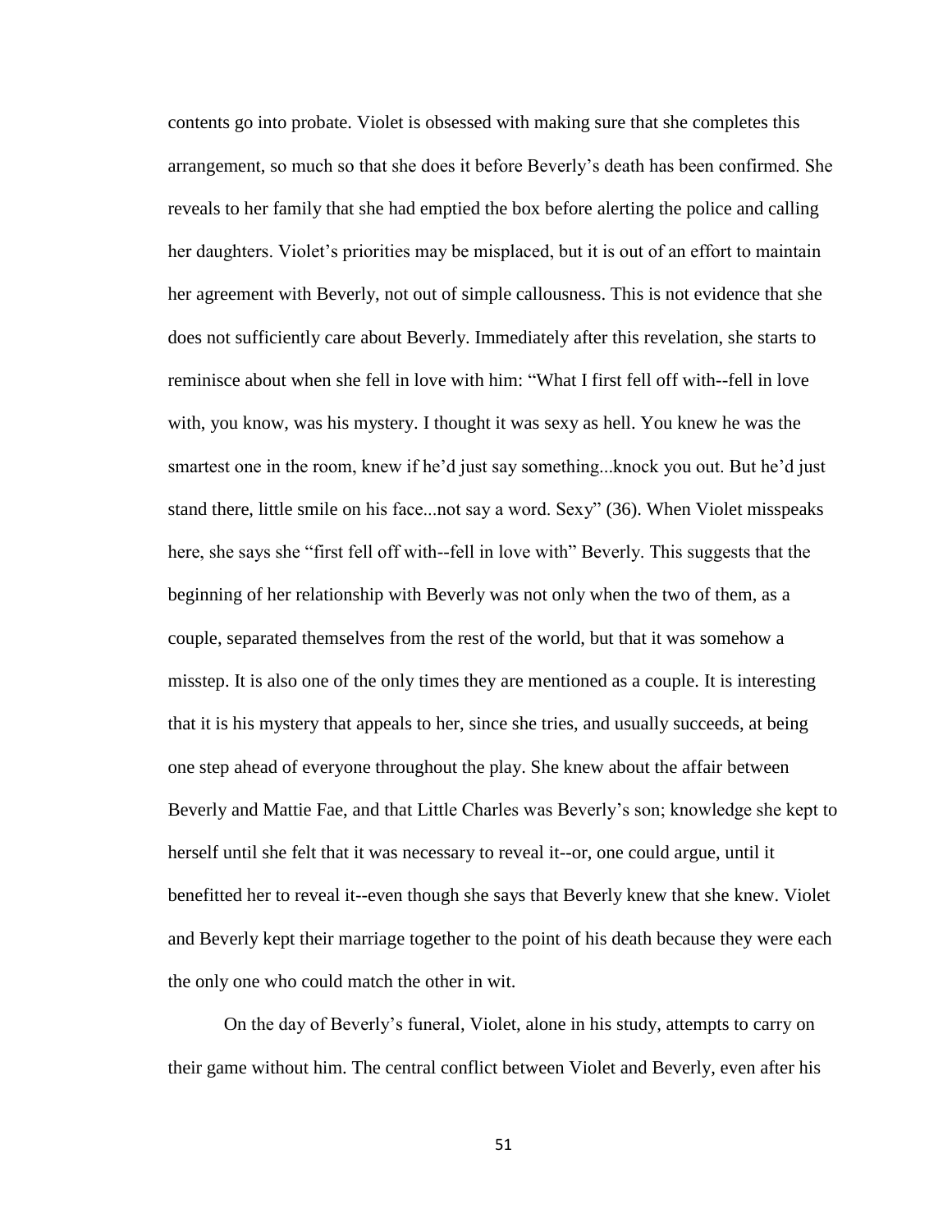contents go into probate. Violet is obsessed with making sure that she completes this arrangement, so much so that she does it before Beverly's death has been confirmed. She reveals to her family that she had emptied the box before alerting the police and calling her daughters. Violet's priorities may be misplaced, but it is out of an effort to maintain her agreement with Beverly, not out of simple callousness. This is not evidence that she does not sufficiently care about Beverly. Immediately after this revelation, she starts to reminisce about when she fell in love with him: "What I first fell off with--fell in love with, you know, was his mystery. I thought it was sexy as hell. You knew he was the smartest one in the room, knew if he'd just say something...knock you out. But he'd just stand there, little smile on his face...not say a word. Sexy" (36). When Violet misspeaks here, she says she "first fell off with--fell in love with" Beverly. This suggests that the beginning of her relationship with Beverly was not only when the two of them, as a couple, separated themselves from the rest of the world, but that it was somehow a misstep. It is also one of the only times they are mentioned as a couple. It is interesting that it is his mystery that appeals to her, since she tries, and usually succeeds, at being one step ahead of everyone throughout the play. She knew about the affair between Beverly and Mattie Fae, and that Little Charles was Beverly's son; knowledge she kept to herself until she felt that it was necessary to reveal it--or, one could argue, until it benefitted her to reveal it--even though she says that Beverly knew that she knew. Violet and Beverly kept their marriage together to the point of his death because they were each the only one who could match the other in wit.

On the day of Beverly's funeral, Violet, alone in his study, attempts to carry on their game without him. The central conflict between Violet and Beverly, even after his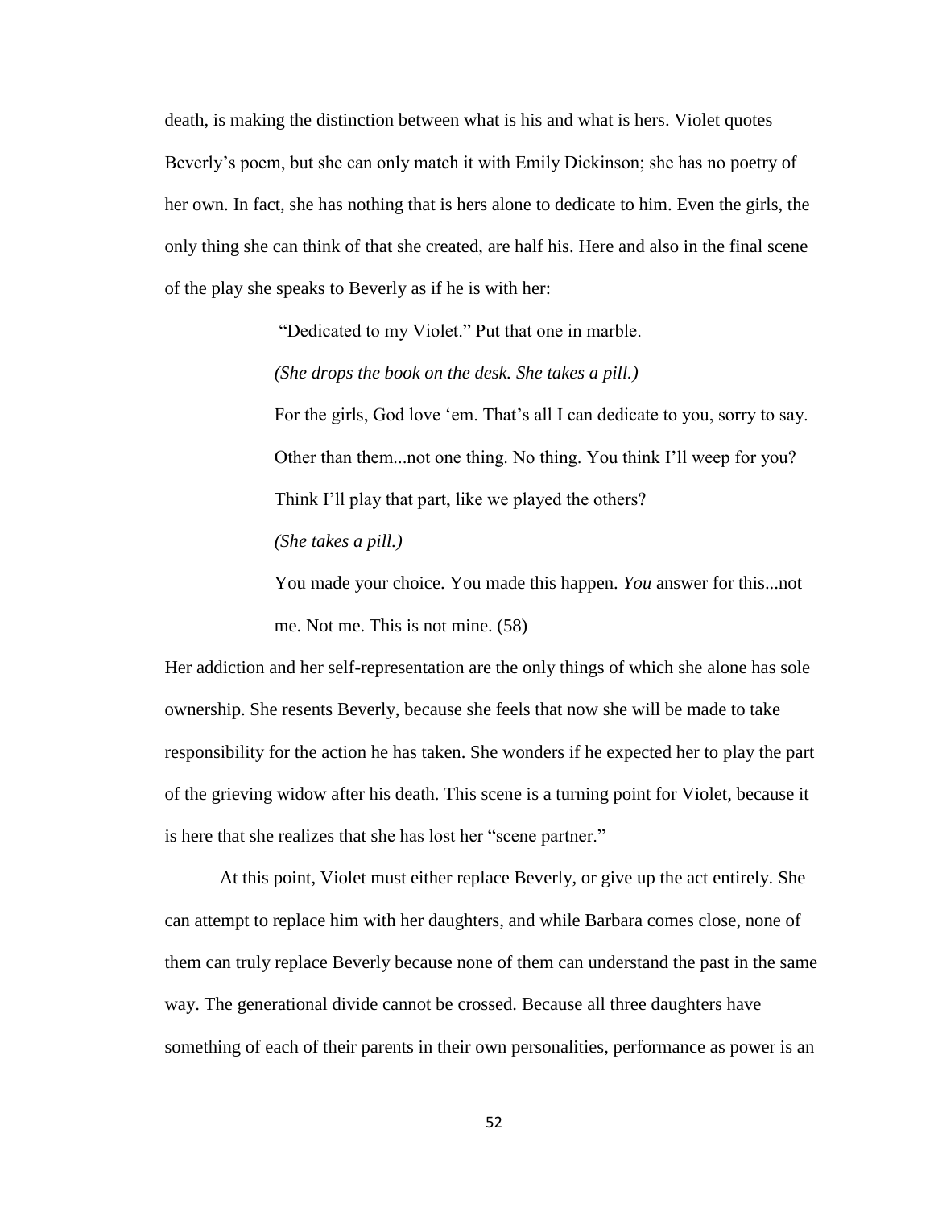death, is making the distinction between what is his and what is hers. Violet quotes Beverly's poem, but she can only match it with Emily Dickinson; she has no poetry of her own. In fact, she has nothing that is hers alone to dedicate to him. Even the girls, the only thing she can think of that she created, are half his. Here and also in the final scene of the play she speaks to Beverly as if he is with her:

> "Dedicated to my Violet." Put that one in marble.
>
> *(She drops the book on the desk. She takes a pill.)*
>
> For the girls, God love 'em. That's all I can dedicate to you, sorry to say. Other than them...not one thing. No thing. You think I'll weep for you? Think I'll play that part, like we played the others?
>
> *(She takes a pill.)*
>
> You made your choice. You made this happen. *You* answer for this...not me. Not me. This is not mine. (58)

Her addiction and her self-representation are the only things of which she alone has sole ownership. She resents Beverly, because she feels that now she will be made to take responsibility for the action he has taken. She wonders if he expected her to play the part of the grieving widow after his death. This scene is a turning point for Violet, because it is here that she realizes that she has lost her "scene partner."

At this point, Violet must either replace Beverly, or give up the act entirely. She can attempt to replace him with her daughters, and while Barbara comes close, none of them can truly replace Beverly because none of them can understand the past in the same way. The generational divide cannot be crossed. Because all three daughters have something of each of their parents in their own personalities, performance as power is an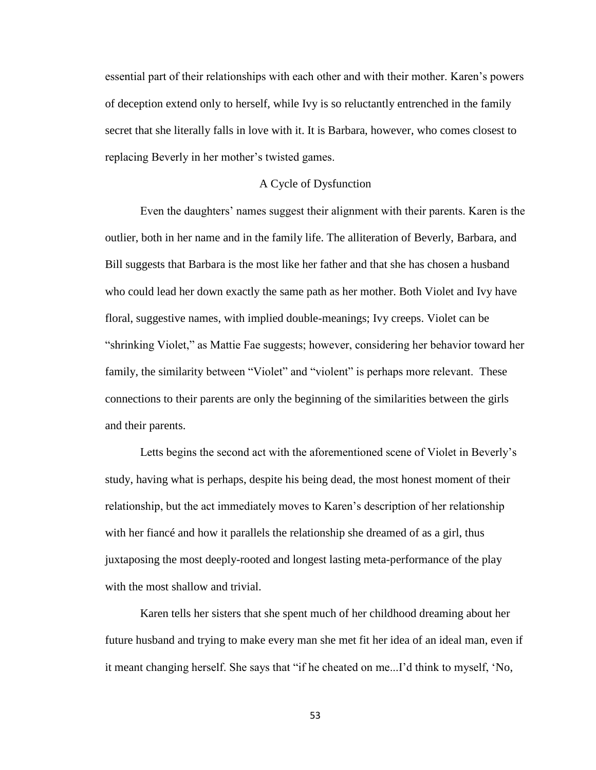essential part of their relationships with each other and with their mother. Karen's powers of deception extend only to herself, while Ivy is so reluctantly entrenched in the family secret that she literally falls in love with it. It is Barbara, however, who comes closest to replacing Beverly in her mother's twisted games.

## A Cycle of Dysfunction

Even the daughters' names suggest their alignment with their parents. Karen is the outlier, both in her name and in the family life. The alliteration of Beverly, Barbara, and Bill suggests that Barbara is the most like her father and that she has chosen a husband who could lead her down exactly the same path as her mother. Both Violet and Ivy have floral, suggestive names, with implied double-meanings; Ivy creeps. Violet can be "shrinking Violet," as Mattie Fae suggests; however, considering her behavior toward her family, the similarity between "Violet" and "violent" is perhaps more relevant. These connections to their parents are only the beginning of the similarities between the girls and their parents.

Letts begins the second act with the aforementioned scene of Violet in Beverly's study, having what is perhaps, despite his being dead, the most honest moment of their relationship, but the act immediately moves to Karen's description of her relationship with her fiancé and how it parallels the relationship she dreamed of as a girl, thus juxtaposing the most deeply-rooted and longest lasting meta-performance of the play with the most shallow and trivial.

Karen tells her sisters that she spent much of her childhood dreaming about her future husband and trying to make every man she met fit her idea of an ideal man, even if it meant changing herself. She says that "if he cheated on me...I'd think to myself, 'No,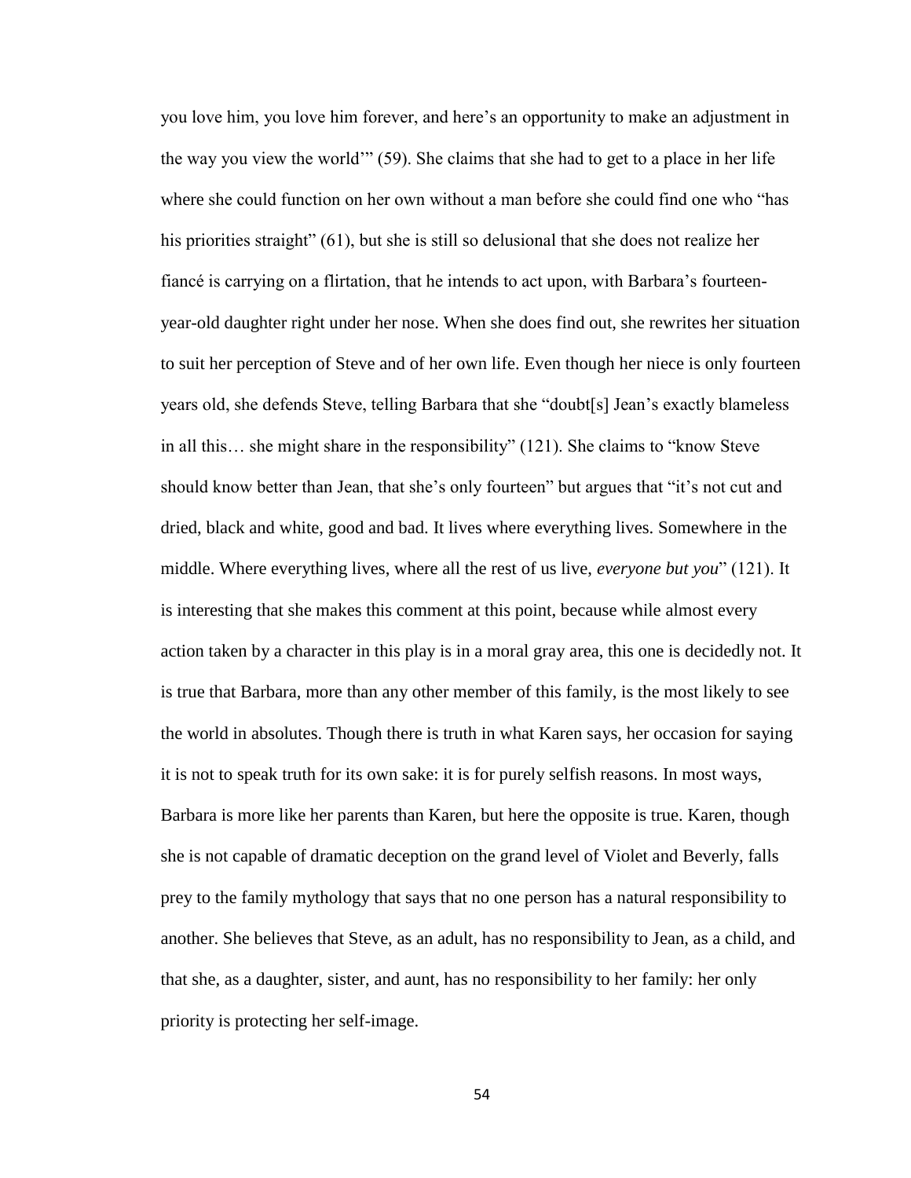you love him, you love him forever, and here's an opportunity to make an adjustment in the way you view the world'" (59). She claims that she had to get to a place in her life where she could function on her own without a man before she could find one who "has his priorities straight" (61), but she is still so delusional that she does not realize her fiancé is carrying on a flirtation, that he intends to act upon, with Barbara's fourteen-year-old daughter right under her nose. When she does find out, she rewrites her situation to suit her perception of Steve and of her own life. Even though her niece is only fourteen years old, she defends Steve, telling Barbara that she "doubt[s] Jean's exactly blameless in all this… she might share in the responsibility" (121). She claims to "know Steve should know better than Jean, that she's only fourteen" but argues that "it's not cut and dried, black and white, good and bad. It lives where everything lives. Somewhere in the middle. Where everything lives, where all the rest of us live, *everyone but you*" (121). It is interesting that she makes this comment at this point, because while almost every action taken by a character in this play is in a moral gray area, this one is decidedly not. It is true that Barbara, more than any other member of this family, is the most likely to see the world in absolutes. Though there is truth in what Karen says, her occasion for saying it is not to speak truth for its own sake: it is for purely selfish reasons. In most ways, Barbara is more like her parents than Karen, but here the opposite is true. Karen, though she is not capable of dramatic deception on the grand level of Violet and Beverly, falls prey to the family mythology that says that no one person has a natural responsibility to another. She believes that Steve, as an adult, has no responsibility to Jean, as a child, and that she, as a daughter, sister, and aunt, has no responsibility to her family: her only priority is protecting her self-image.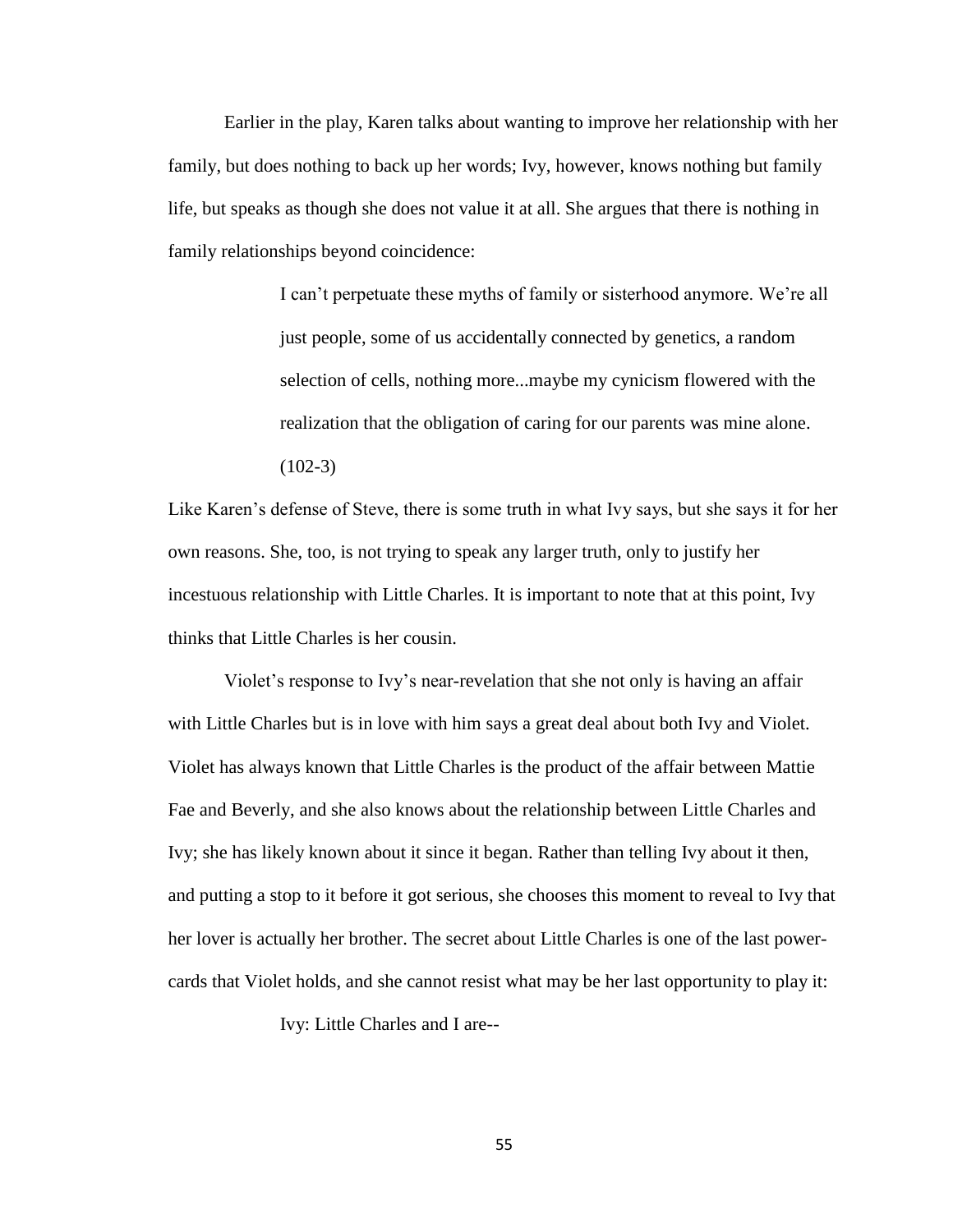Earlier in the play, Karen talks about wanting to improve her relationship with her family, but does nothing to back up her words; Ivy, however, knows nothing but family life, but speaks as though she does not value it at all. She argues that there is nothing in family relationships beyond coincidence:

> I can't perpetuate these myths of family or sisterhood anymore. We're all just people, some of us accidentally connected by genetics, a random selection of cells, nothing more...maybe my cynicism flowered with the realization that the obligation of caring for our parents was mine alone. (102-3)

Like Karen's defense of Steve, there is some truth in what Ivy says, but she says it for her own reasons. She, too, is not trying to speak any larger truth, only to justify her incestuous relationship with Little Charles. It is important to note that at this point, Ivy thinks that Little Charles is her cousin.

Violet's response to Ivy's near-revelation that she not only is having an affair with Little Charles but is in love with him says a great deal about both Ivy and Violet. Violet has always known that Little Charles is the product of the affair between Mattie Fae and Beverly, and she also knows about the relationship between Little Charles and Ivy; she has likely known about it since it began. Rather than telling Ivy about it then, and putting a stop to it before it got serious, she chooses this moment to reveal to Ivy that her lover is actually her brother. The secret about Little Charles is one of the last power-cards that Violet holds, and she cannot resist what may be her last opportunity to play it:

> Ivy: Little Charles and I are--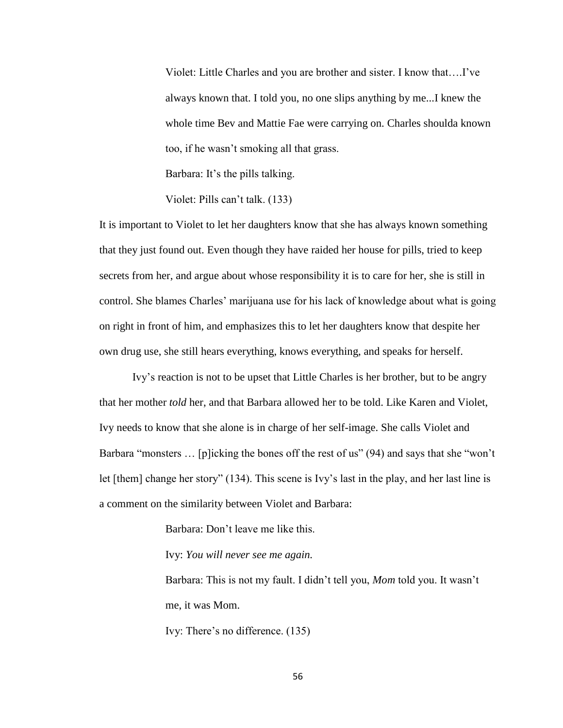> Violet: Little Charles and you are brother and sister. I know that….I've always known that. I told you, no one slips anything by me...I knew the whole time Bev and Mattie Fae were carrying on. Charles shoulda known too, if he wasn't smoking all that grass.
>
> Barbara: It's the pills talking.
>
> Violet: Pills can't talk. (133)

It is important to Violet to let her daughters know that she has always known something that they just found out. Even though they have raided her house for pills, tried to keep secrets from her, and argue about whose responsibility it is to care for her, she is still in control. She blames Charles' marijuana use for his lack of knowledge about what is going on right in front of him, and emphasizes this to let her daughters know that despite her own drug use, she still hears everything, knows everything, and speaks for herself.

Ivy's reaction is not to be upset that Little Charles is her brother, but to be angry that her mother *told* her, and that Barbara allowed her to be told. Like Karen and Violet, Ivy needs to know that she alone is in charge of her self-image. She calls Violet and Barbara "monsters … [p]icking the bones off the rest of us" (94) and says that she "won't let [them] change her story" (134). This scene is Ivy's last in the play, and her last line is a comment on the similarity between Violet and Barbara:

> Barbara: Don't leave me like this.
>
> Ivy: *You will never see me again.*
>
> Barbara: This is not my fault. I didn't tell you, *Mom* told you. It wasn't me, it was Mom.
>
> Ivy: There's no difference. (135)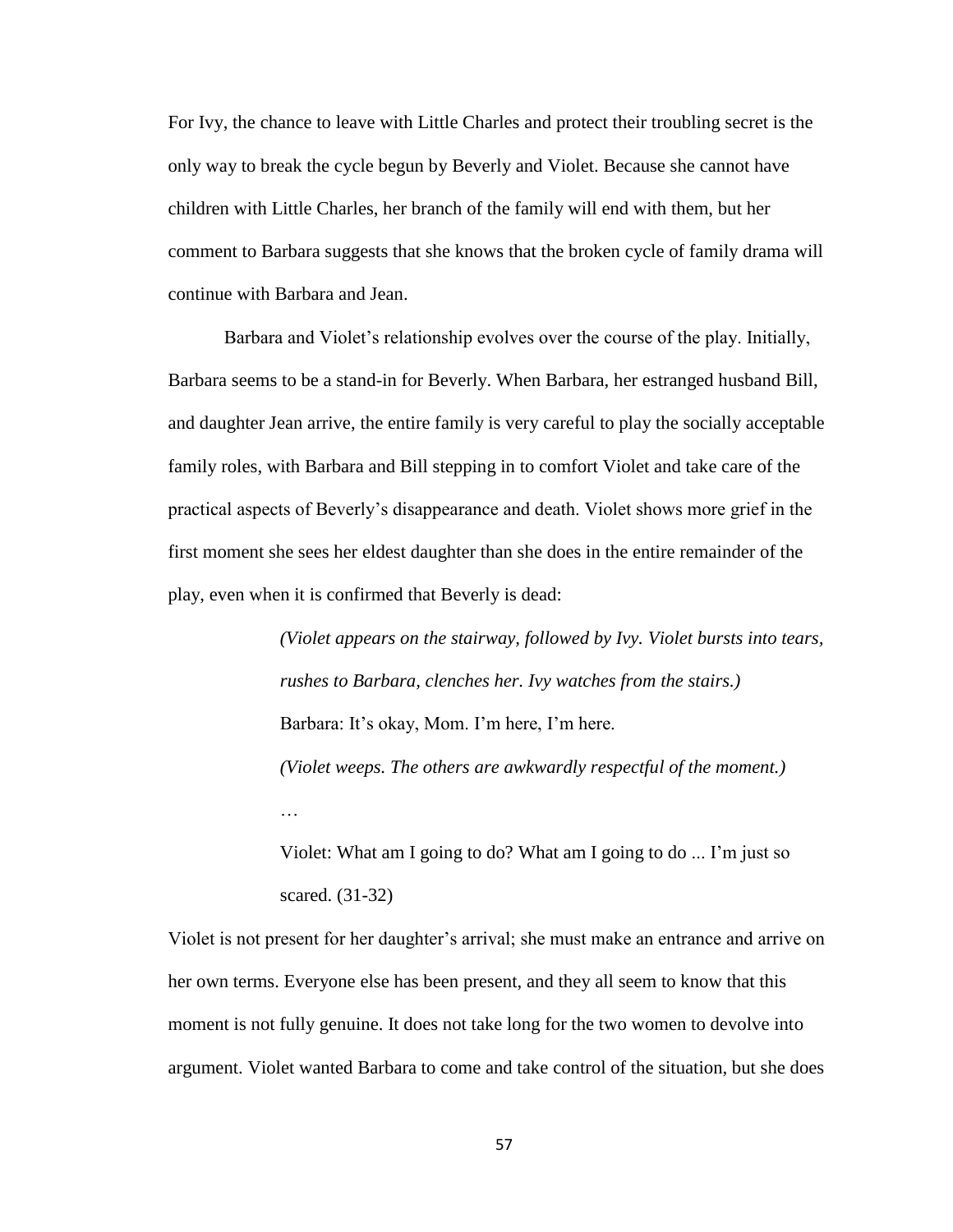For Ivy, the chance to leave with Little Charles and protect their troubling secret is the only way to break the cycle begun by Beverly and Violet. Because she cannot have children with Little Charles, her branch of the family will end with them, but her comment to Barbara suggests that she knows that the broken cycle of family drama will continue with Barbara and Jean.

Barbara and Violet's relationship evolves over the course of the play. Initially, Barbara seems to be a stand-in for Beverly. When Barbara, her estranged husband Bill, and daughter Jean arrive, the entire family is very careful to play the socially acceptable family roles, with Barbara and Bill stepping in to comfort Violet and take care of the practical aspects of Beverly's disappearance and death. Violet shows more grief in the first moment she sees her eldest daughter than she does in the entire remainder of the play, even when it is confirmed that Beverly is dead:

> *(Violet appears on the stairway, followed by Ivy. Violet bursts into tears, rushes to Barbara, clenches her. Ivy watches from the stairs.)*
>
> Barbara: It's okay, Mom. I'm here, I'm here.
>
> *(Violet weeps. The others are awkwardly respectful of the moment.)*
>
> …
>
> Violet: What am I going to do? What am I going to do ... I'm just so scared. (31-32)

Violet is not present for her daughter's arrival; she must make an entrance and arrive on her own terms. Everyone else has been present, and they all seem to know that this moment is not fully genuine. It does not take long for the two women to devolve into argument. Violet wanted Barbara to come and take control of the situation, but she does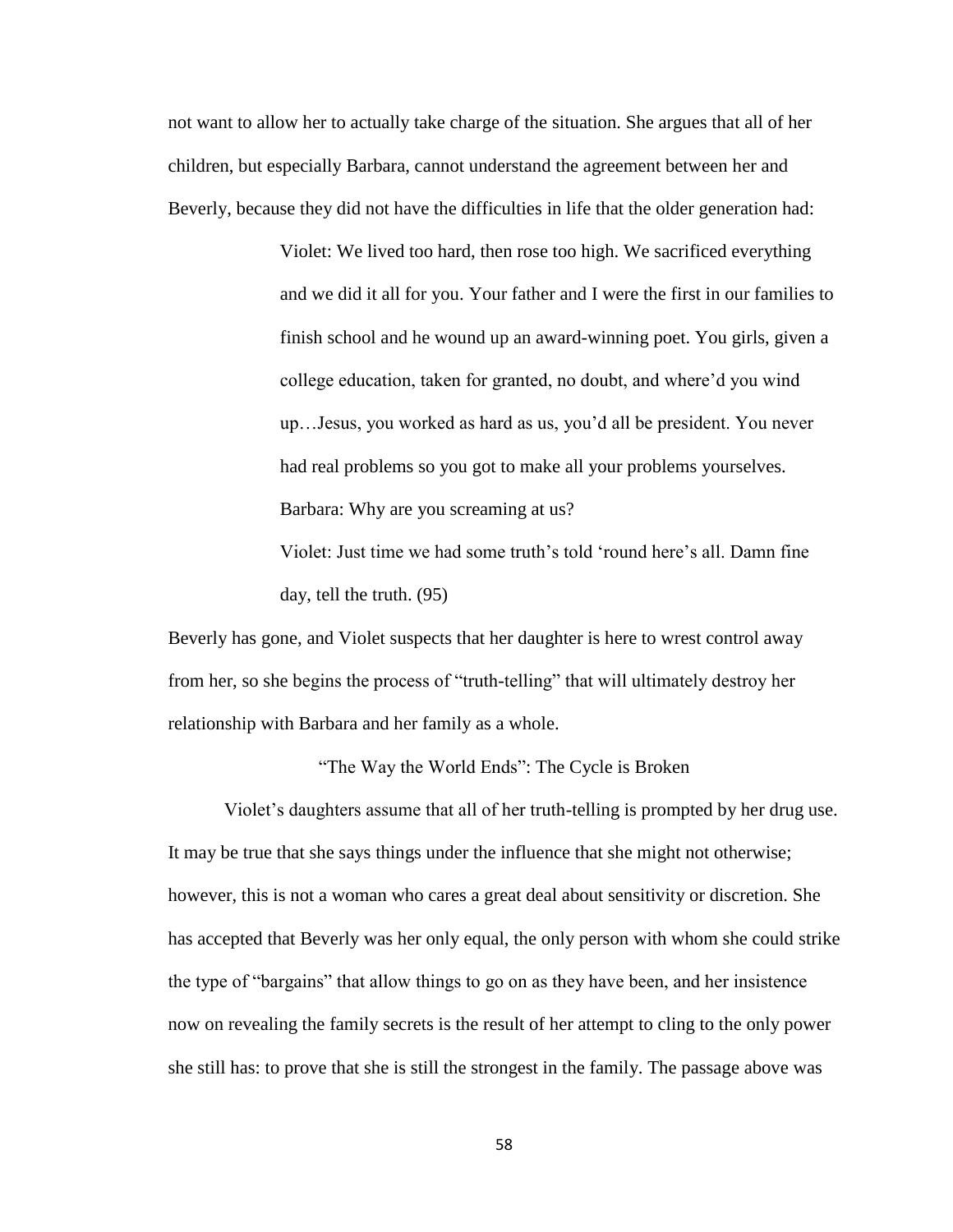not want to allow her to actually take charge of the situation. She argues that all of her children, but especially Barbara, cannot understand the agreement between her and Beverly, because they did not have the difficulties in life that the older generation had:

> Violet: We lived too hard, then rose too high. We sacrificed everything and we did it all for you. Your father and I were the first in our families to finish school and he wound up an award-winning poet. You girls, given a college education, taken for granted, no doubt, and where'd you wind up…Jesus, you worked as hard as us, you'd all be president. You never had real problems so you got to make all your problems yourselves.
>
> Barbara: Why are you screaming at us?
>
> Violet: Just time we had some truth's told 'round here's all. Damn fine day, tell the truth. (95)

Beverly has gone, and Violet suspects that her daughter is here to wrest control away from her, so she begins the process of "truth-telling" that will ultimately destroy her relationship with Barbara and her family as a whole.

### "The Way the World Ends": The Cycle is Broken

Violet's daughters assume that all of her truth-telling is prompted by her drug use. It may be true that she says things under the influence that she might not otherwise; however, this is not a woman who cares a great deal about sensitivity or discretion. She has accepted that Beverly was her only equal, the only person with whom she could strike the type of "bargains" that allow things to go on as they have been, and her insistence now on revealing the family secrets is the result of her attempt to cling to the only power she still has: to prove that she is still the strongest in the family. The passage above was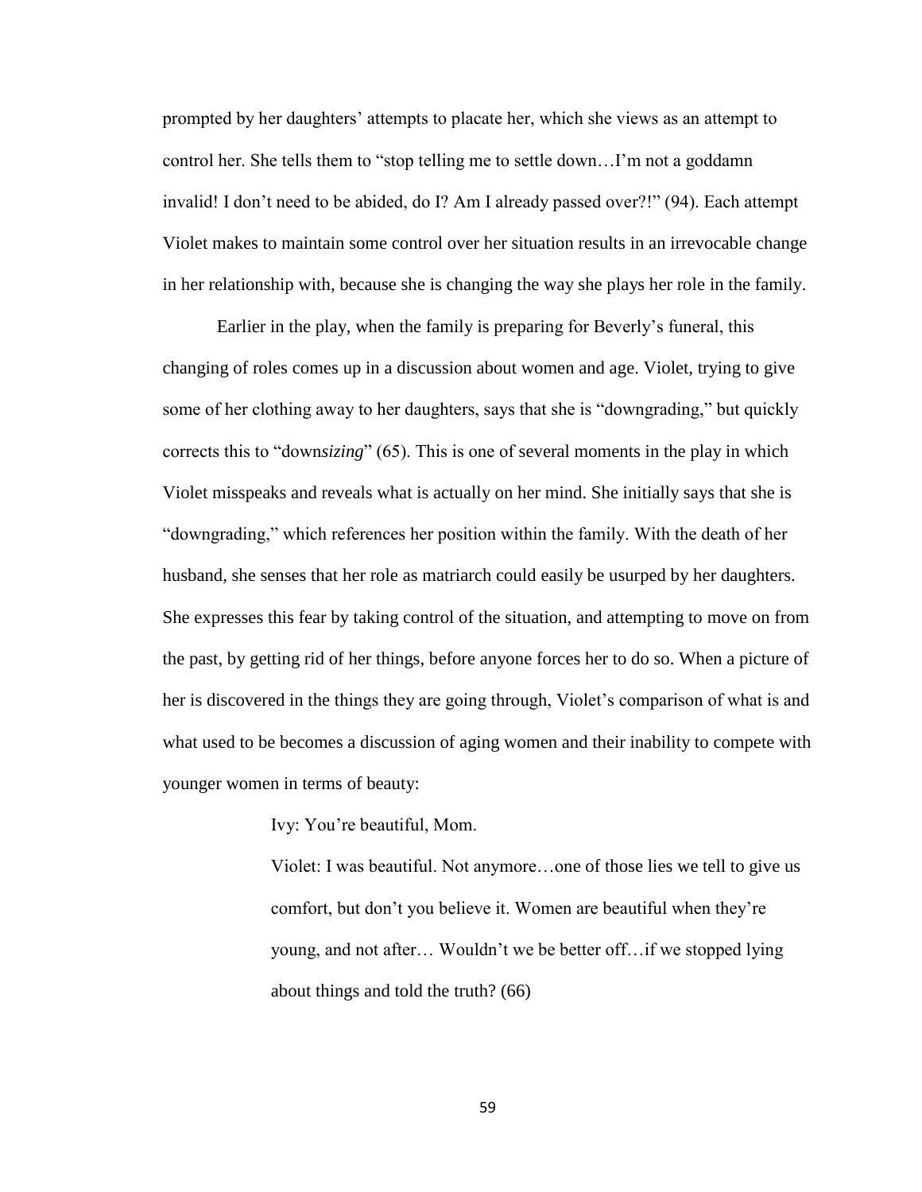prompted by her daughters' attempts to placate her, which she views as an attempt to control her. She tells them to "stop telling me to settle down…I'm not a goddamn invalid! I don't need to be abided, do I? Am I already passed over?!" (94). Each attempt Violet makes to maintain some control over her situation results in an irrevocable change in her relationship with, because she is changing the way she plays her role in the family.

Earlier in the play, when the family is preparing for Beverly's funeral, this changing of roles comes up in a discussion about women and age. Violet, trying to give some of her clothing away to her daughters, says that she is "downgrading," but quickly corrects this to "down*sizing*" (65). This is one of several moments in the play in which Violet misspeaks and reveals what is actually on her mind. She initially says that she is "downgrading," which references her position within the family. With the death of her husband, she senses that her role as matriarch could easily be usurped by her daughters. She expresses this fear by taking control of the situation, and attempting to move on from the past, by getting rid of her things, before anyone forces her to do so. When a picture of her is discovered in the things they are going through, Violet's comparison of what is and what used to be becomes a discussion of aging women and their inability to compete with younger women in terms of beauty:

> Ivy: You're beautiful, Mom.
>
> Violet: I was beautiful. Not anymore…one of those lies we tell to give us comfort, but don't you believe it. Women are beautiful when they're young, and not after… Wouldn't we be better off…if we stopped lying about things and told the truth? (66)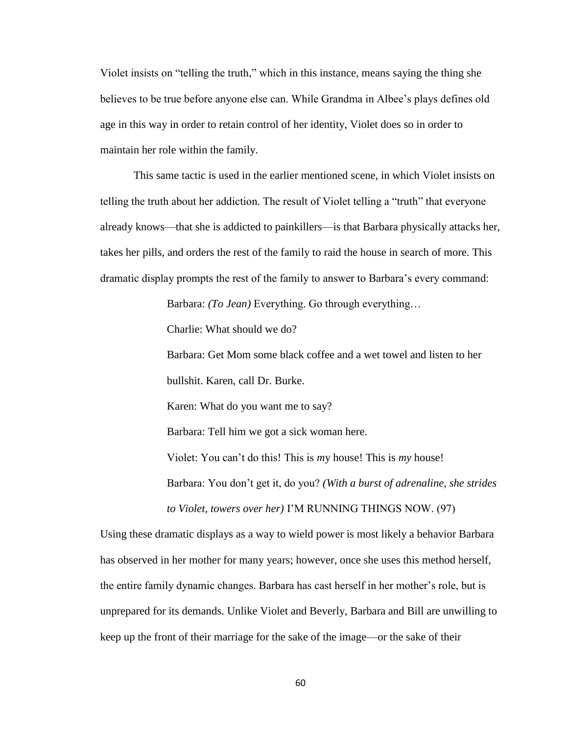Violet insists on "telling the truth," which in this instance, means saying the thing she believes to be true before anyone else can. While Grandma in Albee's plays defines old age in this way in order to retain control of her identity, Violet does so in order to maintain her role within the family.

This same tactic is used in the earlier mentioned scene, in which Violet insists on telling the truth about her addiction. The result of Violet telling a "truth" that everyone already knows—that she is addicted to painkillers—is that Barbara physically attacks her, takes her pills, and orders the rest of the family to raid the house in search of more. This dramatic display prompts the rest of the family to answer to Barbara's every command:

> Barbara: *(To Jean)* Everything. Go through everything…
>
> Charlie: What should we do?
>
> Barbara: Get Mom some black coffee and a wet towel and listen to her bullshit. Karen, call Dr. Burke.
>
> Karen: What do you want me to say?
>
> Barbara: Tell him we got a sick woman here.
>
> Violet: You can't do this! This is *my* house! This is *my* house!
>
> Barbara: You don't get it, do you? *(With a burst of adrenaline, she strides to Violet, towers over her)* I'M RUNNING THINGS NOW. (97)

Using these dramatic displays as a way to wield power is most likely a behavior Barbara has observed in her mother for many years; however, once she uses this method herself, the entire family dynamic changes. Barbara has cast herself in her mother's role, but is unprepared for its demands. Unlike Violet and Beverly, Barbara and Bill are unwilling to keep up the front of their marriage for the sake of the image—or the sake of their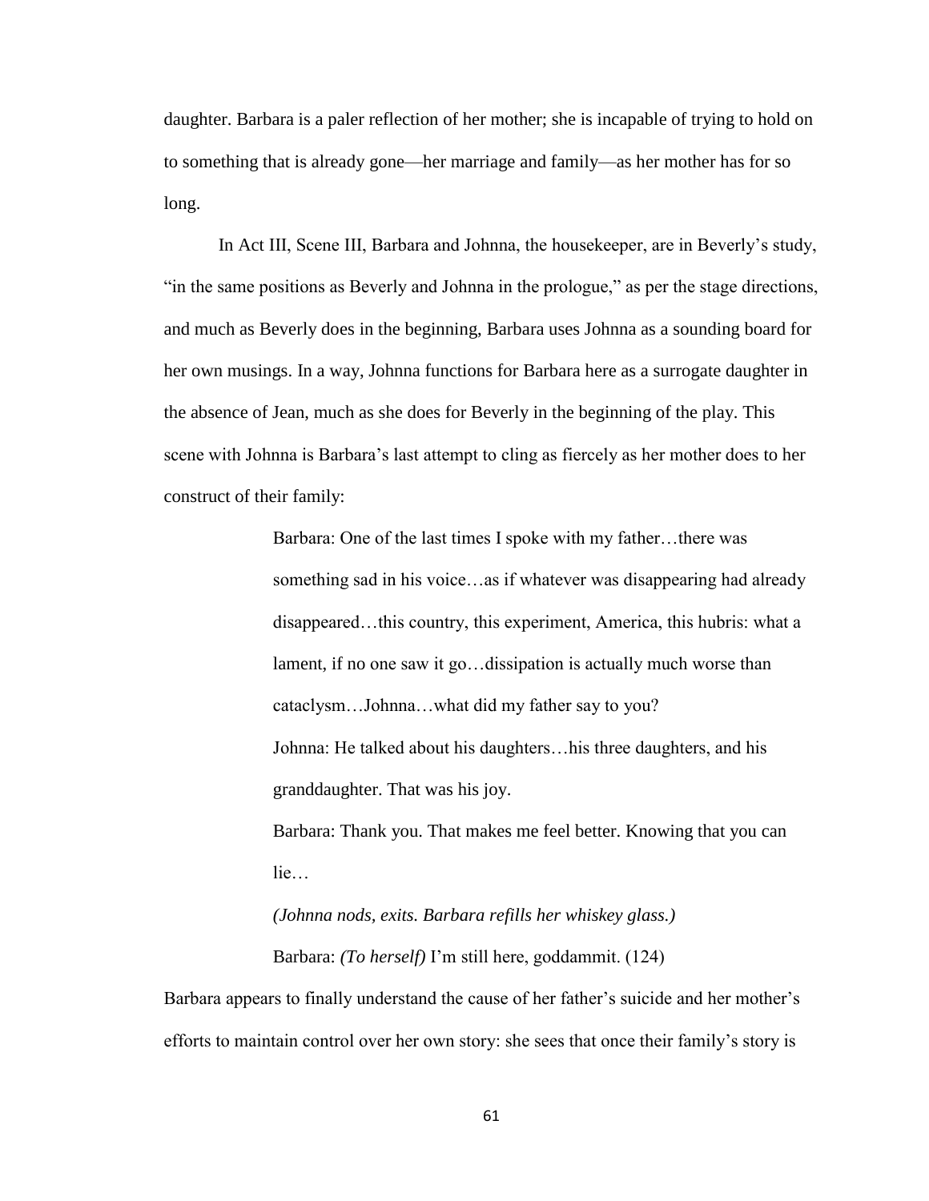daughter. Barbara is a paler reflection of her mother; she is incapable of trying to hold on to something that is already gone—her marriage and family—as her mother has for so long.

In Act III, Scene III, Barbara and Johnna, the housekeeper, are in Beverly's study, "in the same positions as Beverly and Johnna in the prologue," as per the stage directions, and much as Beverly does in the beginning, Barbara uses Johnna as a sounding board for her own musings. In a way, Johnna functions for Barbara here as a surrogate daughter in the absence of Jean, much as she does for Beverly in the beginning of the play. This scene with Johnna is Barbara's last attempt to cling as fiercely as her mother does to her construct of their family:

> Barbara: One of the last times I spoke with my father…there was something sad in his voice…as if whatever was disappearing had already disappeared…this country, this experiment, America, this hubris: what a lament, if no one saw it go…dissipation is actually much worse than cataclysm…Johnna…what did my father say to you?
>
> Johnna: He talked about his daughters…his three daughters, and his granddaughter. That was his joy.
>
> Barbara: Thank you. That makes me feel better. Knowing that you can lie…
>
> *(Johnna nods, exits. Barbara refills her whiskey glass.)*
>
> Barbara: *(To herself)* I'm still here, goddammit. (124)

Barbara appears to finally understand the cause of her father's suicide and her mother's efforts to maintain control over her own story: she sees that once their family's story is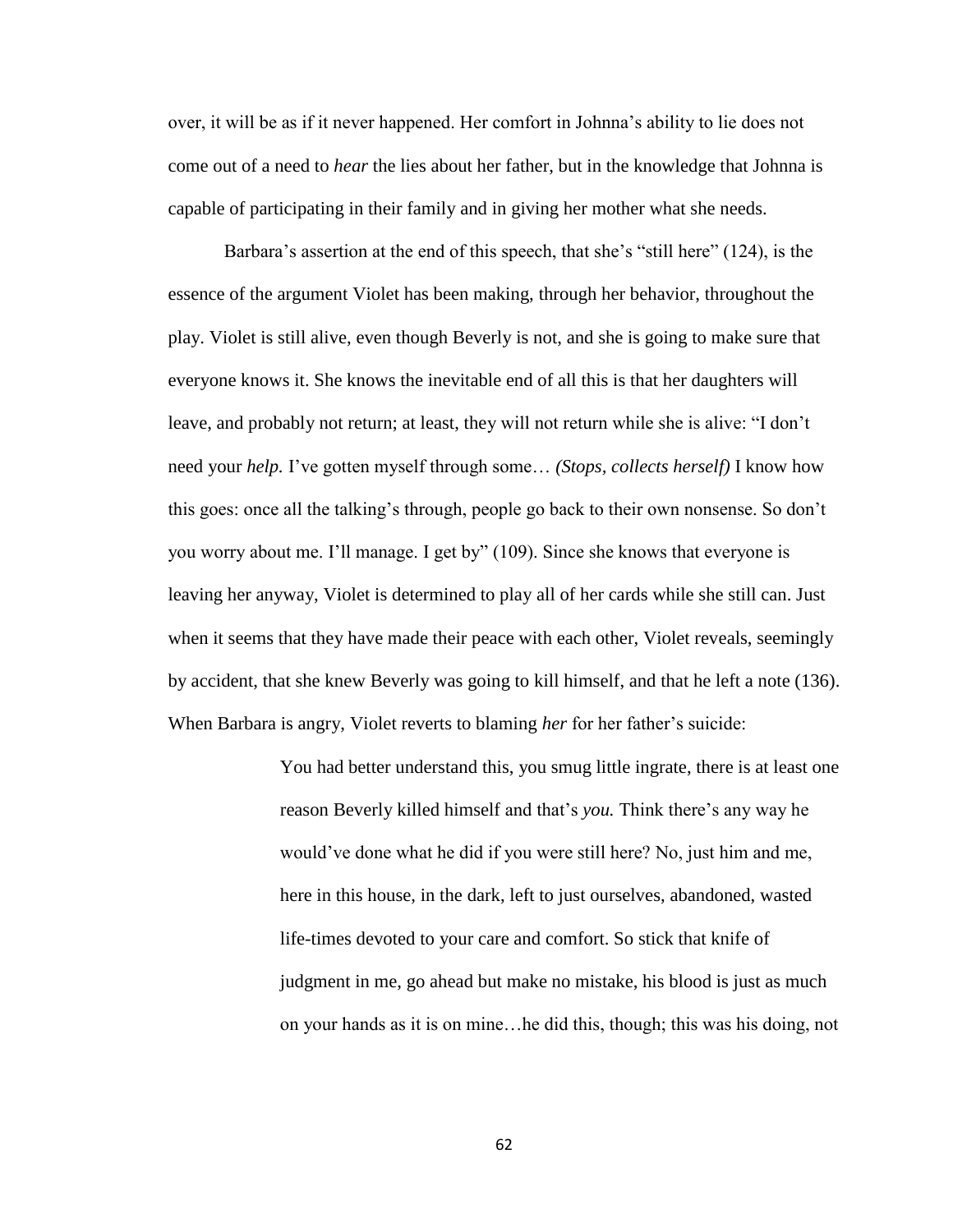over, it will be as if it never happened. Her comfort in Johnna's ability to lie does not come out of a need to *hear* the lies about her father, but in the knowledge that Johnna is capable of participating in their family and in giving her mother what she needs.

Barbara's assertion at the end of this speech, that she's "still here" (124), is the essence of the argument Violet has been making, through her behavior, throughout the play. Violet is still alive, even though Beverly is not, and she is going to make sure that everyone knows it. She knows the inevitable end of all this is that her daughters will leave, and probably not return; at least, they will not return while she is alive: "I don't need your *help.* I've gotten myself through some… *(Stops, collects herself)* I know how this goes: once all the talking's through, people go back to their own nonsense. So don't you worry about me. I'll manage. I get by" (109). Since she knows that everyone is leaving her anyway, Violet is determined to play all of her cards while she still can. Just when it seems that they have made their peace with each other, Violet reveals, seemingly by accident, that she knew Beverly was going to kill himself, and that he left a note (136). When Barbara is angry, Violet reverts to blaming *her* for her father's suicide:

> You had better understand this, you smug little ingrate, there is at least one reason Beverly killed himself and that's *you.* Think there's any way he would've done what he did if you were still here? No, just him and me, here in this house, in the dark, left to just ourselves, abandoned, wasted life-times devoted to your care and comfort. So stick that knife of judgment in me, go ahead but make no mistake, his blood is just as much on your hands as it is on mine…he did this, though; this was his doing, not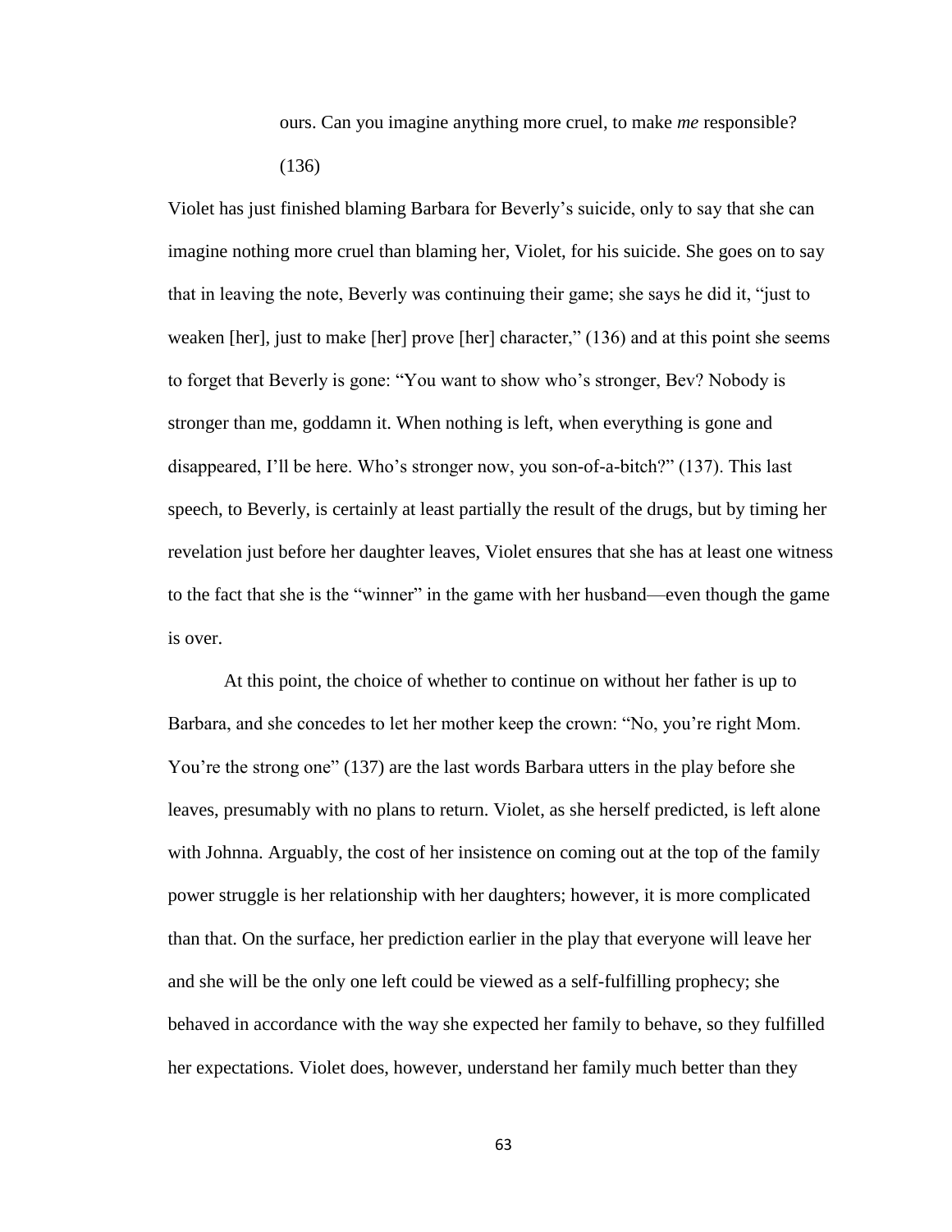> ours. Can you imagine anything more cruel, to make *me* responsible? (136)

Violet has just finished blaming Barbara for Beverly's suicide, only to say that she can imagine nothing more cruel than blaming her, Violet, for his suicide. She goes on to say that in leaving the note, Beverly was continuing their game; she says he did it, "just to weaken [her], just to make [her] prove [her] character," (136) and at this point she seems to forget that Beverly is gone: "You want to show who's stronger, Bev? Nobody is stronger than me, goddamn it. When nothing is left, when everything is gone and disappeared, I'll be here. Who's stronger now, you son-of-a-bitch?" (137). This last speech, to Beverly, is certainly at least partially the result of the drugs, but by timing her revelation just before her daughter leaves, Violet ensures that she has at least one witness to the fact that she is the "winner" in the game with her husband—even though the game is over.

At this point, the choice of whether to continue on without her father is up to Barbara, and she concedes to let her mother keep the crown: "No, you're right Mom. You're the strong one" (137) are the last words Barbara utters in the play before she leaves, presumably with no plans to return. Violet, as she herself predicted, is left alone with Johnna. Arguably, the cost of her insistence on coming out at the top of the family power struggle is her relationship with her daughters; however, it is more complicated than that. On the surface, her prediction earlier in the play that everyone will leave her and she will be the only one left could be viewed as a self-fulfilling prophecy; she behaved in accordance with the way she expected her family to behave, so they fulfilled her expectations. Violet does, however, understand her family much better than they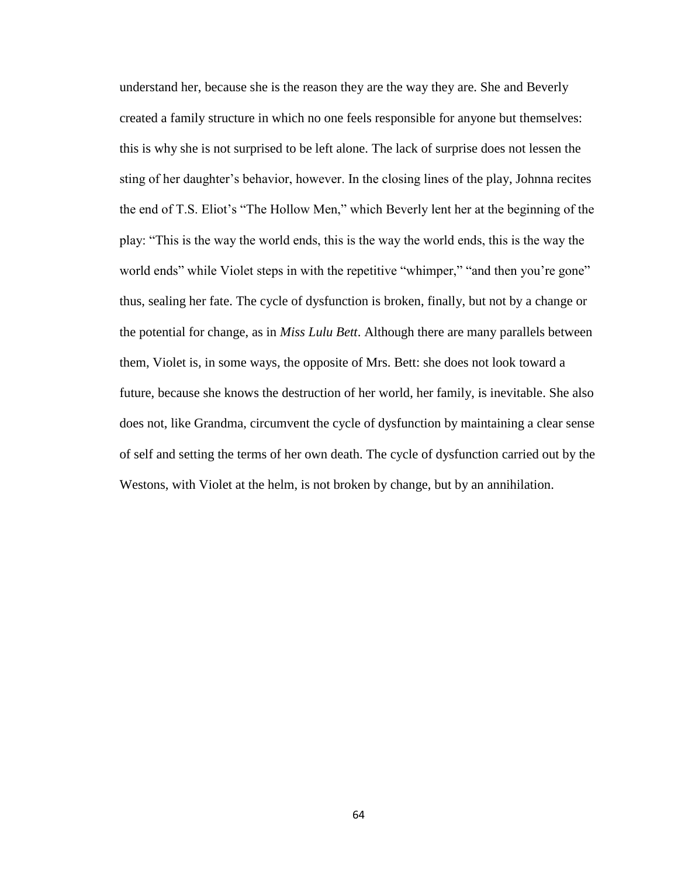understand her, because she is the reason they are the way they are. She and Beverly created a family structure in which no one feels responsible for anyone but themselves: this is why she is not surprised to be left alone. The lack of surprise does not lessen the sting of her daughter's behavior, however. In the closing lines of the play, Johnna recites the end of T.S. Eliot's "The Hollow Men," which Beverly lent her at the beginning of the play: "This is the way the world ends, this is the way the world ends, this is the way the world ends" while Violet steps in with the repetitive "whimper," "and then you're gone" thus, sealing her fate. The cycle of dysfunction is broken, finally, but not by a change or the potential for change, as in *Miss Lulu Bett*. Although there are many parallels between them, Violet is, in some ways, the opposite of Mrs. Bett: she does not look toward a future, because she knows the destruction of her world, her family, is inevitable. She also does not, like Grandma, circumvent the cycle of dysfunction by maintaining a clear sense of self and setting the terms of her own death. The cycle of dysfunction carried out by the Westons, with Violet at the helm, is not broken by change, but by an annihilation.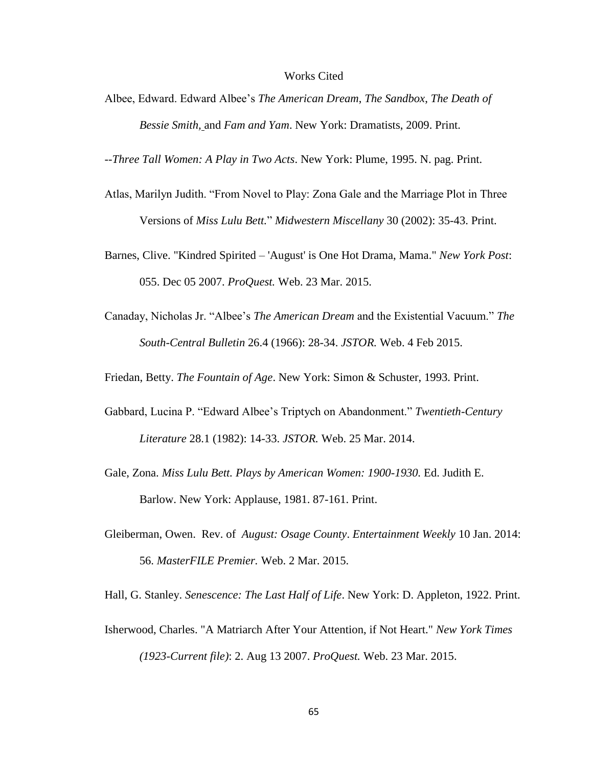# Works Cited

Albee, Edward. Edward Albee's *The American Dream*, *The Sandbox*, *The Death of Bessie Smith,* and *Fam and Yam*. New York: Dramatists, 2009. Print.

--*Three Tall Women: A Play in Two Acts*. New York: Plume, 1995. N. pag. Print.

Atlas, Marilyn Judith. "From Novel to Play: Zona Gale and the Marriage Plot in Three Versions of *Miss Lulu Bett.*" *Midwestern Miscellany* 30 (2002): 35-43. Print.

Barnes, Clive. "Kindred Spirited – 'August' is One Hot Drama, Mama." *New York Post*: 055. Dec 05 2007. *ProQuest.* Web. 23 Mar. 2015.

Canaday, Nicholas Jr. "Albee's *The American Dream* and the Existential Vacuum." *The South-Central Bulletin* 26.4 (1966): 28-34. *JSTOR.* Web. 4 Feb 2015.

Friedan, Betty. *The Fountain of Age*. New York: Simon & Schuster, 1993. Print.

Gabbard, Lucina P. "Edward Albee's Triptych on Abandonment." *Twentieth-Century Literature* 28.1 (1982): 14-33. *JSTOR.* Web. 25 Mar. 2014.

Gale, Zona. *Miss Lulu Bett. Plays by American Women: 1900-1930.* Ed. Judith E. Barlow. New York: Applause, 1981. 87-161. Print.

Gleiberman, Owen. Rev. of *August: Osage County*. *Entertainment Weekly* 10 Jan. 2014: 56. *MasterFILE Premier.* Web. 2 Mar. 2015.

Hall, G. Stanley. *Senescence: The Last Half of Life*. New York: D. Appleton, 1922. Print.

Isherwood, Charles. "A Matriarch After Your Attention, if Not Heart." *New York Times (1923-Current file)*: 2. Aug 13 2007. *ProQuest.* Web. 23 Mar. 2015.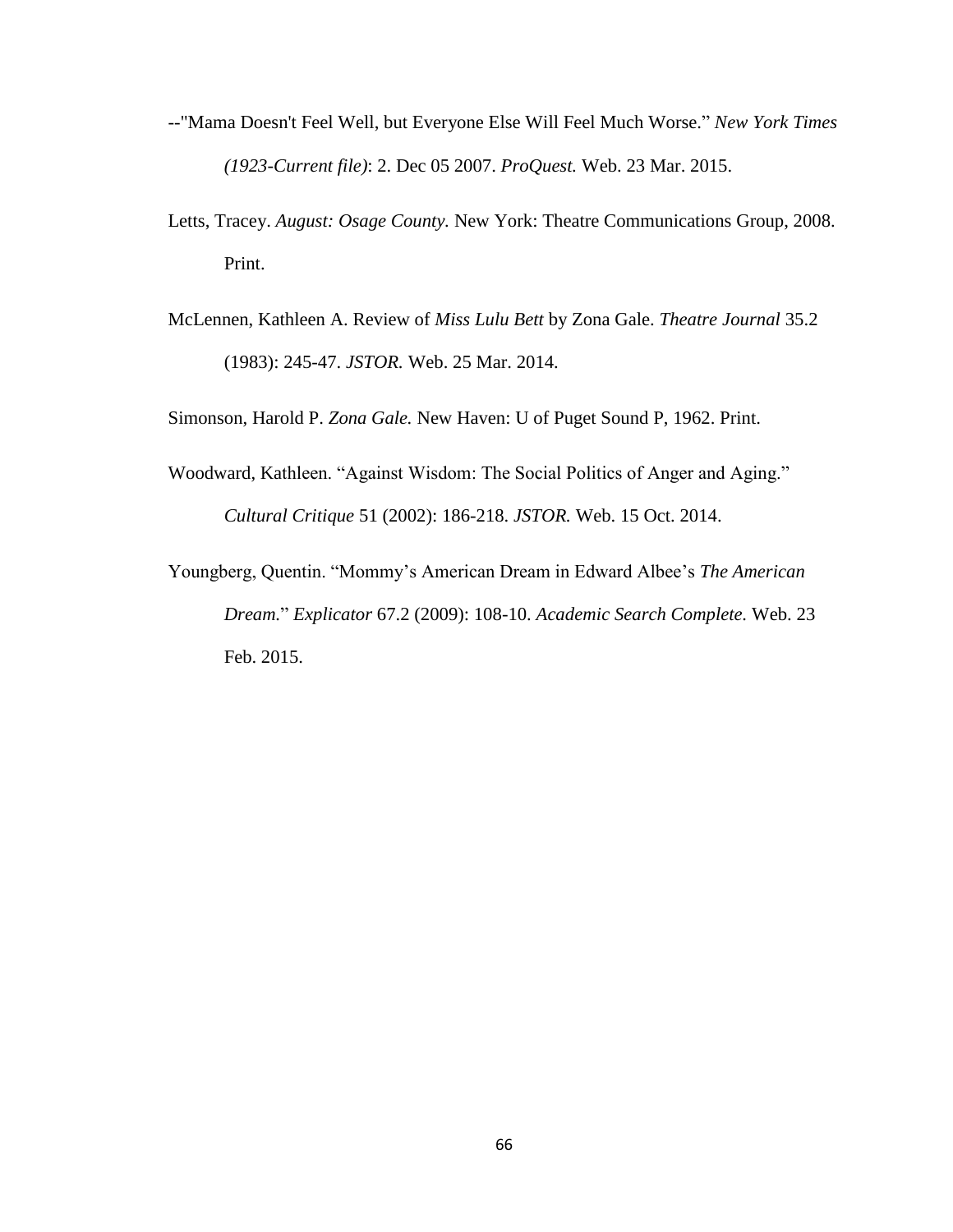--"Mama Doesn't Feel Well, but Everyone Else Will Feel Much Worse." *New York Times (1923-Current file)*: 2. Dec 05 2007. *ProQuest.* Web. 23 Mar. 2015.

Letts, Tracey. *August: Osage County.* New York: Theatre Communications Group, 2008. Print.

McLennen, Kathleen A. Review of *Miss Lulu Bett* by Zona Gale. *Theatre Journal* 35.2 (1983): 245-47. *JSTOR.* Web. 25 Mar. 2014.

Simonson, Harold P. *Zona Gale.* New Haven: U of Puget Sound P, 1962. Print.

Woodward, Kathleen. "Against Wisdom: The Social Politics of Anger and Aging." *Cultural Critique* 51 (2002): 186-218. *JSTOR.* Web. 15 Oct. 2014.

Youngberg, Quentin. "Mommy's American Dream in Edward Albee's *The American Dream.*" *Explicator* 67.2 (2009): 108-10. *Academic Search Complete.* Web. 23 Feb. 2015.